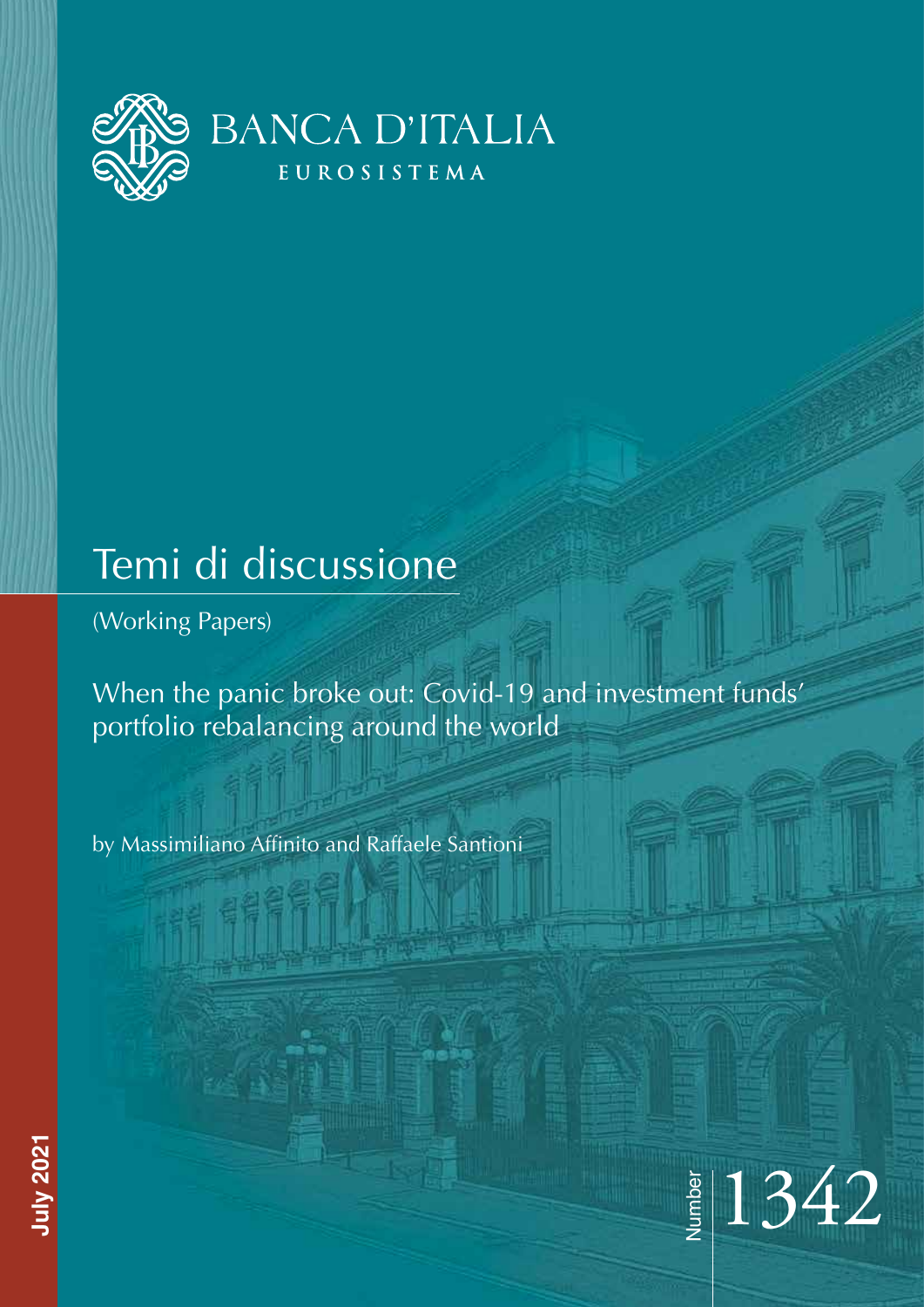BANCA D'ITALIA

EUROSISTEMA

# Temi di discussione

(Working Papers)

## When the panic broke out: Covid-19 and investment funds' portfolio rebalancing around the world

by Massimiliano Affinito and Raffaele Santioni

July 2021

Number 1342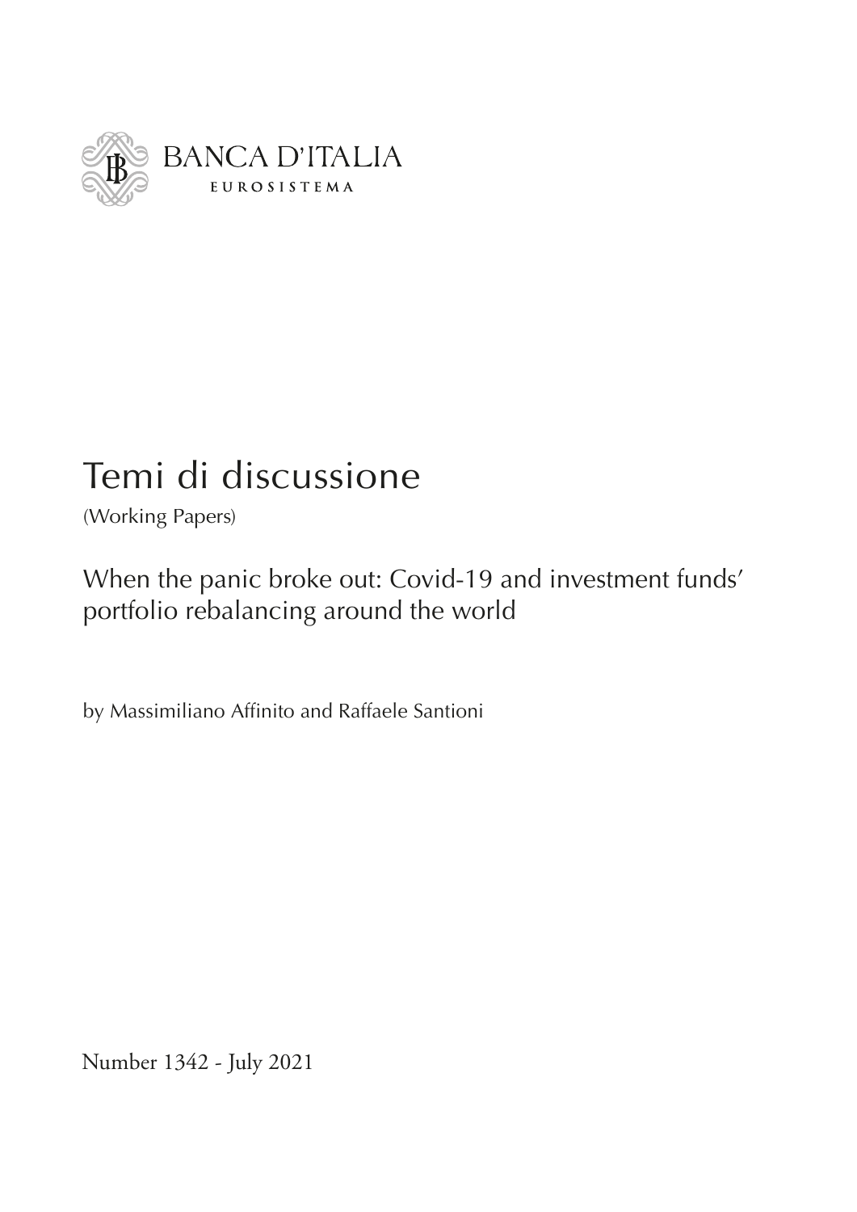BANCA D'ITALIA

EUROSISTEMA

# Temi di discussione

(Working Papers)

## When the panic broke out: Covid-19 and investment funds' portfolio rebalancing around the world

by Massimiliano Affinito and Raffaele Santioni

Number 1342 - July 2021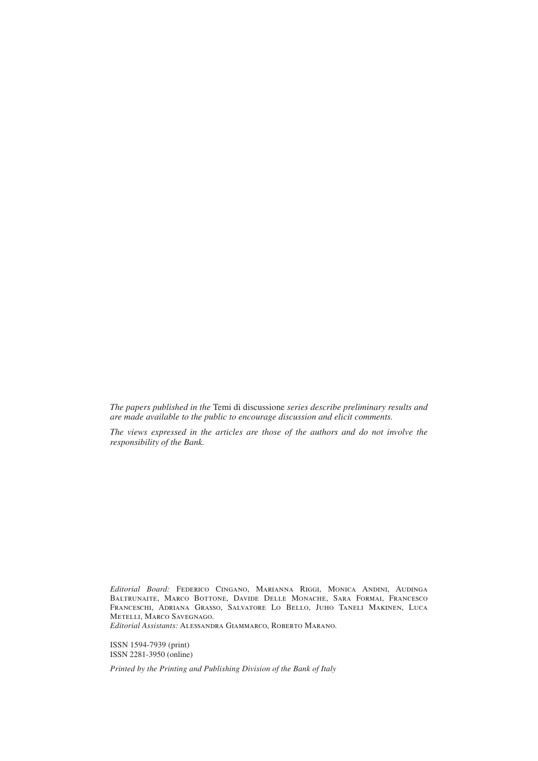*The papers published in the* Temi di discussione *series describe preliminary results and are made available to the public to encourage discussion and elicit comments.*

*The views expressed in the articles are those of the authors and do not involve the responsibility of the Bank.*

*Editorial Board:* Federico Cingano, Marianna Riggi, Monica Andini, Audinga Baltrunaite, Marco Bottone, Davide Delle Monache, Sara Formai, Francesco Franceschi, Adriana Grasso, Salvatore Lo Bello, Juho Taneli Makinen, Luca Metelli, Marco Savegnago.
*Editorial Assistants:* Alessandra Giammarco, Roberto Marano.

ISSN 1594-7939 (print)
ISSN 2281-3950 (online)

*Printed by the Printing and Publishing Division of the Bank of Italy*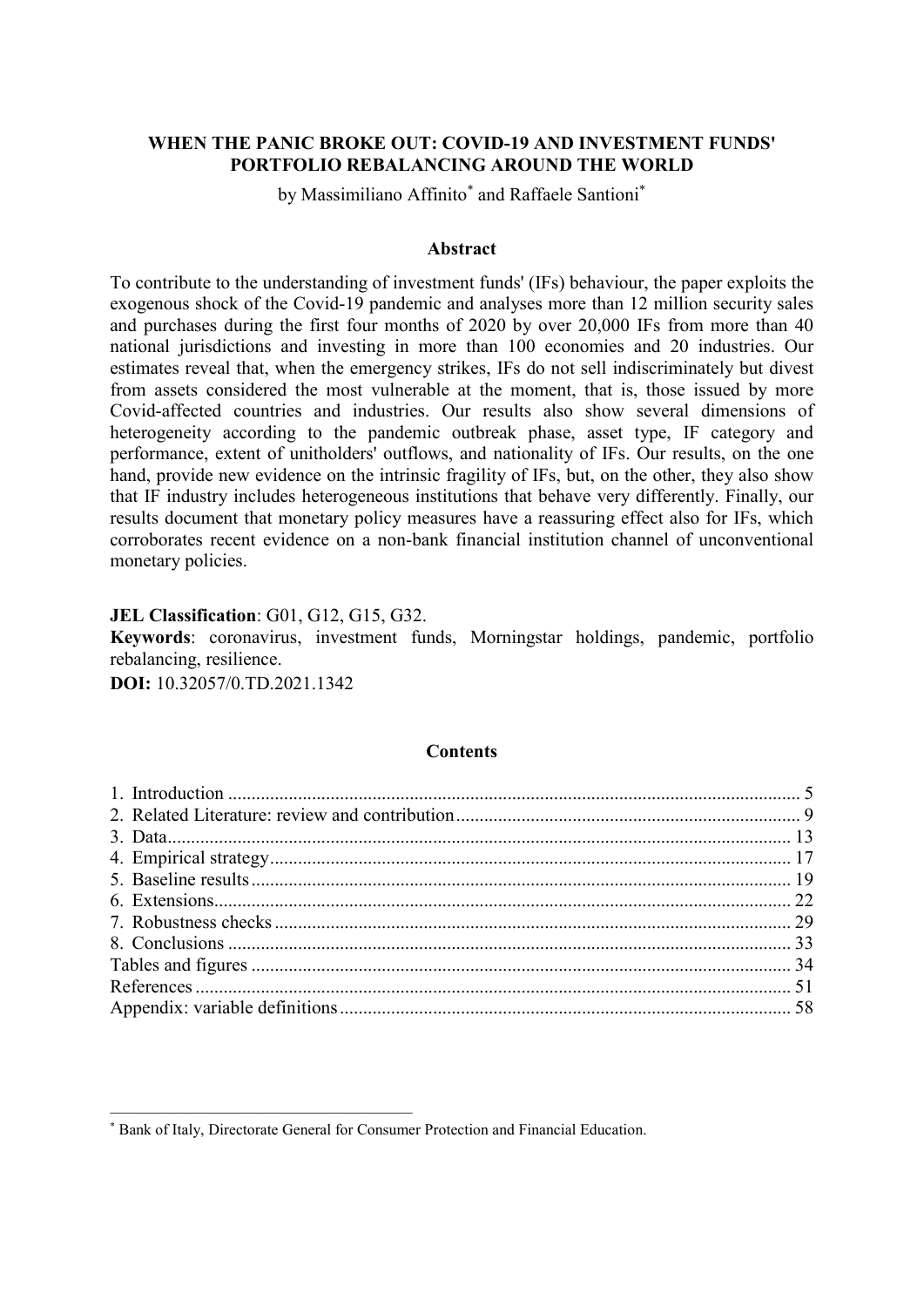# WHEN THE PANIC BROKE OUT: COVID-19 AND INVESTMENT FUNDS' PORTFOLIO REBALANCING AROUND THE WORLD

by Massimiliano Affinito[*] and Raffaele Santioni[*]

## Abstract

To contribute to the understanding of investment funds' (IFs) behaviour, the paper exploits the exogenous shock of the Covid-19 pandemic and analyses more than 12 million security sales and purchases during the first four months of 2020 by over 20,000 IFs from more than 40 national jurisdictions and investing in more than 100 economies and 20 industries. Our estimates reveal that, when the emergency strikes, IFs do not sell indiscriminately but divest from assets considered the most vulnerable at the moment, that is, those issued by more Covid-affected countries and industries. Our results also show several dimensions of heterogeneity according to the pandemic outbreak phase, asset type, IF category and performance, extent of unitholders' outflows, and nationality of IFs. Our results, on the one hand, provide new evidence on the intrinsic fragility of IFs, but, on the other, they also show that IF industry includes heterogeneous institutions that behave very differently. Finally, our results document that monetary policy measures have a reassuring effect also for IFs, which corroborates recent evidence on a non-bank financial institution channel of unconventional monetary policies.

**JEL Classification**: G01, G12, G15, G32.

**Keywords**: coronavirus, investment funds, Morningstar holdings, pandemic, portfolio rebalancing, resilience.

**DOI:** 10.32057/0.TD.2021.1342

## Contents

1. Introduction .......... 5
2. Related Literature: review and contribution .......... 9
3. Data .......... 13
4. Empirical strategy .......... 17
5. Baseline results .......... 19
6. Extensions .......... 22
7. Robustness checks .......... 29
8. Conclusions .......... 33

Tables and figures .......... 34
References .......... 51
Appendix: variable definitions .......... 58

---

[*] Bank of Italy, Directorate General for Consumer Protection and Financial Education.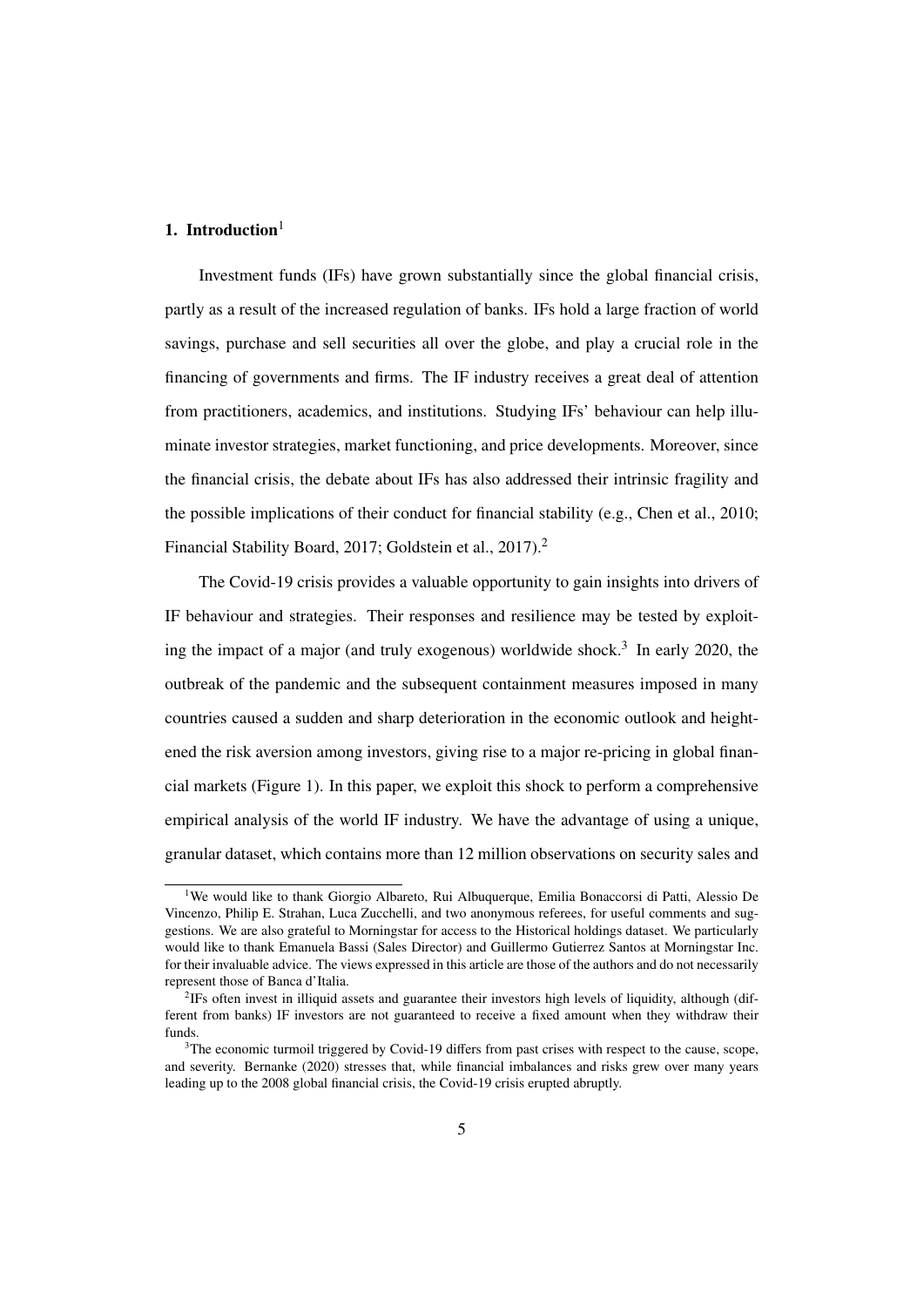## 1. Introduction[1]

Investment funds (IFs) have grown substantially since the global financial crisis, partly as a result of the increased regulation of banks. IFs hold a large fraction of world savings, purchase and sell securities all over the globe, and play a crucial role in the financing of governments and firms. The IF industry receives a great deal of attention from practitioners, academics, and institutions. Studying IFs' behaviour can help illuminate investor strategies, market functioning, and price developments. Moreover, since the financial crisis, the debate about IFs has also addressed their intrinsic fragility and the possible implications of their conduct for financial stability (e.g., Chen et al., 2010; Financial Stability Board, 2017; Goldstein et al., 2017).[2]

The Covid-19 crisis provides a valuable opportunity to gain insights into drivers of IF behaviour and strategies. Their responses and resilience may be tested by exploiting the impact of a major (and truly exogenous) worldwide shock.[3] In early 2020, the outbreak of the pandemic and the subsequent containment measures imposed in many countries caused a sudden and sharp deterioration in the economic outlook and heightened the risk aversion among investors, giving rise to a major re-pricing in global financial markets (Figure 1). In this paper, we exploit this shock to perform a comprehensive empirical analysis of the world IF industry. We have the advantage of using a unique, granular dataset, which contains more than 12 million observations on security sales and

[1] We would like to thank Giorgio Albareto, Rui Albuquerque, Emilia Bonaccorsi di Patti, Alessio De Vincenzo, Philip E. Strahan, Luca Zucchelli, and two anonymous referees, for useful comments and suggestions. We are also grateful to Morningstar for access to the Historical holdings dataset. We particularly would like to thank Emanuela Bassi (Sales Director) and Guillermo Gutierrez Santos at Morningstar Inc. for their invaluable advice. The views expressed in this article are those of the authors and do not necessarily represent those of Banca d'Italia.

[2] IFs often invest in illiquid assets and guarantee their investors high levels of liquidity, although (different from banks) IF investors are not guaranteed to receive a fixed amount when they withdraw their funds.

[3] The economic turmoil triggered by Covid-19 differs from past crises with respect to the cause, scope, and severity. Bernanke (2020) stresses that, while financial imbalances and risks grew over many years leading up to the 2008 global financial crisis, the Covid-19 crisis erupted abruptly.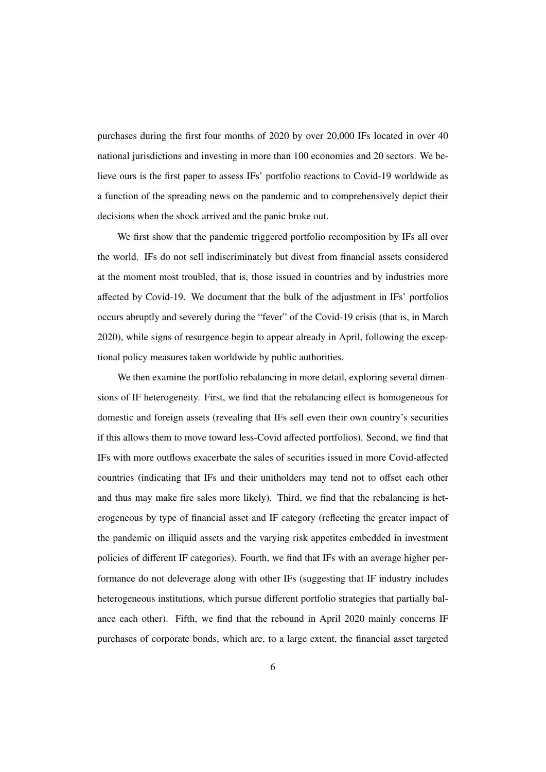purchases during the first four months of 2020 by over 20,000 IFs located in over 40 national jurisdictions and investing in more than 100 economies and 20 sectors. We believe ours is the first paper to assess IFs' portfolio reactions to Covid-19 worldwide as a function of the spreading news on the pandemic and to comprehensively depict their decisions when the shock arrived and the panic broke out.

We first show that the pandemic triggered portfolio recomposition by IFs all over the world. IFs do not sell indiscriminately but divest from financial assets considered at the moment most troubled, that is, those issued in countries and by industries more affected by Covid-19. We document that the bulk of the adjustment in IFs' portfolios occurs abruptly and severely during the "fever" of the Covid-19 crisis (that is, in March 2020), while signs of resurgence begin to appear already in April, following the exceptional policy measures taken worldwide by public authorities.

We then examine the portfolio rebalancing in more detail, exploring several dimensions of IF heterogeneity. First, we find that the rebalancing effect is homogeneous for domestic and foreign assets (revealing that IFs sell even their own country's securities if this allows them to move toward less-Covid affected portfolios). Second, we find that IFs with more outflows exacerbate the sales of securities issued in more Covid-affected countries (indicating that IFs and their unitholders may tend not to offset each other and thus may make fire sales more likely). Third, we find that the rebalancing is heterogeneous by type of financial asset and IF category (reflecting the greater impact of the pandemic on illiquid assets and the varying risk appetites embedded in investment policies of different IF categories). Fourth, we find that IFs with an average higher performance do not deleverage along with other IFs (suggesting that IF industry includes heterogeneous institutions, which pursue different portfolio strategies that partially balance each other). Fifth, we find that the rebound in April 2020 mainly concerns IF purchases of corporate bonds, which are, to a large extent, the financial asset targeted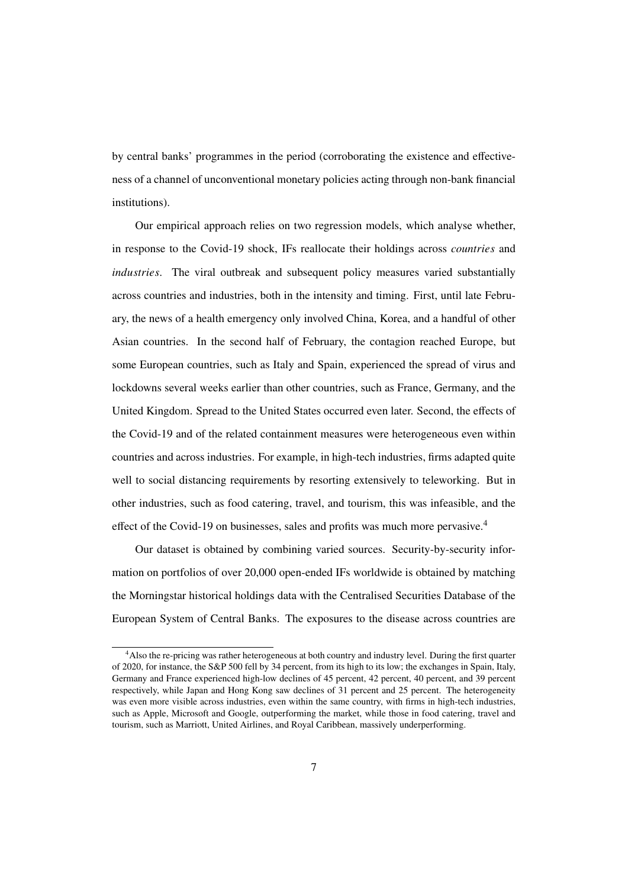by central banks' programmes in the period (corroborating the existence and effectiveness of a channel of unconventional monetary policies acting through non-bank financial institutions).

Our empirical approach relies on two regression models, which analyse whether, in response to the Covid-19 shock, IFs reallocate their holdings across *countries* and *industries*. The viral outbreak and subsequent policy measures varied substantially across countries and industries, both in the intensity and timing. First, until late February, the news of a health emergency only involved China, Korea, and a handful of other Asian countries. In the second half of February, the contagion reached Europe, but some European countries, such as Italy and Spain, experienced the spread of virus and lockdowns several weeks earlier than other countries, such as France, Germany, and the United Kingdom. Spread to the United States occurred even later. Second, the effects of the Covid-19 and of the related containment measures were heterogeneous even within countries and across industries. For example, in high-tech industries, firms adapted quite well to social distancing requirements by resorting extensively to teleworking. But in other industries, such as food catering, travel, and tourism, this was infeasible, and the effect of the Covid-19 on businesses, sales and profits was much more pervasive.[4]

Our dataset is obtained by combining varied sources. Security-by-security information on portfolios of over 20,000 open-ended IFs worldwide is obtained by matching the Morningstar historical holdings data with the Centralised Securities Database of the European System of Central Banks. The exposures to the disease across countries are

[4] Also the re-pricing was rather heterogeneous at both country and industry level. During the first quarter of 2020, for instance, the S&P 500 fell by 34 percent, from its high to its low; the exchanges in Spain, Italy, Germany and France experienced high-low declines of 45 percent, 42 percent, 40 percent, and 39 percent respectively, while Japan and Hong Kong saw declines of 31 percent and 25 percent. The heterogeneity was even more visible across industries, even within the same country, with firms in high-tech industries, such as Apple, Microsoft and Google, outperforming the market, while those in food catering, travel and tourism, such as Marriott, United Airlines, and Royal Caribbean, massively underperforming.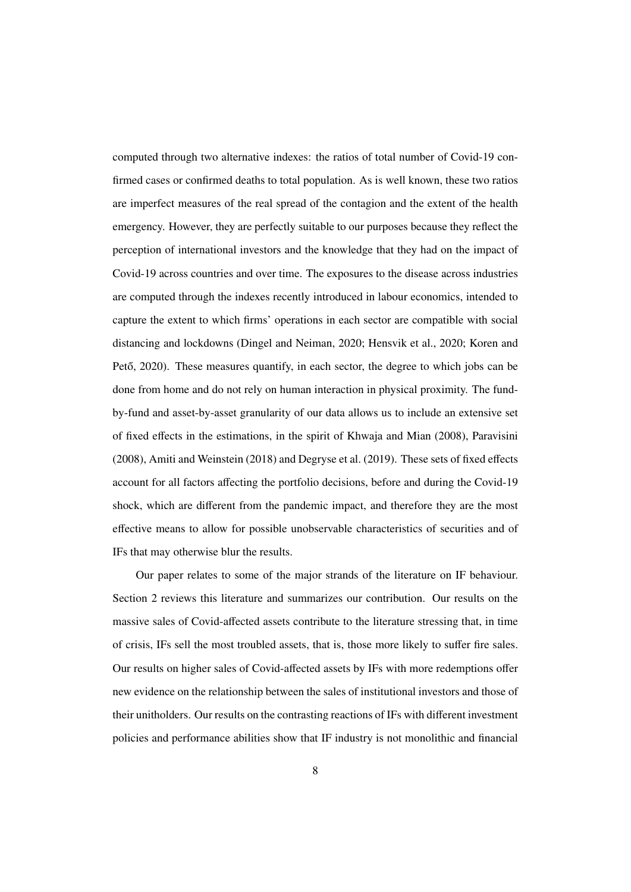computed through two alternative indexes: the ratios of total number of Covid-19 confirmed cases or confirmed deaths to total population. As is well known, these two ratios are imperfect measures of the real spread of the contagion and the extent of the health emergency. However, they are perfectly suitable to our purposes because they reflect the perception of international investors and the knowledge that they had on the impact of Covid-19 across countries and over time. The exposures to the disease across industries are computed through the indexes recently introduced in labour economics, intended to capture the extent to which firms' operations in each sector are compatible with social distancing and lockdowns (Dingel and Neiman, 2020; Hensvik et al., 2020; Koren and Pető, 2020). These measures quantify, in each sector, the degree to which jobs can be done from home and do not rely on human interaction in physical proximity. The fund-by-fund and asset-by-asset granularity of our data allows us to include an extensive set of fixed effects in the estimations, in the spirit of Khwaja and Mian (2008), Paravisini (2008), Amiti and Weinstein (2018) and Degryse et al. (2019). These sets of fixed effects account for all factors affecting the portfolio decisions, before and during the Covid-19 shock, which are different from the pandemic impact, and therefore they are the most effective means to allow for possible unobservable characteristics of securities and of IFs that may otherwise blur the results.

Our paper relates to some of the major strands of the literature on IF behaviour. Section 2 reviews this literature and summarizes our contribution. Our results on the massive sales of Covid-affected assets contribute to the literature stressing that, in time of crisis, IFs sell the most troubled assets, that is, those more likely to suffer fire sales. Our results on higher sales of Covid-affected assets by IFs with more redemptions offer new evidence on the relationship between the sales of institutional investors and those of their unitholders. Our results on the contrasting reactions of IFs with different investment policies and performance abilities show that IF industry is not monolithic and financial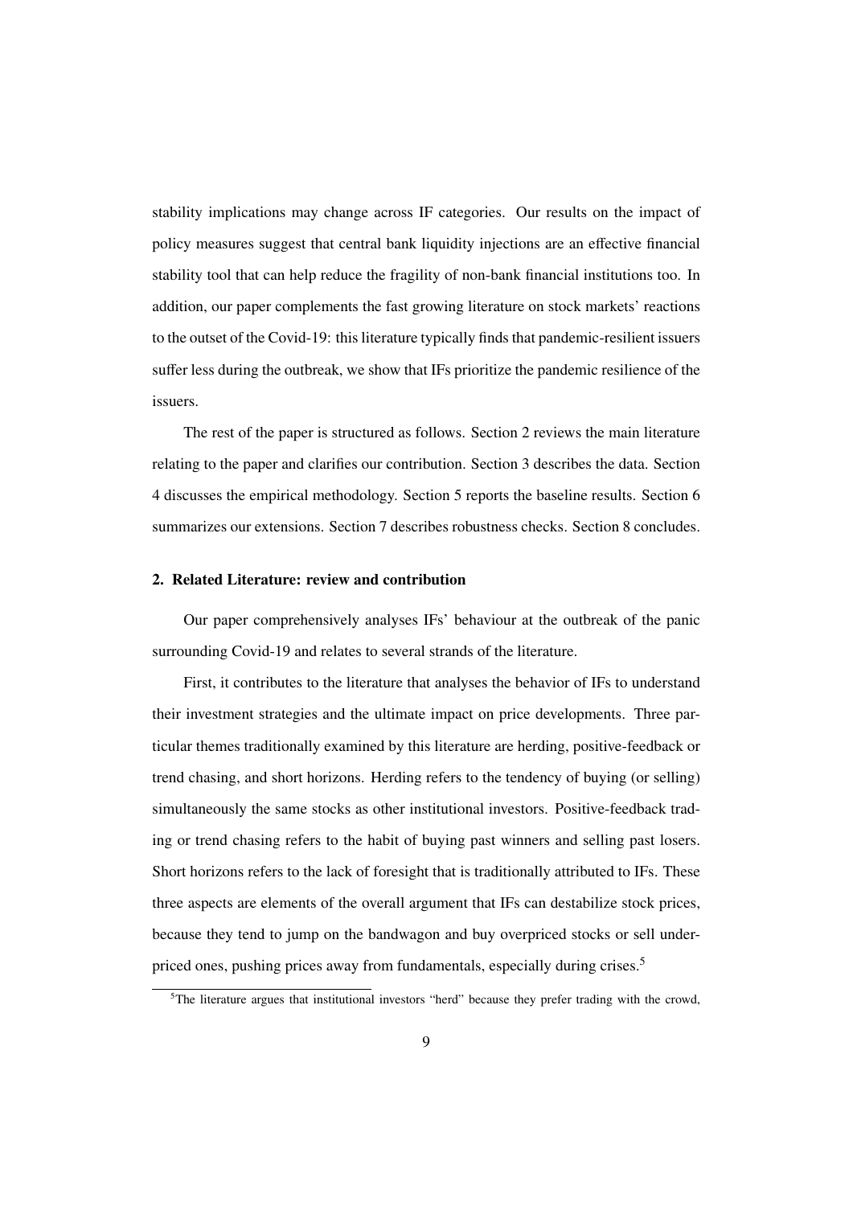stability implications may change across IF categories. Our results on the impact of policy measures suggest that central bank liquidity injections are an effective financial stability tool that can help reduce the fragility of non-bank financial institutions too. In addition, our paper complements the fast growing literature on stock markets' reactions to the outset of the Covid-19: this literature typically finds that pandemic-resilient issuers suffer less during the outbreak, we show that IFs prioritize the pandemic resilience of the issuers.

The rest of the paper is structured as follows. Section 2 reviews the main literature relating to the paper and clarifies our contribution. Section 3 describes the data. Section 4 discusses the empirical methodology. Section 5 reports the baseline results. Section 6 summarizes our extensions. Section 7 describes robustness checks. Section 8 concludes.

## 2. Related Literature: review and contribution

Our paper comprehensively analyses IFs' behaviour at the outbreak of the panic surrounding Covid-19 and relates to several strands of the literature.

First, it contributes to the literature that analyses the behavior of IFs to understand their investment strategies and the ultimate impact on price developments. Three particular themes traditionally examined by this literature are herding, positive-feedback or trend chasing, and short horizons. Herding refers to the tendency of buying (or selling) simultaneously the same stocks as other institutional investors. Positive-feedback trading or trend chasing refers to the habit of buying past winners and selling past losers. Short horizons refers to the lack of foresight that is traditionally attributed to IFs. These three aspects are elements of the overall argument that IFs can destabilize stock prices, because they tend to jump on the bandwagon and buy overpriced stocks or sell underpriced ones, pushing prices away from fundamentals, especially during crises.[5]

[5] The literature argues that institutional investors "herd" because they prefer trading with the crowd,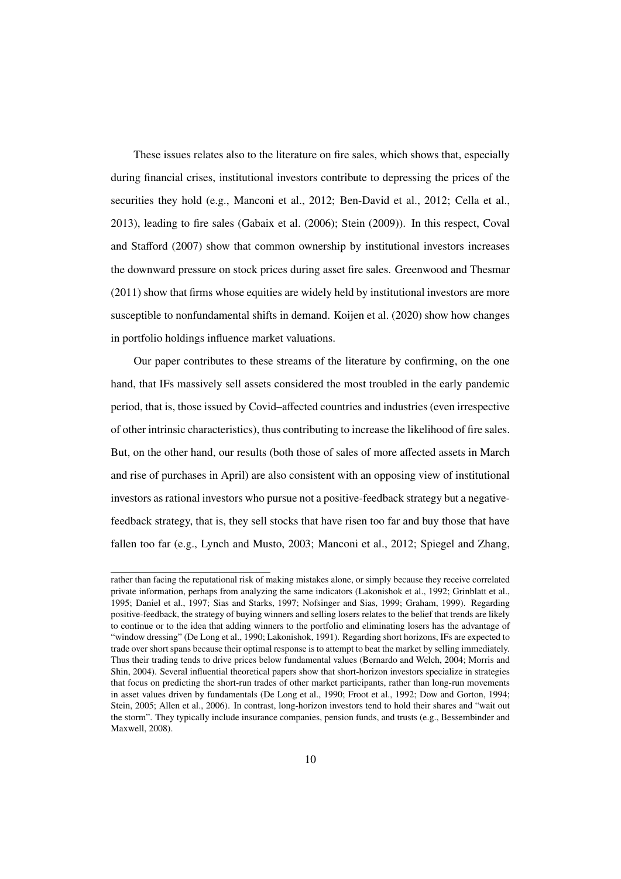These issues relates also to the literature on fire sales, which shows that, especially during financial crises, institutional investors contribute to depressing the prices of the securities they hold (e.g., Manconi et al., 2012; Ben-David et al., 2012; Cella et al., 2013), leading to fire sales (Gabaix et al. (2006); Stein (2009)). In this respect, Coval and Stafford (2007) show that common ownership by institutional investors increases the downward pressure on stock prices during asset fire sales. Greenwood and Thesmar (2011) show that firms whose equities are widely held by institutional investors are more susceptible to nonfundamental shifts in demand. Koijen et al. (2020) show how changes in portfolio holdings influence market valuations.

Our paper contributes to these streams of the literature by confirming, on the one hand, that IFs massively sell assets considered the most troubled in the early pandemic period, that is, those issued by Covid–affected countries and industries (even irrespective of other intrinsic characteristics), thus contributing to increase the likelihood of fire sales. But, on the other hand, our results (both those of sales of more affected assets in March and rise of purchases in April) are also consistent with an opposing view of institutional investors as rational investors who pursue not a positive-feedback strategy but a negative-feedback strategy, that is, they sell stocks that have risen too far and buy those that have fallen too far (e.g., Lynch and Musto, 2003; Manconi et al., 2012; Spiegel and Zhang,

---

rather than facing the reputational risk of making mistakes alone, or simply because they receive correlated private information, perhaps from analyzing the same indicators (Lakonishok et al., 1992; Grinblatt et al., 1995; Daniel et al., 1997; Sias and Starks, 1997; Nofsinger and Sias, 1999; Graham, 1999). Regarding positive-feedback, the strategy of buying winners and selling losers relates to the belief that trends are likely to continue or to the idea that adding winners to the portfolio and eliminating losers has the advantage of "window dressing" (De Long et al., 1990; Lakonishok, 1991). Regarding short horizons, IFs are expected to trade over short spans because their optimal response is to attempt to beat the market by selling immediately. Thus their trading tends to drive prices below fundamental values (Bernardo and Welch, 2004; Morris and Shin, 2004). Several influential theoretical papers show that short-horizon investors specialize in strategies that focus on predicting the short-run trades of other market participants, rather than long-run movements in asset values driven by fundamentals (De Long et al., 1990; Froot et al., 1992; Dow and Gorton, 1994; Stein, 2005; Allen et al., 2006). In contrast, long-horizon investors tend to hold their shares and "wait out the storm". They typically include insurance companies, pension funds, and trusts (e.g., Bessembinder and Maxwell, 2008).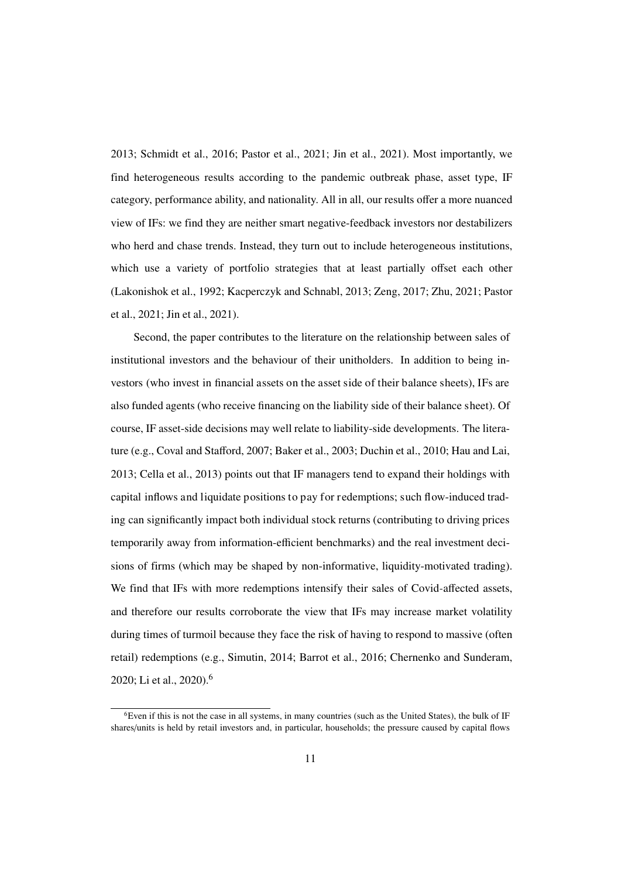2013; Schmidt et al., 2016; Pastor et al., 2021; Jin et al., 2021). Most importantly, we find heterogeneous results according to the pandemic outbreak phase, asset type, IF category, performance ability, and nationality. All in all, our results offer a more nuanced view of IFs: we find they are neither smart negative-feedback investors nor destabilizers who herd and chase trends. Instead, they turn out to include heterogeneous institutions, which use a variety of portfolio strategies that at least partially offset each other (Lakonishok et al., 1992; Kacperczyk and Schnabl, 2013; Zeng, 2017; Zhu, 2021; Pastor et al., 2021; Jin et al., 2021).

Second, the paper contributes to the literature on the relationship between sales of institutional investors and the behaviour of their unitholders. In addition to being investors (who invest in financial assets on the asset side of their balance sheets), IFs are also funded agents (who receive financing on the liability side of their balance sheet). Of course, IF asset-side decisions may well relate to liability-side developments. The literature (e.g., Coval and Stafford, 2007; Baker et al., 2003; Duchin et al., 2010; Hau and Lai, 2013; Cella et al., 2013) points out that IF managers tend to expand their holdings with capital inflows and liquidate positions to pay for redemptions; such flow-induced trading can significantly impact both individual stock returns (contributing to driving prices temporarily away from information-efficient benchmarks) and the real investment decisions of firms (which may be shaped by non-informative, liquidity-motivated trading). We find that IFs with more redemptions intensify their sales of Covid-affected assets, and therefore our results corroborate the view that IFs may increase market volatility during times of turmoil because they face the risk of having to respond to massive (often retail) redemptions (e.g., Simutin, 2014; Barrot et al., 2016; Chernenko and Sunderam, 2020; Li et al., 2020).[6]

[6] Even if this is not the case in all systems, in many countries (such as the United States), the bulk of IF shares/units is held by retail investors and, in particular, households; the pressure caused by capital flows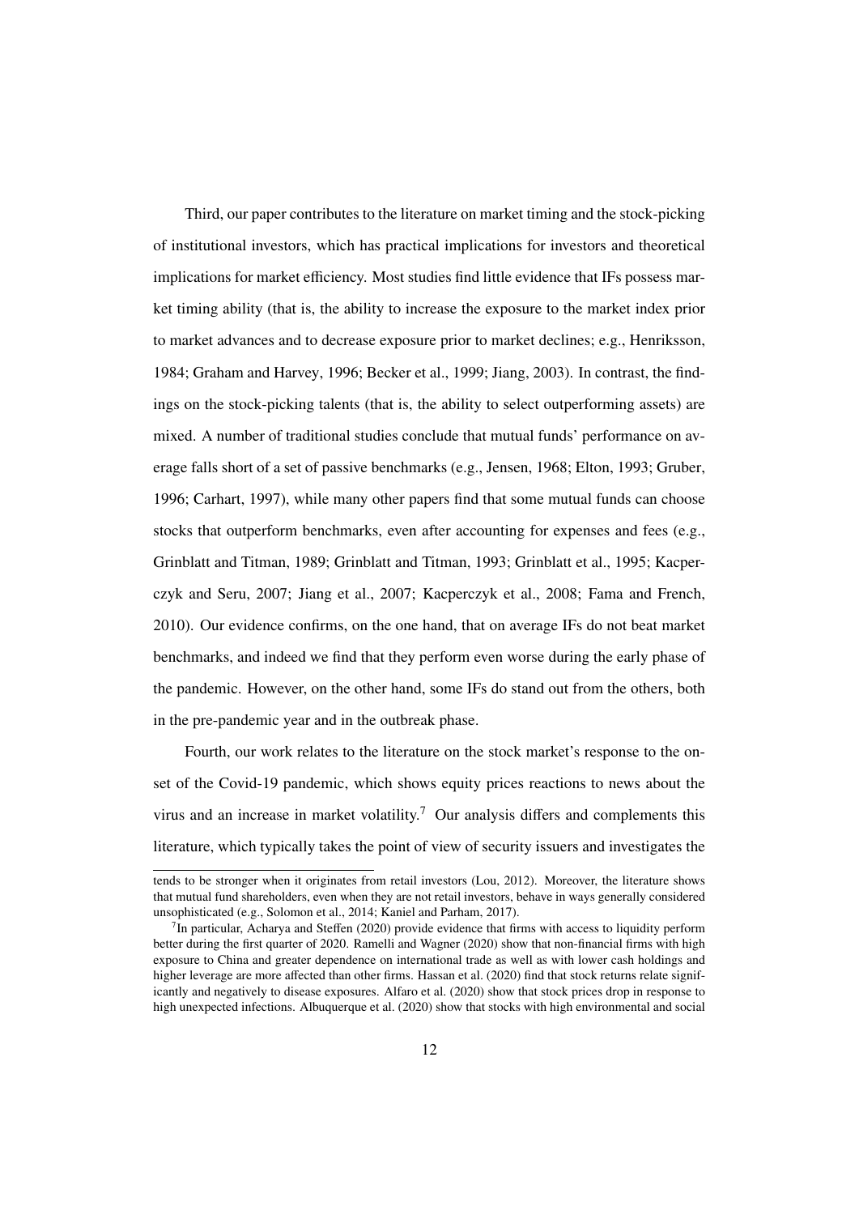Third, our paper contributes to the literature on market timing and the stock-picking of institutional investors, which has practical implications for investors and theoretical implications for market efficiency. Most studies find little evidence that IFs possess market timing ability (that is, the ability to increase the exposure to the market index prior to market advances and to decrease exposure prior to market declines; e.g., Henriksson, 1984; Graham and Harvey, 1996; Becker et al., 1999; Jiang, 2003). In contrast, the findings on the stock-picking talents (that is, the ability to select outperforming assets) are mixed. A number of traditional studies conclude that mutual funds' performance on average falls short of a set of passive benchmarks (e.g., Jensen, 1968; Elton, 1993; Gruber, 1996; Carhart, 1997), while many other papers find that some mutual funds can choose stocks that outperform benchmarks, even after accounting for expenses and fees (e.g., Grinblatt and Titman, 1989; Grinblatt and Titman, 1993; Grinblatt et al., 1995; Kacperczyk and Seru, 2007; Jiang et al., 2007; Kacperczyk et al., 2008; Fama and French, 2010). Our evidence confirms, on the one hand, that on average IFs do not beat market benchmarks, and indeed we find that they perform even worse during the early phase of the pandemic. However, on the other hand, some IFs do stand out from the others, both in the pre-pandemic year and in the outbreak phase.

Fourth, our work relates to the literature on the stock market's response to the onset of the Covid-19 pandemic, which shows equity prices reactions to news about the virus and an increase in market volatility.[7] Our analysis differs and complements this literature, which typically takes the point of view of security issuers and investigates the

tends to be stronger when it originates from retail investors (Lou, 2012). Moreover, the literature shows that mutual fund shareholders, even when they are not retail investors, behave in ways generally considered unsophisticated (e.g., Solomon et al., 2014; Kaniel and Parham, 2017).

[7] In particular, Acharya and Steffen (2020) provide evidence that firms with access to liquidity perform better during the first quarter of 2020. Ramelli and Wagner (2020) show that non-financial firms with high exposure to China and greater dependence on international trade as well as with lower cash holdings and higher leverage are more affected than other firms. Hassan et al. (2020) find that stock returns relate significantly and negatively to disease exposures. Alfaro et al. (2020) show that stock prices drop in response to high unexpected infections. Albuquerque et al. (2020) show that stocks with high environmental and social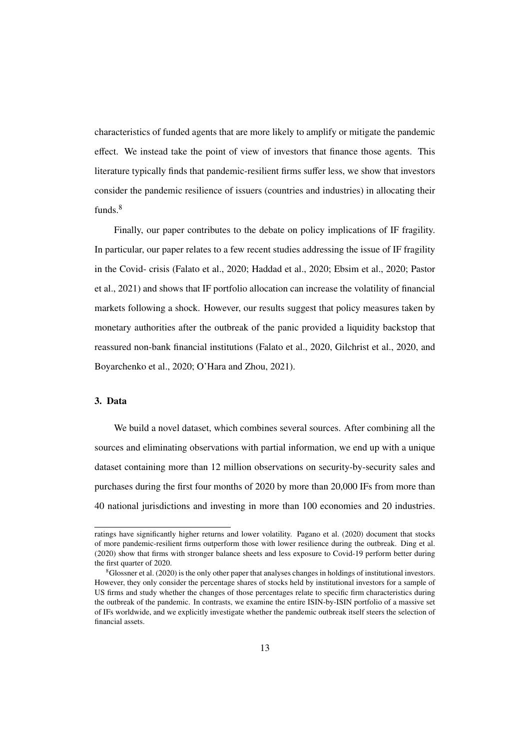characteristics of funded agents that are more likely to amplify or mitigate the pandemic effect. We instead take the point of view of investors that finance those agents. This literature typically finds that pandemic-resilient firms suffer less, we show that investors consider the pandemic resilience of issuers (countries and industries) in allocating their funds.[8]

Finally, our paper contributes to the debate on policy implications of IF fragility. In particular, our paper relates to a few recent studies addressing the issue of IF fragility in the Covid- crisis (Falato et al., 2020; Haddad et al., 2020; Ebsim et al., 2020; Pastor et al., 2021) and shows that IF portfolio allocation can increase the volatility of financial markets following a shock. However, our results suggest that policy measures taken by monetary authorities after the outbreak of the panic provided a liquidity backstop that reassured non-bank financial institutions (Falato et al., 2020, Gilchrist et al., 2020, and Boyarchenko et al., 2020; O'Hara and Zhou, 2021).

### 3. Data

We build a novel dataset, which combines several sources. After combining all the sources and eliminating observations with partial information, we end up with a unique dataset containing more than 12 million observations on security-by-security sales and purchases during the first four months of 2020 by more than 20,000 IFs from more than 40 national jurisdictions and investing in more than 100 economies and 20 industries.

---

ratings have significantly higher returns and lower volatility. Pagano et al. (2020) document that stocks of more pandemic-resilient firms outperform those with lower resilience during the outbreak. Ding et al. (2020) show that firms with stronger balance sheets and less exposure to Covid-19 perform better during the first quarter of 2020.

[8] Glossner et al. (2020) is the only other paper that analyses changes in holdings of institutional investors. However, they only consider the percentage shares of stocks held by institutional investors for a sample of US firms and study whether the changes of those percentages relate to specific firm characteristics during the outbreak of the pandemic. In contrasts, we examine the entire ISIN-by-ISIN portfolio of a massive set of IFs worldwide, and we explicitly investigate whether the pandemic outbreak itself steers the selection of financial assets.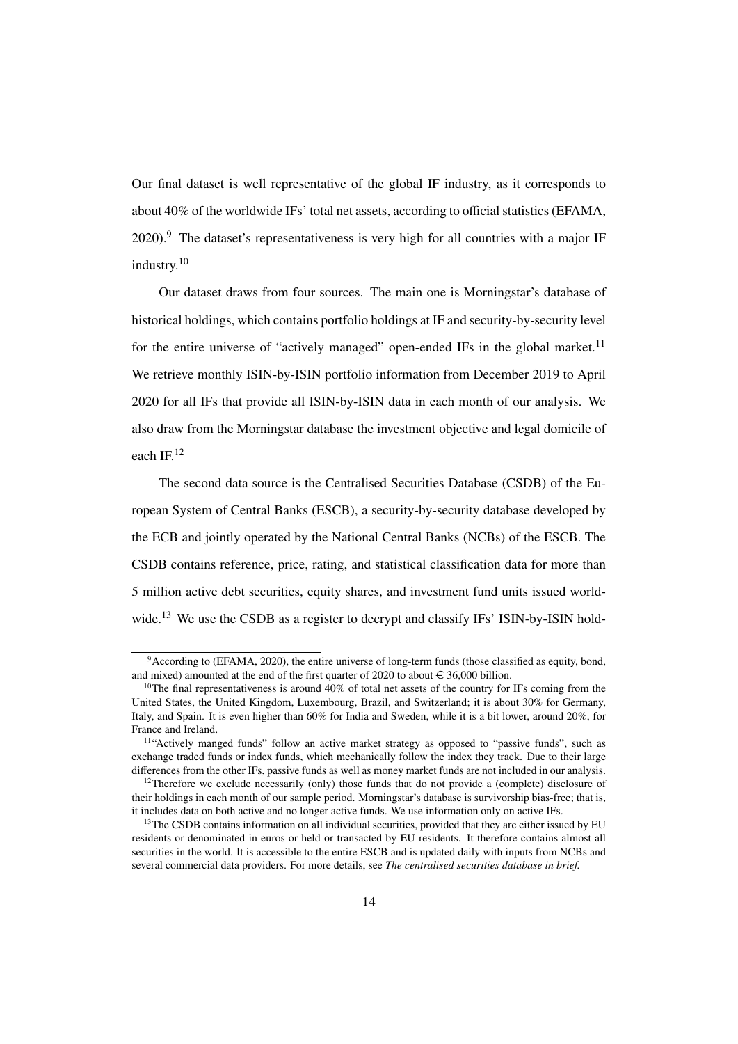Our final dataset is well representative of the global IF industry, as it corresponds to about 40% of the worldwide IFs' total net assets, according to official statistics (EFAMA, 2020).[9] The dataset's representativeness is very high for all countries with a major IF industry.[10]

Our dataset draws from four sources. The main one is Morningstar's database of historical holdings, which contains portfolio holdings at IF and security-by-security level for the entire universe of "actively managed" open-ended IFs in the global market.[11] We retrieve monthly ISIN-by-ISIN portfolio information from December 2019 to April 2020 for all IFs that provide all ISIN-by-ISIN data in each month of our analysis. We also draw from the Morningstar database the investment objective and legal domicile of each IF.[12]

The second data source is the Centralised Securities Database (CSDB) of the European System of Central Banks (ESCB), a security-by-security database developed by the ECB and jointly operated by the National Central Banks (NCBs) of the ESCB. The CSDB contains reference, price, rating, and statistical classification data for more than 5 million active debt securities, equity shares, and investment fund units issued worldwide.[13] We use the CSDB as a register to decrypt and classify IFs' ISIN-by-ISIN hold-

---

[9] According to (EFAMA, 2020), the entire universe of long-term funds (those classified as equity, bond, and mixed) amounted at the end of the first quarter of 2020 to about € 36,000 billion.

[10] The final representativeness is around 40% of total net assets of the country for IFs coming from the United States, the United Kingdom, Luxembourg, Brazil, and Switzerland; it is about 30% for Germany, Italy, and Spain. It is even higher than 60% for India and Sweden, while it is a bit lower, around 20%, for France and Ireland.

[11] "Actively manged funds" follow an active market strategy as opposed to "passive funds", such as exchange traded funds or index funds, which mechanically follow the index they track. Due to their large differences from the other IFs, passive funds as well as money market funds are not included in our analysis.

[12] Therefore we exclude necessarily (only) those funds that do not provide a (complete) disclosure of their holdings in each month of our sample period. Morningstar's database is survivorship bias-free; that is, it includes data on both active and no longer active funds. We use information only on active IFs.

[13] The CSDB contains information on all individual securities, provided that they are either issued by EU residents or denominated in euros or held or transacted by EU residents. It therefore contains almost all securities in the world. It is accessible to the entire ESCB and is updated daily with inputs from NCBs and several commercial data providers. For more details, see *The centralised securities database in brief.*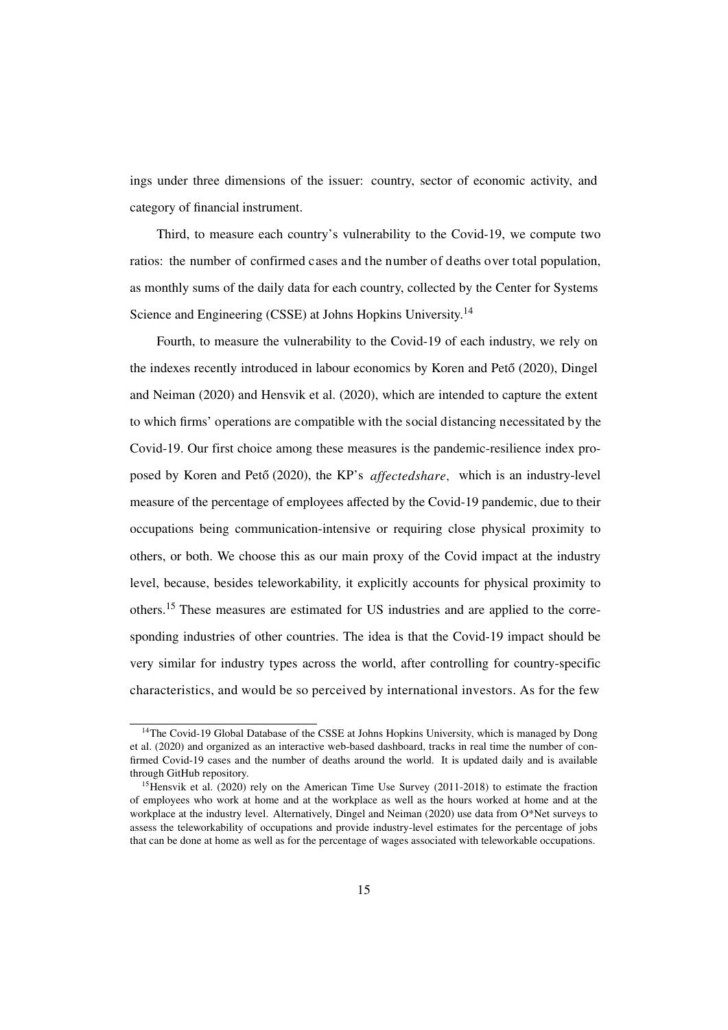ings under three dimensions of the issuer: country, sector of economic activity, and category of financial instrument.

Third, to measure each country's vulnerability to the Covid-19, we compute two ratios: the number of confirmed cases and the number of deaths over total population, as monthly sums of the daily data for each country, collected by the Center for Systems Science and Engineering (CSSE) at Johns Hopkins University.[14]

Fourth, to measure the vulnerability to the Covid-19 of each industry, we rely on the indexes recently introduced in labour economics by Koren and Pető (2020), Dingel and Neiman (2020) and Hensvik et al. (2020), which are intended to capture the extent to which firms' operations are compatible with the social distancing necessitated by the Covid-19. Our first choice among these measures is the pandemic-resilience index proposed by Koren and Pető (2020), the KP's *affectedshare*, which is an industry-level measure of the percentage of employees affected by the Covid-19 pandemic, due to their occupations being communication-intensive or requiring close physical proximity to others, or both. We choose this as our main proxy of the Covid impact at the industry level, because, besides teleworkability, it explicitly accounts for physical proximity to others.[15] These measures are estimated for US industries and are applied to the corresponding industries of other countries. The idea is that the Covid-19 impact should be very similar for industry types across the world, after controlling for country-specific characteristics, and would be so perceived by international investors. As for the few

[14] The Covid-19 Global Database of the CSSE at Johns Hopkins University, which is managed by Dong et al. (2020) and organized as an interactive web-based dashboard, tracks in real time the number of confirmed Covid-19 cases and the number of deaths around the world. It is updated daily and is available through GitHub repository.

[15] Hensvik et al. (2020) rely on the American Time Use Survey (2011-2018) to estimate the fraction of employees who work at home and at the workplace as well as the hours worked at home and at the workplace at the industry level. Alternatively, Dingel and Neiman (2020) use data from O*Net surveys to assess the teleworkability of occupations and provide industry-level estimates for the percentage of jobs that can be done at home as well as for the percentage of wages associated with teleworkable occupations.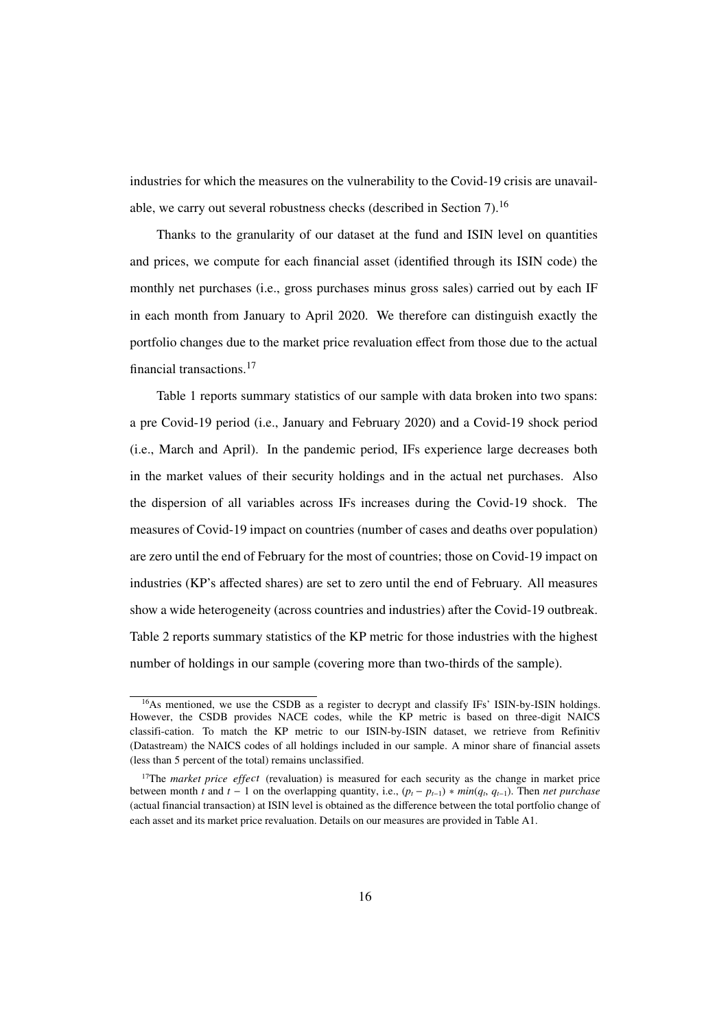industries for which the measures on the vulnerability to the Covid-19 crisis are unavailable, we carry out several robustness checks (described in Section 7).[16]

Thanks to the granularity of our dataset at the fund and ISIN level on quantities and prices, we compute for each financial asset (identified through its ISIN code) the monthly net purchases (i.e., gross purchases minus gross sales) carried out by each IF in each month from January to April 2020. We therefore can distinguish exactly the portfolio changes due to the market price revaluation effect from those due to the actual financial transactions.[17]

Table 1 reports summary statistics of our sample with data broken into two spans: a pre Covid-19 period (i.e., January and February 2020) and a Covid-19 shock period (i.e., March and April). In the pandemic period, IFs experience large decreases both in the market values of their security holdings and in the actual net purchases. Also the dispersion of all variables across IFs increases during the Covid-19 shock. The measures of Covid-19 impact on countries (number of cases and deaths over population) are zero until the end of February for the most of countries; those on Covid-19 impact on industries (KP's affected shares) are set to zero until the end of February. All measures show a wide heterogeneity (across countries and industries) after the Covid-19 outbreak. Table 2 reports summary statistics of the KP metric for those industries with the highest number of holdings in our sample (covering more than two-thirds of the sample).

[16]As mentioned, we use the CSDB as a register to decrypt and classify IFs' ISIN-by-ISIN holdings. However, the CSDB provides NACE codes, while the KP metric is based on three-digit NAICS classifi-cation. To match the KP metric to our ISIN-by-ISIN dataset, we retrieve from Refinitiv (Datastream) the NAICS codes of all holdings included in our sample. A minor share of financial assets (less than 5 percent of the total) remains unclassified.

[17]The *market price effect* (revaluation) is measured for each security as the change in market price between month $t$ and $t-1$ on the overlapping quantity, i.e., $(p_t - p_{t-1}) * min(q_t, q_{t-1})$. Then *net purchase* (actual financial transaction) at ISIN level is obtained as the difference between the total portfolio change of each asset and its market price revaluation. Details on our measures are provided in Table A1.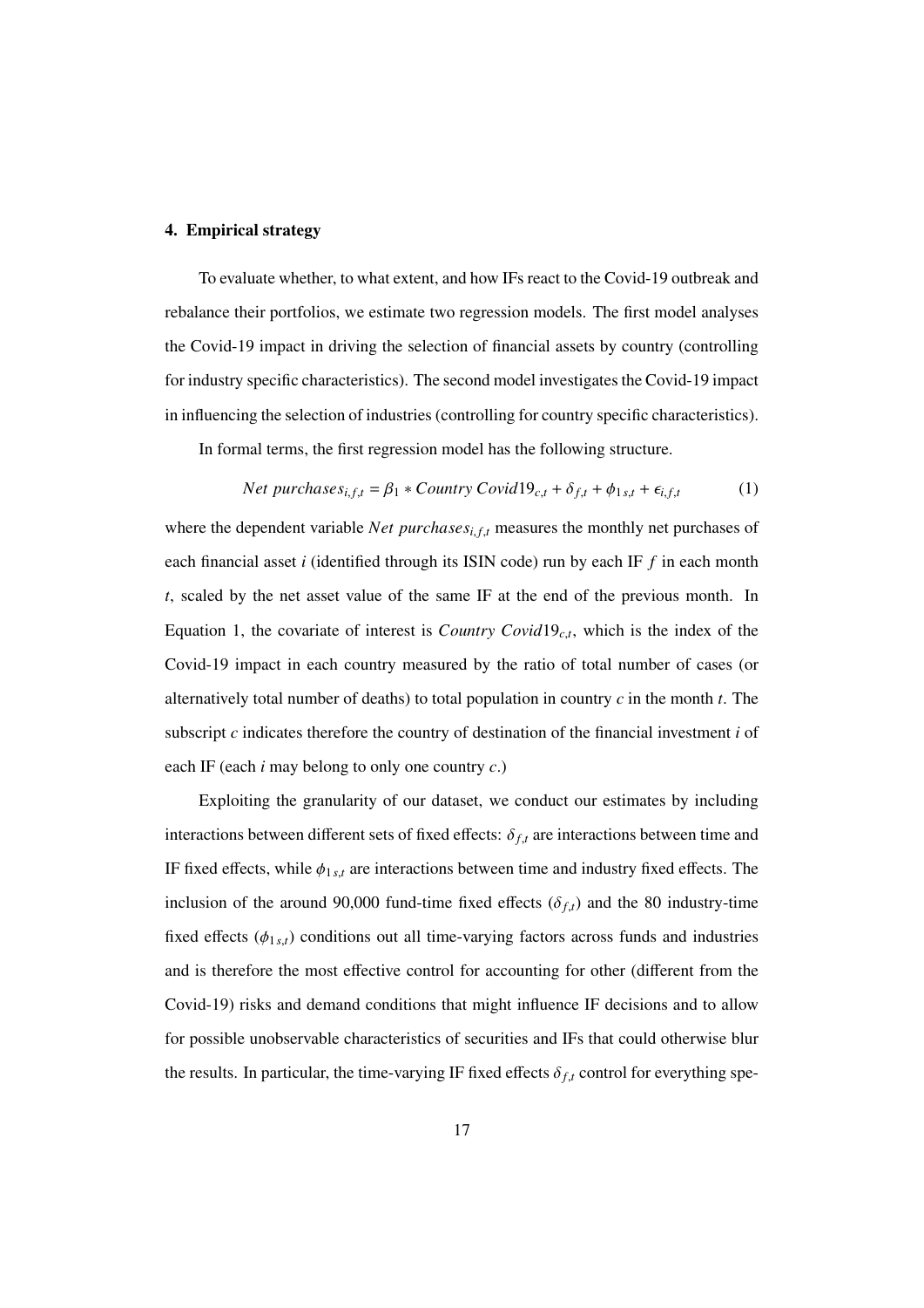## 4. Empirical strategy

To evaluate whether, to what extent, and how IFs react to the Covid-19 outbreak and rebalance their portfolios, we estimate two regression models. The first model analyses the Covid-19 impact in driving the selection of financial assets by country (controlling for industry specific characteristics). The second model investigates the Covid-19 impact in influencing the selection of industries (controlling for country specific characteristics).

In formal terms, the first regression model has the following structure.

$$Net\ purchases_{i,f,t} = \beta_1 * Country\ Covid19_{c,t} + \delta_{f,t} + \phi_{1\,s,t} + \epsilon_{i,f,t} \tag{1}$$

where the dependent variable $Net\ purchases_{i,f,t}$ measures the monthly net purchases of each financial asset $i$ (identified through its ISIN code) run by each IF $f$ in each month $t$, scaled by the net asset value of the same IF at the end of the previous month. In Equation 1, the covariate of interest is $Country\ Covid19_{c,t}$, which is the index of the Covid-19 impact in each country measured by the ratio of total number of cases (or alternatively total number of deaths) to total population in country $c$ in the month $t$. The subscript $c$ indicates therefore the country of destination of the financial investment $i$ of each IF (each $i$ may belong to only one country $c$.)

Exploiting the granularity of our dataset, we conduct our estimates by including interactions between different sets of fixed effects: $\delta_{f,t}$ are interactions between time and IF fixed effects, while $\phi_{1\,s,t}$ are interactions between time and industry fixed effects. The inclusion of the around 90,000 fund-time fixed effects ($\delta_{f,t}$) and the 80 industry-time fixed effects ($\phi_{1\,s,t}$) conditions out all time-varying factors across funds and industries and is therefore the most effective control for accounting for other (different from the Covid-19) risks and demand conditions that might influence IF decisions and to allow for possible unobservable characteristics of securities and IFs that could otherwise blur the results. In particular, the time-varying IF fixed effects $\delta_{f,t}$ control for everything spe-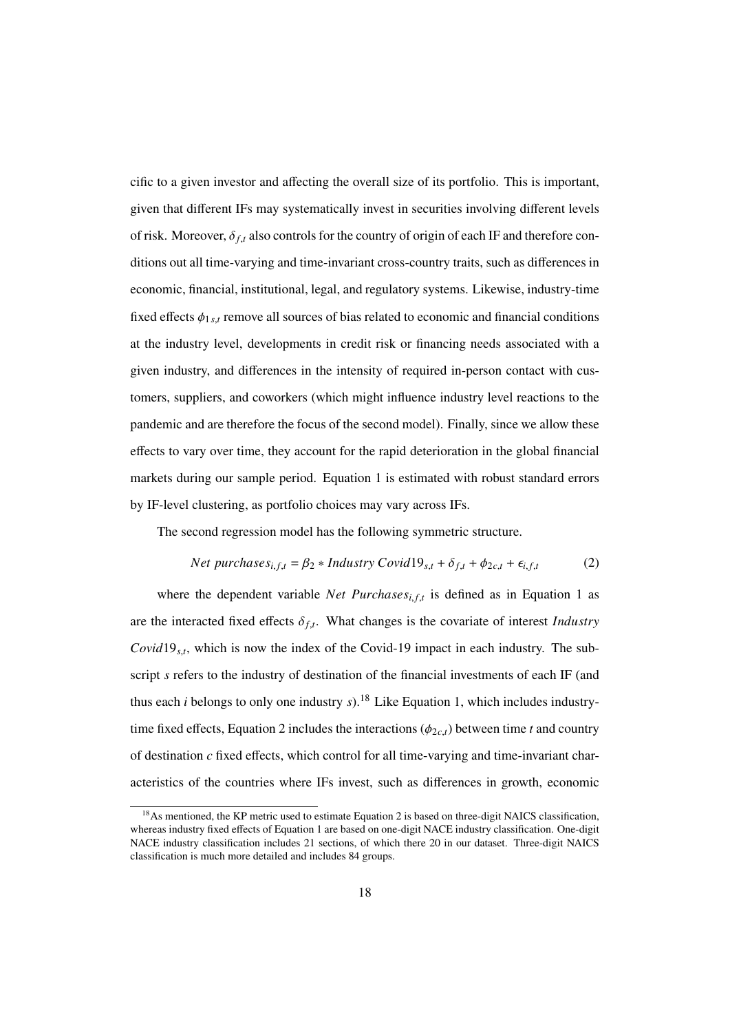cific to a given investor and affecting the overall size of its portfolio. This is important, given that different IFs may systematically invest in securities involving different levels of risk. Moreover, $\delta_{f,t}$ also controls for the country of origin of each IF and therefore conditions out all time-varying and time-invariant cross-country traits, such as differences in economic, financial, institutional, legal, and regulatory systems. Likewise, industry-time fixed effects $\phi_{1s,t}$ remove all sources of bias related to economic and financial conditions at the industry level, developments in credit risk or financing needs associated with a given industry, and differences in the intensity of required in-person contact with customers, suppliers, and coworkers (which might influence industry level reactions to the pandemic and are therefore the focus of the second model). Finally, since we allow these effects to vary over time, they account for the rapid deterioration in the global financial markets during our sample period. Equation 1 is estimated with robust standard errors by IF-level clustering, as portfolio choices may vary across IFs.

The second regression model has the following symmetric structure.

$$Net\ purchases_{i,f,t} = \beta_2 * Industry\ Covid19_{s,t} + \delta_{f,t} + \phi_{2c,t} + \epsilon_{i,f,t} \tag{2}$$

where the dependent variable $Net\ Purchases_{i,f,t}$ is defined as in Equation 1 as are the interacted fixed effects $\delta_{f,t}$. What changes is the covariate of interest $Industry\ Covid19_{s,t}$, which is now the index of the Covid-19 impact in each industry. The subscript $s$ refers to the industry of destination of the financial investments of each IF (and thus each $i$ belongs to only one industry $s$).[18] Like Equation 1, which includes industry-time fixed effects, Equation 2 includes the interactions ($\phi_{2c,t}$) between time $t$ and country of destination $c$ fixed effects, which control for all time-varying and time-invariant characteristics of the countries where IFs invest, such as differences in growth, economic

[18] As mentioned, the KP metric used to estimate Equation 2 is based on three-digit NAICS classification, whereas industry fixed effects of Equation 1 are based on one-digit NACE industry classification. One-digit NACE industry classification includes 21 sections, of which there 20 in our dataset. Three-digit NAICS classification is much more detailed and includes 84 groups.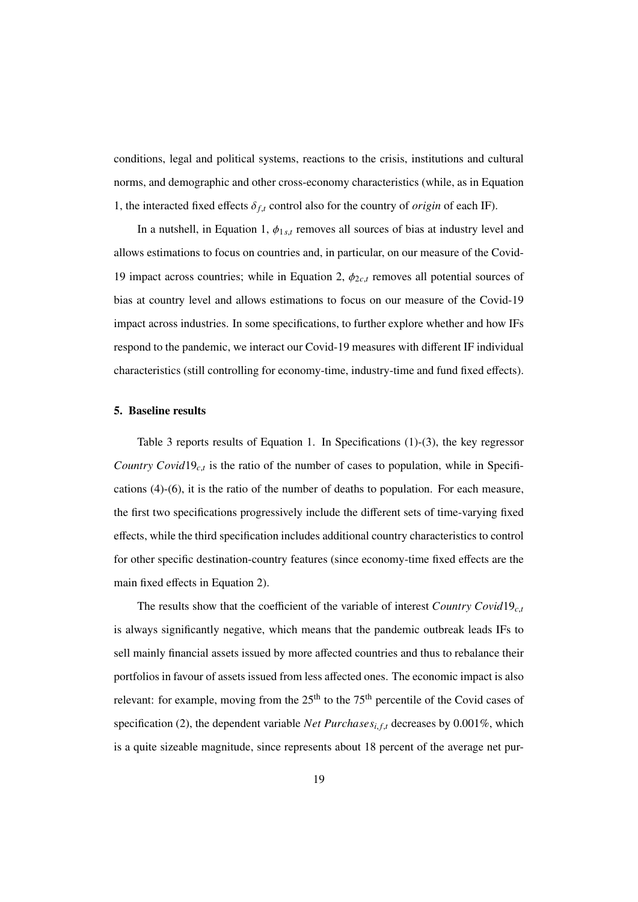conditions, legal and political systems, reactions to the crisis, institutions and cultural norms, and demographic and other cross-economy characteristics (while, as in Equation 1, the interacted fixed effects $\delta_{f,t}$ control also for the country of *origin* of each IF).

In a nutshell, in Equation 1, $\phi_{1s,t}$ removes all sources of bias at industry level and allows estimations to focus on countries and, in particular, on our measure of the Covid-19 impact across countries; while in Equation 2, $\phi_{2c,t}$ removes all potential sources of bias at country level and allows estimations to focus on our measure of the Covid-19 impact across industries. In some specifications, to further explore whether and how IFs respond to the pandemic, we interact our Covid-19 measures with different IF individual characteristics (still controlling for economy-time, industry-time and fund fixed effects).

## 5. Baseline results

Table 3 reports results of Equation 1. In Specifications (1)-(3), the key regressor $Country\ Covid19_{c,t}$ is the ratio of the number of cases to population, while in Specifications (4)-(6), it is the ratio of the number of deaths to population. For each measure, the first two specifications progressively include the different sets of time-varying fixed effects, while the third specification includes additional country characteristics to control for other specific destination-country features (since economy-time fixed effects are the main fixed effects in Equation 2).

The results show that the coefficient of the variable of interest $Country\ Covid19_{c,t}$ is always significantly negative, which means that the pandemic outbreak leads IFs to sell mainly financial assets issued by more affected countries and thus to rebalance their portfolios in favour of assets issued from less affected ones. The economic impact is also relevant: for example, moving from the 25[th] to the 75[th] percentile of the Covid cases of specification (2), the dependent variable $Net\ Purchases_{i,f,t}$ decreases by 0.001%, which is a quite sizeable magnitude, since represents about 18 percent of the average net pur-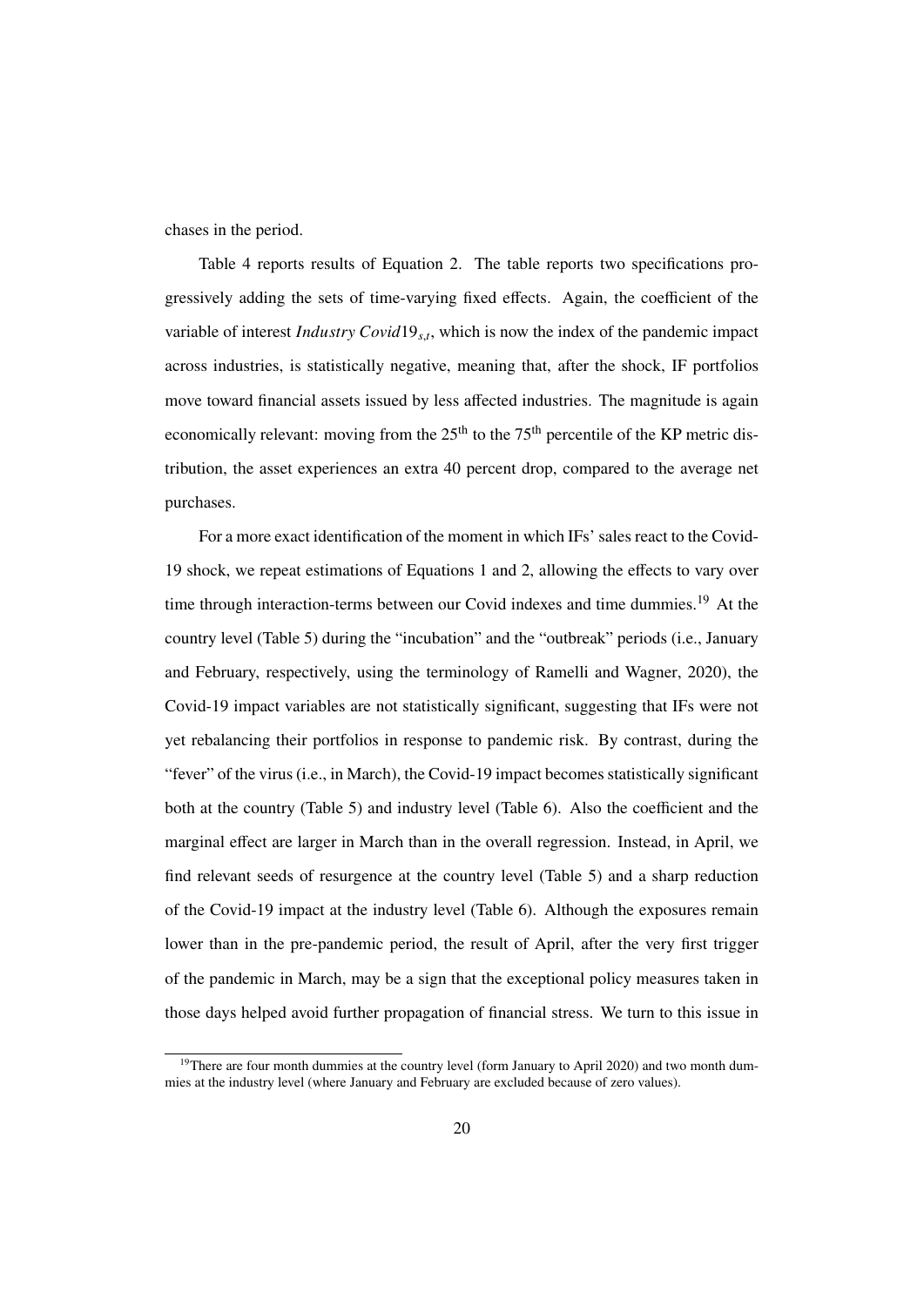chases in the period.

Table 4 reports results of Equation 2. The table reports two specifications progressively adding the sets of time-varying fixed effects. Again, the coefficient of the variable of interest $Industry\ Covid19_{s,t}$, which is now the index of the pandemic impact across industries, is statistically negative, meaning that, after the shock, IF portfolios move toward financial assets issued by less affected industries. The magnitude is again economically relevant: moving from the $25^{th}$ to the $75^{th}$ percentile of the KP metric distribution, the asset experiences an extra 40 percent drop, compared to the average net purchases.

For a more exact identification of the moment in which IFs' sales react to the Covid-19 shock, we repeat estimations of Equations 1 and 2, allowing the effects to vary over time through interaction-terms between our Covid indexes and time dummies.[19] At the country level (Table 5) during the "incubation" and the "outbreak" periods (i.e., January and February, respectively, using the terminology of Ramelli and Wagner, 2020), the Covid-19 impact variables are not statistically significant, suggesting that IFs were not yet rebalancing their portfolios in response to pandemic risk. By contrast, during the "fever" of the virus (i.e., in March), the Covid-19 impact becomes statistically significant both at the country (Table 5) and industry level (Table 6). Also the coefficient and the marginal effect are larger in March than in the overall regression. Instead, in April, we find relevant seeds of resurgence at the country level (Table 5) and a sharp reduction of the Covid-19 impact at the industry level (Table 6). Although the exposures remain lower than in the pre-pandemic period, the result of April, after the very first trigger of the pandemic in March, may be a sign that the exceptional policy measures taken in those days helped avoid further propagation of financial stress. We turn to this issue in

[19] There are four month dummies at the country level (form January to April 2020) and two month dummies at the industry level (where January and February are excluded because of zero values).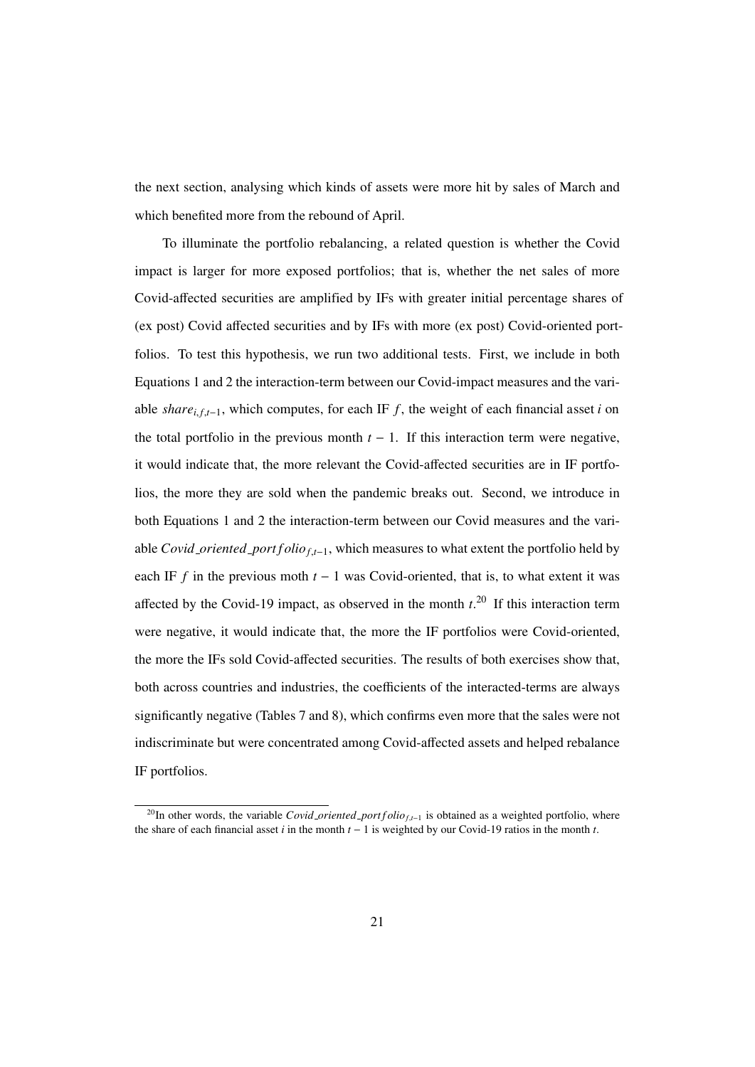the next section, analysing which kinds of assets were more hit by sales of March and which benefited more from the rebound of April.

To illuminate the portfolio rebalancing, a related question is whether the Covid impact is larger for more exposed portfolios; that is, whether the net sales of more Covid-affected securities are amplified by IFs with greater initial percentage shares of (ex post) Covid affected securities and by IFs with more (ex post) Covid-oriented portfolios. To test this hypothesis, we run two additional tests. First, we include in both Equations 1 and 2 the interaction-term between our Covid-impact measures and the variable $share_{i,f,t-1}$, which computes, for each IF $f$, the weight of each financial asset $i$ on the total portfolio in the previous month $t-1$. If this interaction term were negative, it would indicate that, the more relevant the Covid-affected securities are in IF portfolios, the more they are sold when the pandemic breaks out. Second, we introduce in both Equations 1 and 2 the interaction-term between our Covid measures and the variable $Covid\_oriented\_portfolio_{f,t-1}$, which measures to what extent the portfolio held by each IF $f$ in the previous moth $t-1$ was Covid-oriented, that is, to what extent it was affected by the Covid-19 impact, as observed in the month $t$.[20] If this interaction term were negative, it would indicate that, the more the IF portfolios were Covid-oriented, the more the IFs sold Covid-affected securities. The results of both exercises show that, both across countries and industries, the coefficients of the interacted-terms are always significantly negative (Tables 7 and 8), which confirms even more that the sales were not indiscriminate but were concentrated among Covid-affected assets and helped rebalance IF portfolios.

[20] In other words, the variable $Covid\_oriented\_portfolio_{f,t-1}$ is obtained as a weighted portfolio, where the share of each financial asset $i$ in the month $t-1$ is weighted by our Covid-19 ratios in the month $t$.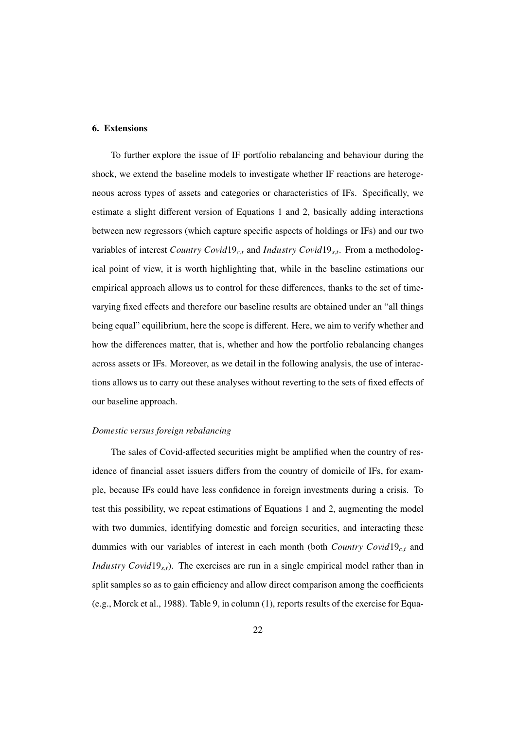## 6. Extensions

To further explore the issue of IF portfolio rebalancing and behaviour during the shock, we extend the baseline models to investigate whether IF reactions are heterogeneous across types of assets and categories or characteristics of IFs. Specifically, we estimate a slight different version of Equations 1 and 2, basically adding interactions between new regressors (which capture specific aspects of holdings or IFs) and our two variables of interest $Country\ Covid19_{c,t}$ and $Industry\ Covid19_{s,t}$. From a methodological point of view, it is worth highlighting that, while in the baseline estimations our empirical approach allows us to control for these differences, thanks to the set of time-varying fixed effects and therefore our baseline results are obtained under an "all things being equal" equilibrium, here the scope is different. Here, we aim to verify whether and how the differences matter, that is, whether and how the portfolio rebalancing changes across assets or IFs. Moreover, as we detail in the following analysis, the use of interactions allows us to carry out these analyses without reverting to the sets of fixed effects of our baseline approach.

*Domestic versus foreign rebalancing*

The sales of Covid-affected securities might be amplified when the country of residence of financial asset issuers differs from the country of domicile of IFs, for example, because IFs could have less confidence in foreign investments during a crisis. To test this possibility, we repeat estimations of Equations 1 and 2, augmenting the model with two dummies, identifying domestic and foreign securities, and interacting these dummies with our variables of interest in each month (both $Country\ Covid19_{c,t}$ and $Industry\ Covid19_{s,t}$). The exercises are run in a single empirical model rather than in split samples so as to gain efficiency and allow direct comparison among the coefficients (e.g., Morck et al., 1988). Table 9, in column (1), reports results of the exercise for Equa-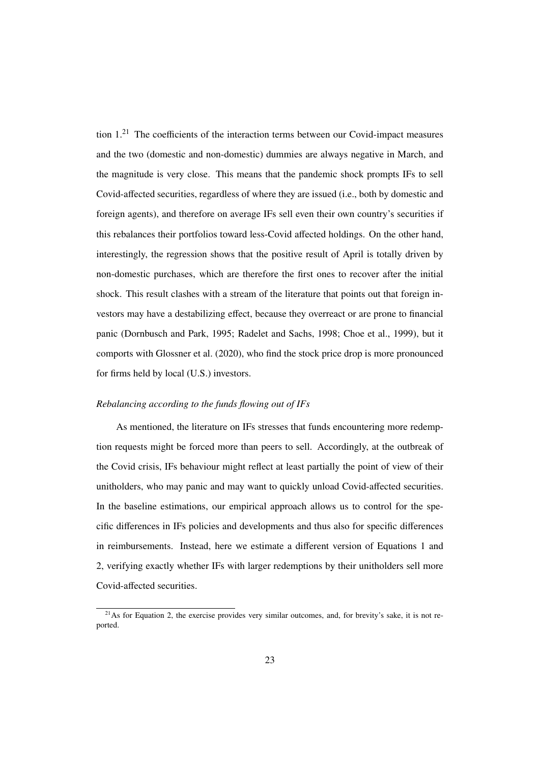tion 1.[21] The coefficients of the interaction terms between our Covid-impact measures and the two (domestic and non-domestic) dummies are always negative in March, and the magnitude is very close. This means that the pandemic shock prompts IFs to sell Covid-affected securities, regardless of where they are issued (i.e., both by domestic and foreign agents), and therefore on average IFs sell even their own country's securities if this rebalances their portfolios toward less-Covid affected holdings. On the other hand, interestingly, the regression shows that the positive result of April is totally driven by non-domestic purchases, which are therefore the first ones to recover after the initial shock. This result clashes with a stream of the literature that points out that foreign investors may have a destabilizing effect, because they overreact or are prone to financial panic (Dornbusch and Park, 1995; Radelet and Sachs, 1998; Choe et al., 1999), but it comports with Glossner et al. (2020), who find the stock price drop is more pronounced for firms held by local (U.S.) investors.

*Rebalancing according to the funds flowing out of IFs*

As mentioned, the literature on IFs stresses that funds encountering more redemption requests might be forced more than peers to sell. Accordingly, at the outbreak of the Covid crisis, IFs behaviour might reflect at least partially the point of view of their unitholders, who may panic and may want to quickly unload Covid-affected securities. In the baseline estimations, our empirical approach allows us to control for the specific differences in IFs policies and developments and thus also for specific differences in reimbursements. Instead, here we estimate a different version of Equations 1 and 2, verifying exactly whether IFs with larger redemptions by their unitholders sell more Covid-affected securities.

[21] As for Equation 2, the exercise provides very similar outcomes, and, for brevity's sake, it is not reported.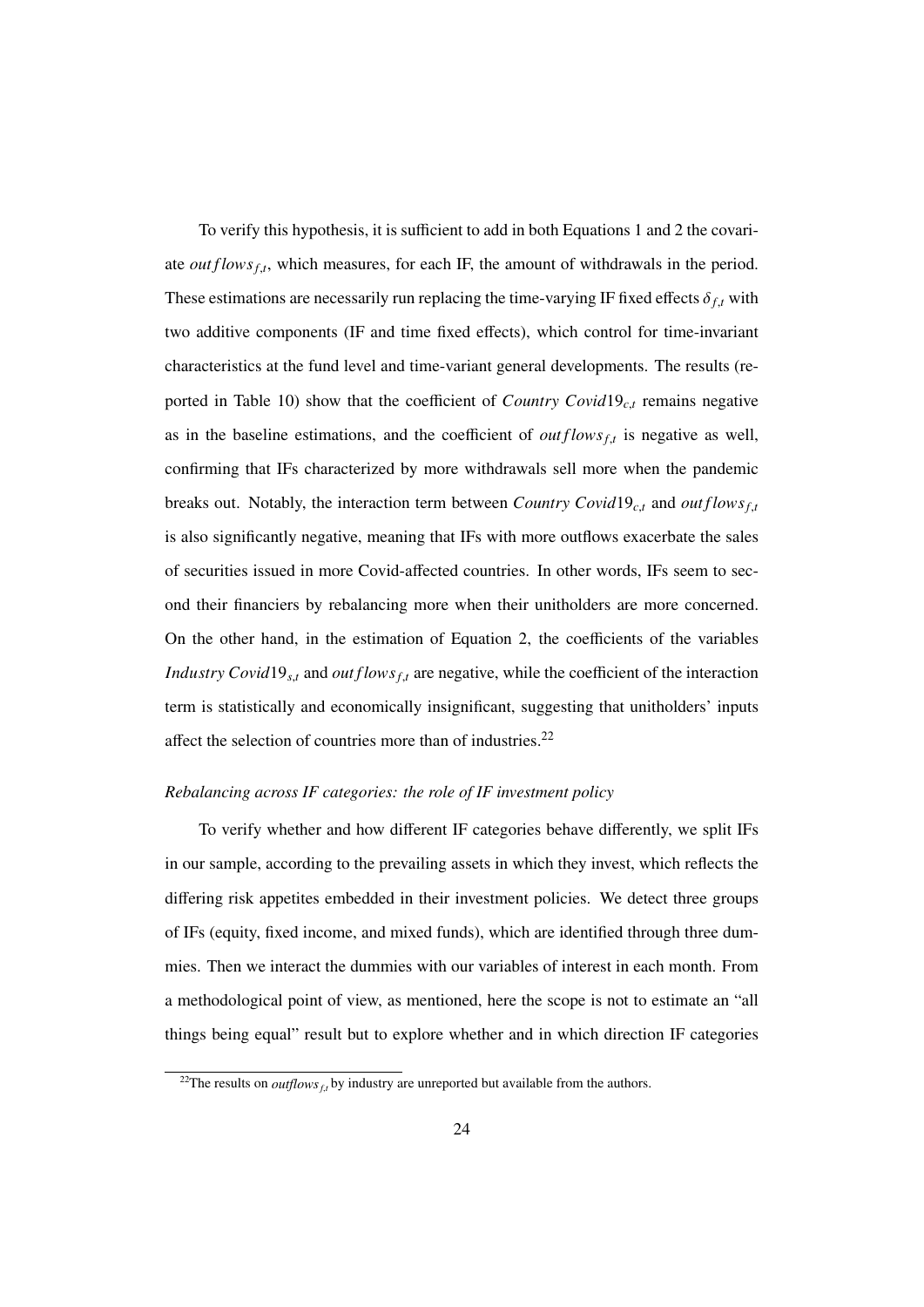To verify this hypothesis, it is sufficient to add in both Equations 1 and 2 the covariate $outflows_{f,t}$, which measures, for each IF, the amount of withdrawals in the period. These estimations are necessarily run replacing the time-varying IF fixed effects $\delta_{f,t}$ with two additive components (IF and time fixed effects), which control for time-invariant characteristics at the fund level and time-variant general developments. The results (reported in Table 10) show that the coefficient of $Country\ Covid19_{c,t}$ remains negative as in the baseline estimations, and the coefficient of $outflows_{f,t}$ is negative as well, confirming that IFs characterized by more withdrawals sell more when the pandemic breaks out. Notably, the interaction term between $Country\ Covid19_{c,t}$ and $outflows_{f,t}$ is also significantly negative, meaning that IFs with more outflows exacerbate the sales of securities issued in more Covid-affected countries. In other words, IFs seem to second their financiers by rebalancing more when their unitholders are more concerned. On the other hand, in the estimation of Equation 2, the coefficients of the variables $Industry\ Covid19_{s,t}$ and $outflows_{f,t}$ are negative, while the coefficient of the interaction term is statistically and economically insignificant, suggesting that unitholders' inputs affect the selection of countries more than of industries.[22]

*Rebalancing across IF categories: the role of IF investment policy*

To verify whether and how different IF categories behave differently, we split IFs in our sample, according to the prevailing assets in which they invest, which reflects the differing risk appetites embedded in their investment policies. We detect three groups of IFs (equity, fixed income, and mixed funds), which are identified through three dummies. Then we interact the dummies with our variables of interest in each month. From a methodological point of view, as mentioned, here the scope is not to estimate an "all things being equal" result but to explore whether and in which direction IF categories

[22] The results on $outflows_{f,t}$ by industry are unreported but available from the authors.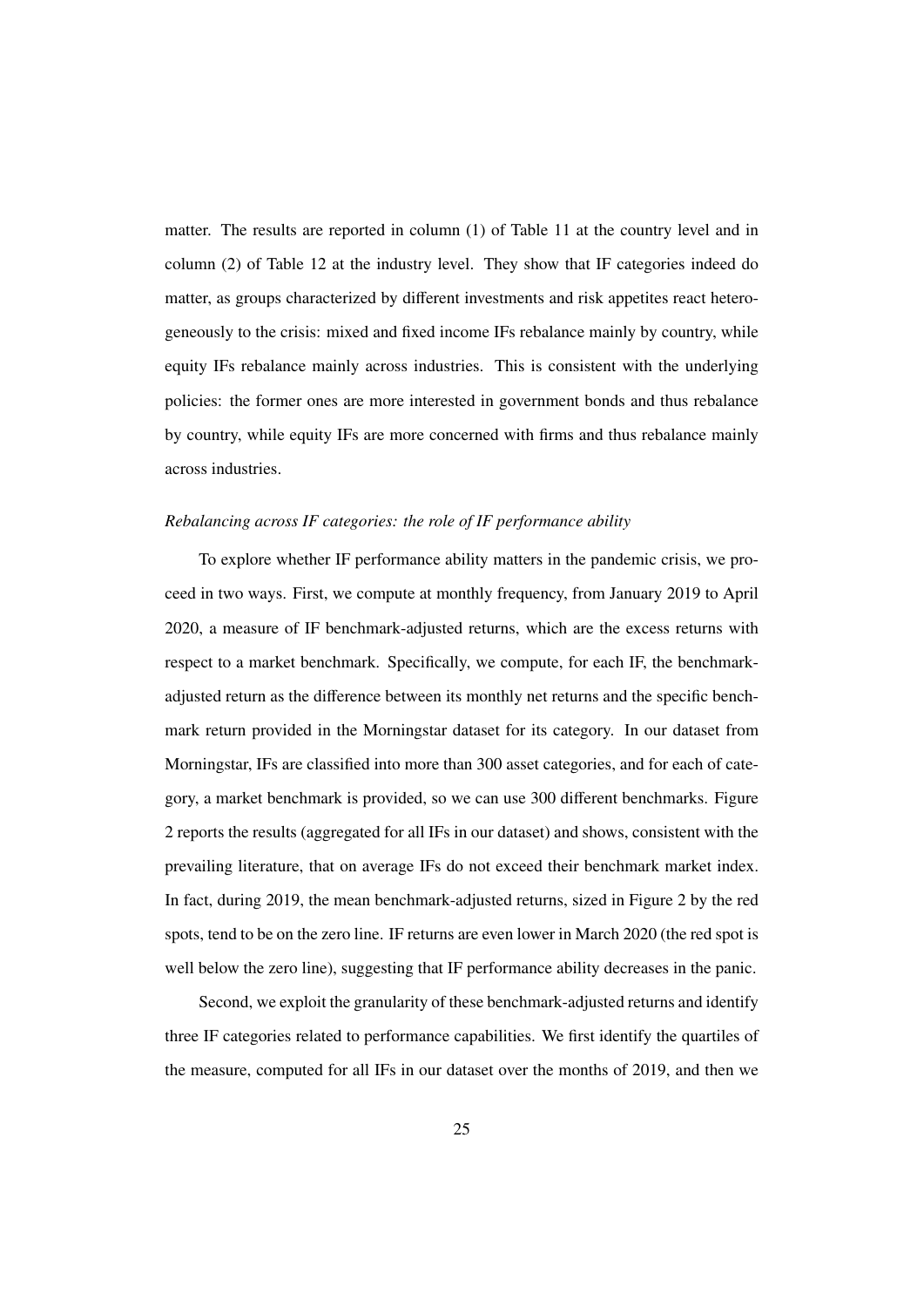matter. The results are reported in column (1) of Table 11 at the country level and in column (2) of Table 12 at the industry level. They show that IF categories indeed do matter, as groups characterized by different investments and risk appetites react heterogeneously to the crisis: mixed and fixed income IFs rebalance mainly by country, while equity IFs rebalance mainly across industries. This is consistent with the underlying policies: the former ones are more interested in government bonds and thus rebalance by country, while equity IFs are more concerned with firms and thus rebalance mainly across industries.

*Rebalancing across IF categories: the role of IF performance ability*

To explore whether IF performance ability matters in the pandemic crisis, we proceed in two ways. First, we compute at monthly frequency, from January 2019 to April 2020, a measure of IF benchmark-adjusted returns, which are the excess returns with respect to a market benchmark. Specifically, we compute, for each IF, the benchmark-adjusted return as the difference between its monthly net returns and the specific benchmark return provided in the Morningstar dataset for its category. In our dataset from Morningstar, IFs are classified into more than 300 asset categories, and for each of category, a market benchmark is provided, so we can use 300 different benchmarks. Figure 2 reports the results (aggregated for all IFs in our dataset) and shows, consistent with the prevailing literature, that on average IFs do not exceed their benchmark market index. In fact, during 2019, the mean benchmark-adjusted returns, sized in Figure 2 by the red spots, tend to be on the zero line. IF returns are even lower in March 2020 (the red spot is well below the zero line), suggesting that IF performance ability decreases in the panic.

Second, we exploit the granularity of these benchmark-adjusted returns and identify three IF categories related to performance capabilities. We first identify the quartiles of the measure, computed for all IFs in our dataset over the months of 2019, and then we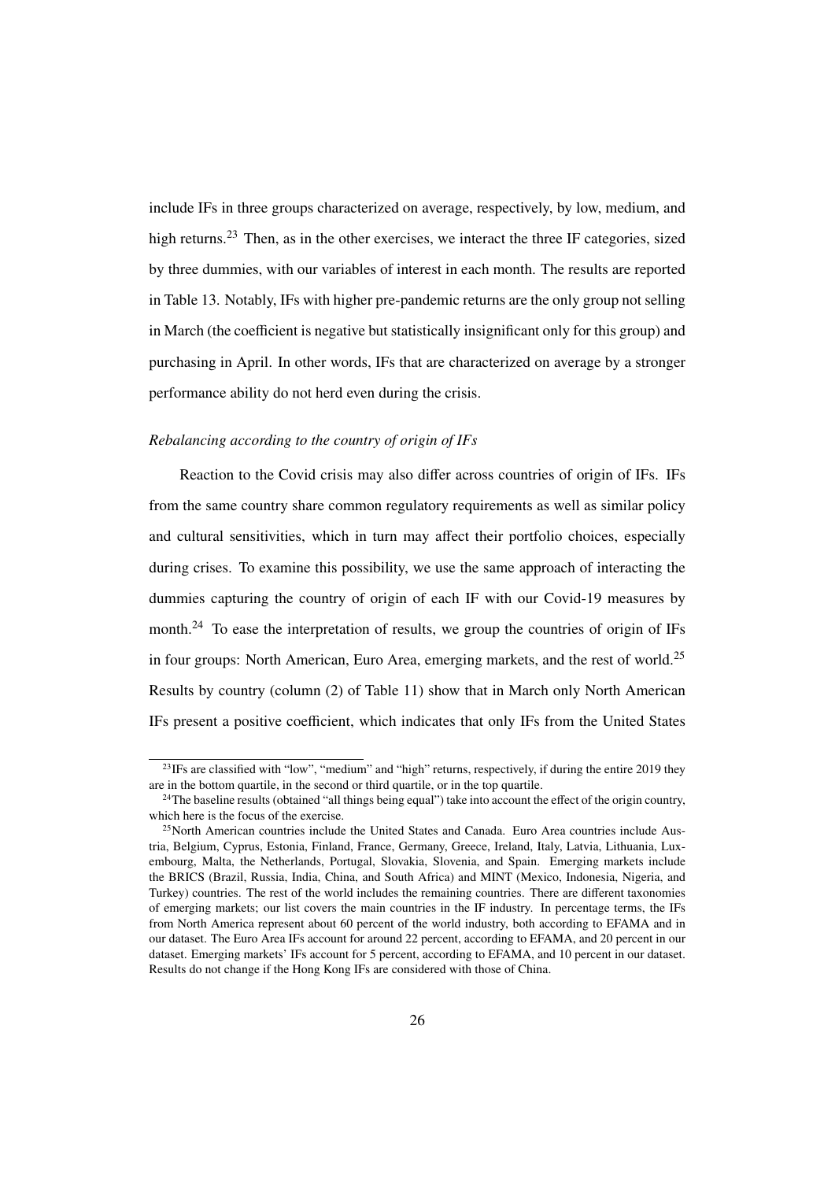include IFs in three groups characterized on average, respectively, by low, medium, and high returns.[23] Then, as in the other exercises, we interact the three IF categories, sized by three dummies, with our variables of interest in each month. The results are reported in Table 13. Notably, IFs with higher pre-pandemic returns are the only group not selling in March (the coefficient is negative but statistically insignificant only for this group) and purchasing in April. In other words, IFs that are characterized on average by a stronger performance ability do not herd even during the crisis.

*Rebalancing according to the country of origin of IFs*

Reaction to the Covid crisis may also differ across countries of origin of IFs. IFs from the same country share common regulatory requirements as well as similar policy and cultural sensitivities, which in turn may affect their portfolio choices, especially during crises. To examine this possibility, we use the same approach of interacting the dummies capturing the country of origin of each IF with our Covid-19 measures by month.[24] To ease the interpretation of results, we group the countries of origin of IFs in four groups: North American, Euro Area, emerging markets, and the rest of world.[25] Results by country (column (2) of Table 11) show that in March only North American IFs present a positive coefficient, which indicates that only IFs from the United States

[23] IFs are classified with "low", "medium" and "high" returns, respectively, if during the entire 2019 they are in the bottom quartile, in the second or third quartile, or in the top quartile.

[24] The baseline results (obtained "all things being equal") take into account the effect of the origin country, which here is the focus of the exercise.

[25] North American countries include the United States and Canada. Euro Area countries include Austria, Belgium, Cyprus, Estonia, Finland, France, Germany, Greece, Ireland, Italy, Latvia, Lithuania, Luxembourg, Malta, the Netherlands, Portugal, Slovakia, Slovenia, and Spain. Emerging markets include the BRICS (Brazil, Russia, India, China, and South Africa) and MINT (Mexico, Indonesia, Nigeria, and Turkey) countries. The rest of the world includes the remaining countries. There are different taxonomies of emerging markets; our list covers the main countries in the IF industry. In percentage terms, the IFs from North America represent about 60 percent of the world industry, both according to EFAMA and in our dataset. The Euro Area IFs account for around 22 percent, according to EFAMA, and 20 percent in our dataset. Emerging markets' IFs account for 5 percent, according to EFAMA, and 10 percent in our dataset. Results do not change if the Hong Kong IFs are considered with those of China.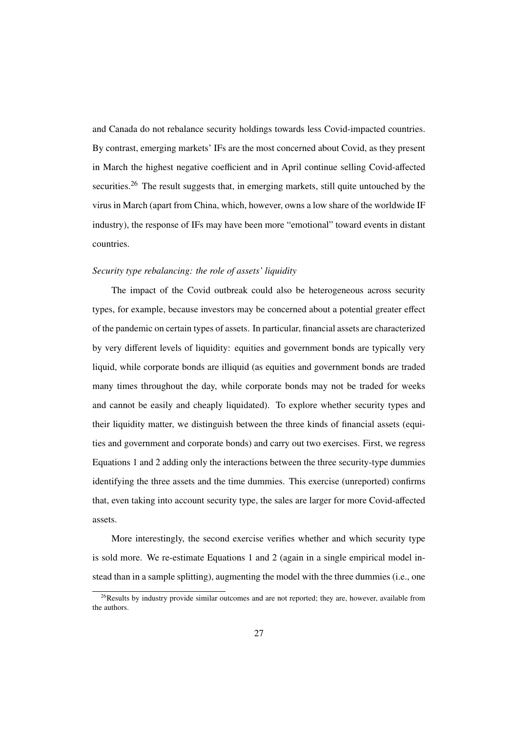and Canada do not rebalance security holdings towards less Covid-impacted countries. By contrast, emerging markets' IFs are the most concerned about Covid, as they present in March the highest negative coefficient and in April continue selling Covid-affected securities.[26] The result suggests that, in emerging markets, still quite untouched by the virus in March (apart from China, which, however, owns a low share of the worldwide IF industry), the response of IFs may have been more "emotional" toward events in distant countries.

*Security type rebalancing: the role of assets' liquidity*

The impact of the Covid outbreak could also be heterogeneous across security types, for example, because investors may be concerned about a potential greater effect of the pandemic on certain types of assets. In particular, financial assets are characterized by very different levels of liquidity: equities and government bonds are typically very liquid, while corporate bonds are illiquid (as equities and government bonds are traded many times throughout the day, while corporate bonds may not be traded for weeks and cannot be easily and cheaply liquidated). To explore whether security types and their liquidity matter, we distinguish between the three kinds of financial assets (equities and government and corporate bonds) and carry out two exercises. First, we regress Equations 1 and 2 adding only the interactions between the three security-type dummies identifying the three assets and the time dummies. This exercise (unreported) confirms that, even taking into account security type, the sales are larger for more Covid-affected assets.

More interestingly, the second exercise verifies whether and which security type is sold more. We re-estimate Equations 1 and 2 (again in a single empirical model instead than in a sample splitting), augmenting the model with the three dummies (i.e., one

[26] Results by industry provide similar outcomes and are not reported; they are, however, available from the authors.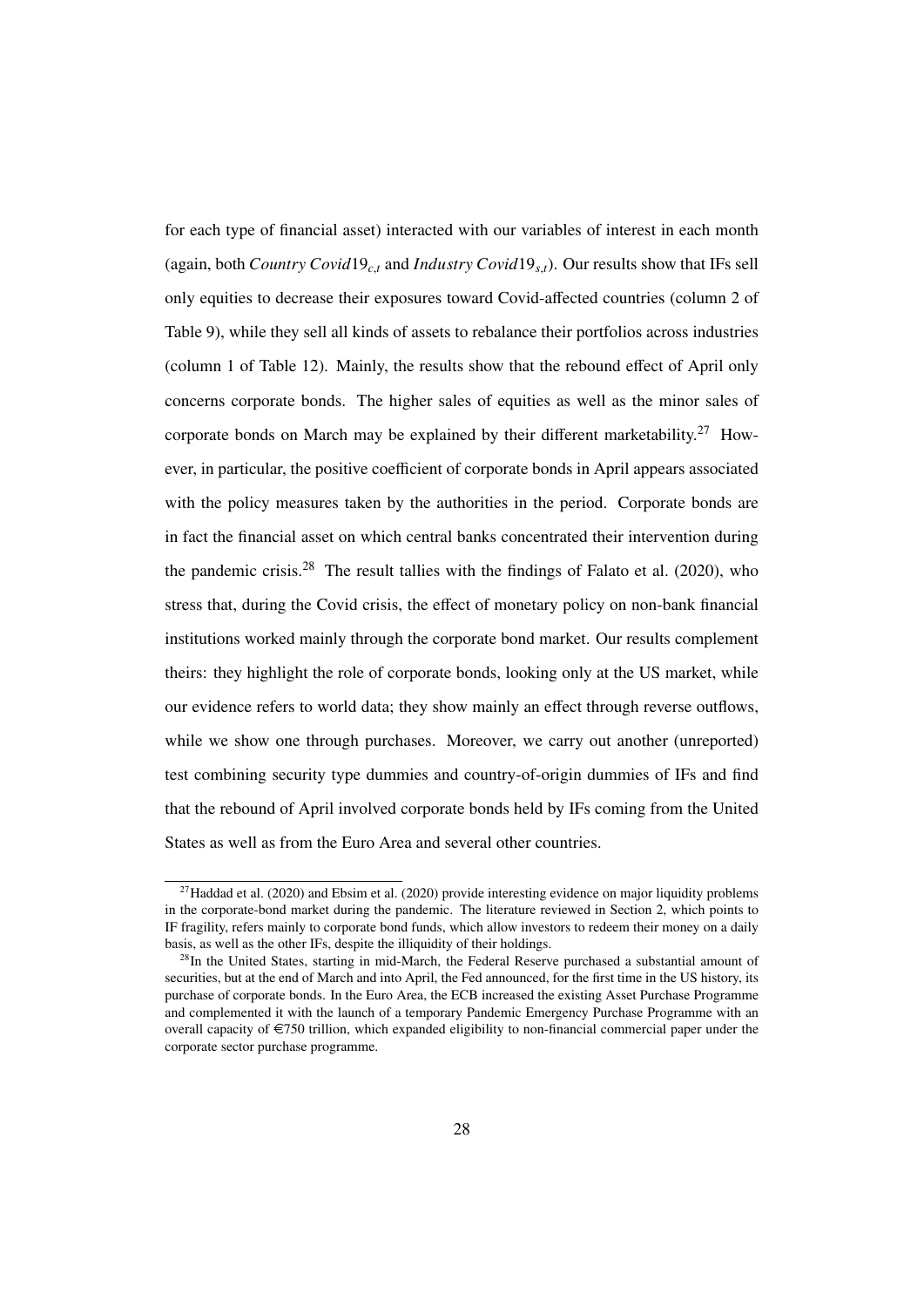for each type of financial asset) interacted with our variables of interest in each month (again, both $Country\ Covid19_{c,t}$ and $Industry\ Covid19_{s,t}$). Our results show that IFs sell only equities to decrease their exposures toward Covid-affected countries (column 2 of Table 9), while they sell all kinds of assets to rebalance their portfolios across industries (column 1 of Table 12). Mainly, the results show that the rebound effect of April only concerns corporate bonds. The higher sales of equities as well as the minor sales of corporate bonds on March may be explained by their different marketability.[27] However, in particular, the positive coefficient of corporate bonds in April appears associated with the policy measures taken by the authorities in the period. Corporate bonds are in fact the financial asset on which central banks concentrated their intervention during the pandemic crisis.[28] The result tallies with the findings of Falato et al. (2020), who stress that, during the Covid crisis, the effect of monetary policy on non-bank financial institutions worked mainly through the corporate bond market. Our results complement theirs: they highlight the role of corporate bonds, looking only at the US market, while our evidence refers to world data; they show mainly an effect through reverse outflows, while we show one through purchases. Moreover, we carry out another (unreported) test combining security type dummies and country-of-origin dummies of IFs and find that the rebound of April involved corporate bonds held by IFs coming from the United States as well as from the Euro Area and several other countries.

[27] Haddad et al. (2020) and Ebsim et al. (2020) provide interesting evidence on major liquidity problems in the corporate-bond market during the pandemic. The literature reviewed in Section 2, which points to IF fragility, refers mainly to corporate bond funds, which allow investors to redeem their money on a daily basis, as well as the other IFs, despite the illiquidity of their holdings.

[28] In the United States, starting in mid-March, the Federal Reserve purchased a substantial amount of securities, but at the end of March and into April, the Fed announced, for the first time in the US history, its purchase of corporate bonds. In the Euro Area, the ECB increased the existing Asset Purchase Programme and complemented it with the launch of a temporary Pandemic Emergency Purchase Programme with an overall capacity of €750 trillion, which expanded eligibility to non-financial commercial paper under the corporate sector purchase programme.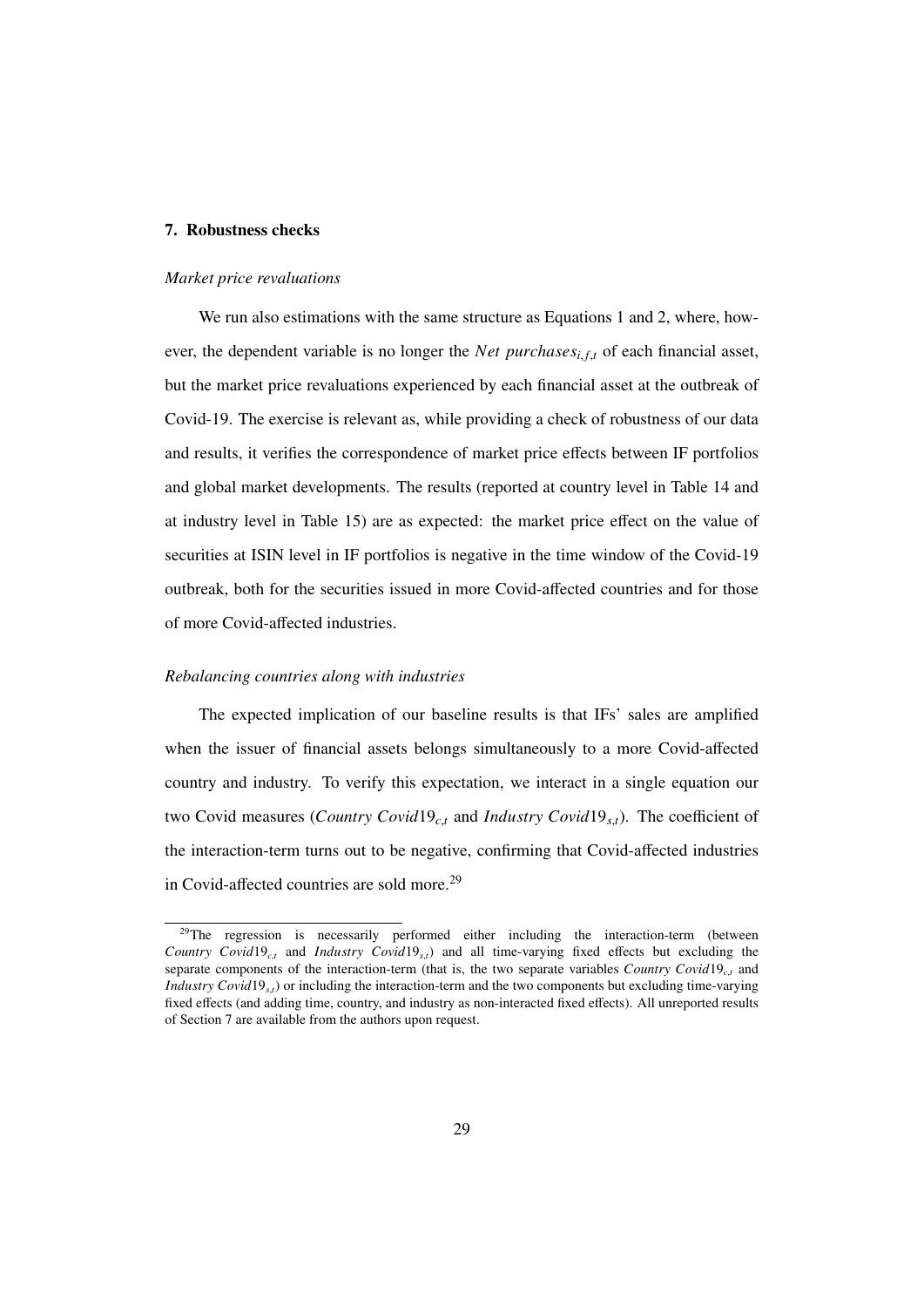## 7. Robustness checks

*Market price revaluations*

We run also estimations with the same structure as Equations 1 and 2, where, however, the dependent variable is no longer the $Net\ purchases_{i,f,t}$ of each financial asset, but the market price revaluations experienced by each financial asset at the outbreak of Covid-19. The exercise is relevant as, while providing a check of robustness of our data and results, it verifies the correspondence of market price effects between IF portfolios and global market developments. The results (reported at country level in Table 14 and at industry level in Table 15) are as expected: the market price effect on the value of securities at ISIN level in IF portfolios is negative in the time window of the Covid-19 outbreak, both for the securities issued in more Covid-affected countries and for those of more Covid-affected industries.

*Rebalancing countries along with industries*

The expected implication of our baseline results is that IFs' sales are amplified when the issuer of financial assets belongs simultaneously to a more Covid-affected country and industry. To verify this expectation, we interact in a single equation our two Covid measures ($Country\ Covid19_{c,t}$ and $Industry\ Covid19_{s,t}$). The coefficient of the interaction-term turns out to be negative, confirming that Covid-affected industries in Covid-affected countries are sold more.[29]

[29]The regression is necessarily performed either including the interaction-term (between $Country\ Covid19_{c,t}$ and $Industry\ Covid19_{s,t}$) and all time-varying fixed effects but excluding the separate components of the interaction-term (that is, the two separate variables $Country\ Covid19_{c,t}$ and $Industry\ Covid19_{s,t}$) or including the interaction-term and the two components but excluding time-varying fixed effects (and adding time, country, and industry as non-interacted fixed effects). All unreported results of Section 7 are available from the authors upon request.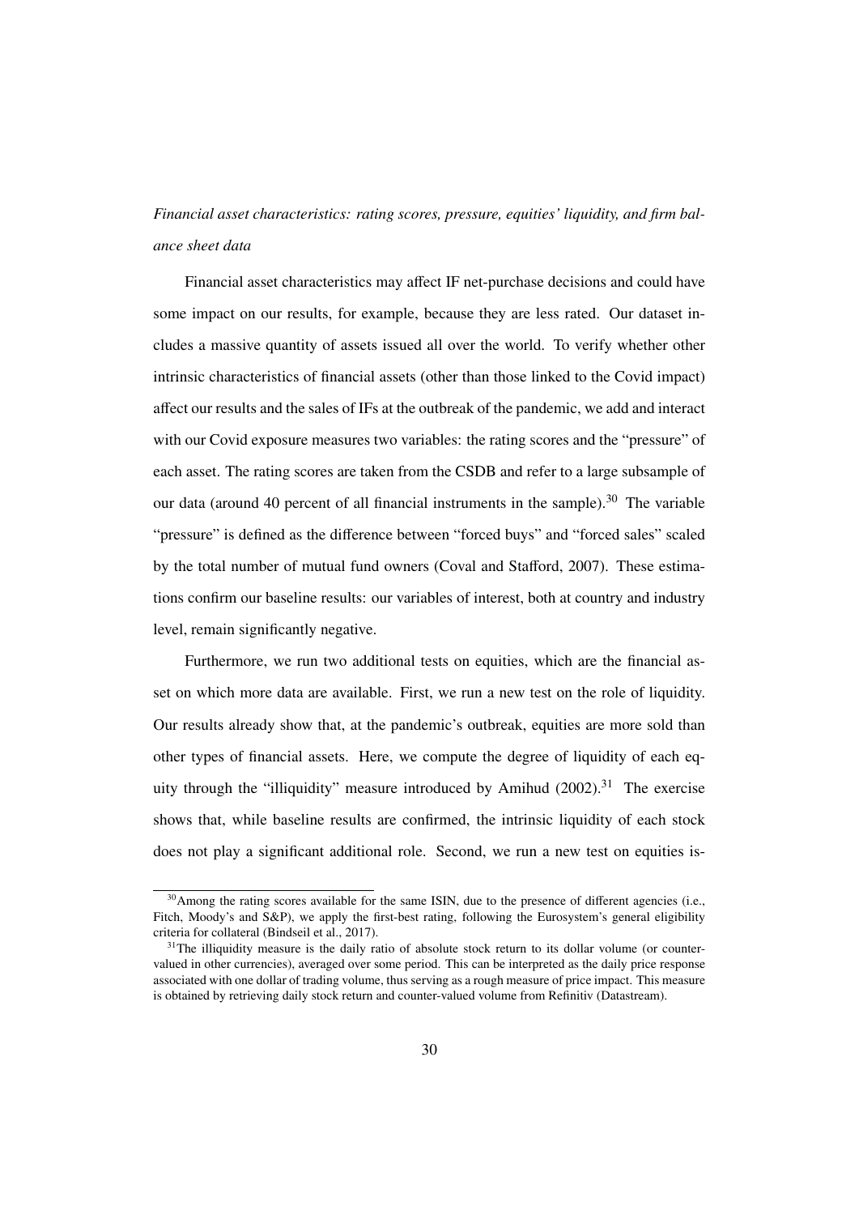*Financial asset characteristics: rating scores, pressure, equities' liquidity, and firm balance sheet data*

Financial asset characteristics may affect IF net-purchase decisions and could have some impact on our results, for example, because they are less rated. Our dataset includes a massive quantity of assets issued all over the world. To verify whether other intrinsic characteristics of financial assets (other than those linked to the Covid impact) affect our results and the sales of IFs at the outbreak of the pandemic, we add and interact with our Covid exposure measures two variables: the rating scores and the "pressure" of each asset. The rating scores are taken from the CSDB and refer to a large subsample of our data (around 40 percent of all financial instruments in the sample).[30] The variable "pressure" is defined as the difference between "forced buys" and "forced sales" scaled by the total number of mutual fund owners (Coval and Stafford, 2007). These estimations confirm our baseline results: our variables of interest, both at country and industry level, remain significantly negative.

Furthermore, we run two additional tests on equities, which are the financial asset on which more data are available. First, we run a new test on the role of liquidity. Our results already show that, at the pandemic's outbreak, equities are more sold than other types of financial assets. Here, we compute the degree of liquidity of each equity through the "illiquidity" measure introduced by Amihud (2002).[31] The exercise shows that, while baseline results are confirmed, the intrinsic liquidity of each stock does not play a significant additional role. Second, we run a new test on equities is-

[30] Among the rating scores available for the same ISIN, due to the presence of different agencies (i.e., Fitch, Moody's and S&P), we apply the first-best rating, following the Eurosystem's general eligibility criteria for collateral (Bindseil et al., 2017).

[31] The illiquidity measure is the daily ratio of absolute stock return to its dollar volume (or counter-valued in other currencies), averaged over some period. This can be interpreted as the daily price response associated with one dollar of trading volume, thus serving as a rough measure of price impact. This measure is obtained by retrieving daily stock return and counter-valued volume from Refinitiv (Datastream).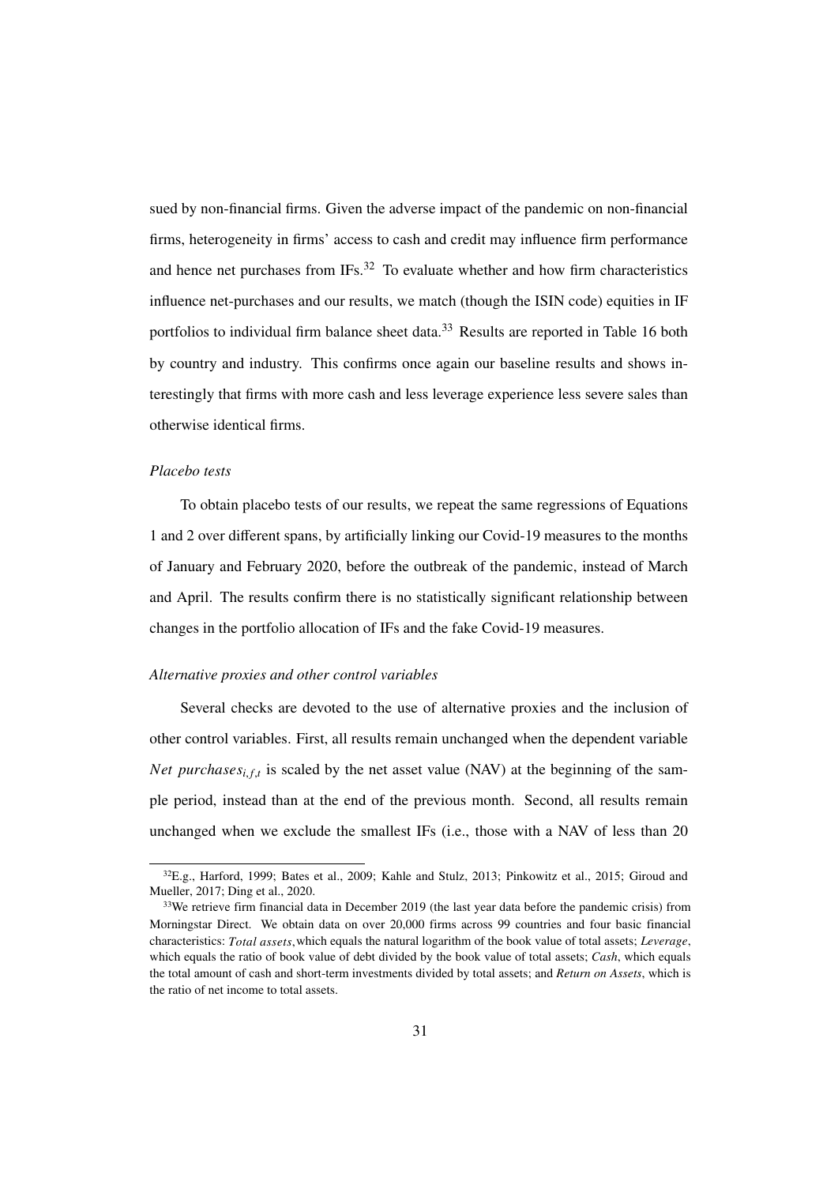sued by non-financial firms. Given the adverse impact of the pandemic on non-financial firms, heterogeneity in firms' access to cash and credit may influence firm performance and hence net purchases from IFs.[32] To evaluate whether and how firm characteristics influence net-purchases and our results, we match (though the ISIN code) equities in IF portfolios to individual firm balance sheet data.[33] Results are reported in Table 16 both by country and industry. This confirms once again our baseline results and shows interestingly that firms with more cash and less leverage experience less severe sales than otherwise identical firms.

*Placebo tests*

To obtain placebo tests of our results, we repeat the same regressions of Equations 1 and 2 over different spans, by artificially linking our Covid-19 measures to the months of January and February 2020, before the outbreak of the pandemic, instead of March and April. The results confirm there is no statistically significant relationship between changes in the portfolio allocation of IFs and the fake Covid-19 measures.

*Alternative proxies and other control variables*

Several checks are devoted to the use of alternative proxies and the inclusion of other control variables. First, all results remain unchanged when the dependent variable $Net\ purchases_{i,f,t}$ is scaled by the net asset value (NAV) at the beginning of the sample period, instead than at the end of the previous month. Second, all results remain unchanged when we exclude the smallest IFs (i.e., those with a NAV of less than 20

[32] E.g., Harford, 1999; Bates et al., 2009; Kahle and Stulz, 2013; Pinkowitz et al., 2015; Giroud and Mueller, 2017; Ding et al., 2020.

[33] We retrieve firm financial data in December 2019 (the last year data before the pandemic crisis) from Morningstar Direct. We obtain data on over 20,000 firms across 99 countries and four basic financial characteristics: *Total assets*, which equals the natural logarithm of the book value of total assets; *Leverage*, which equals the ratio of book value of debt divided by the book value of total assets; *Cash*, which equals the total amount of cash and short-term investments divided by total assets; and *Return on Assets*, which is the ratio of net income to total assets.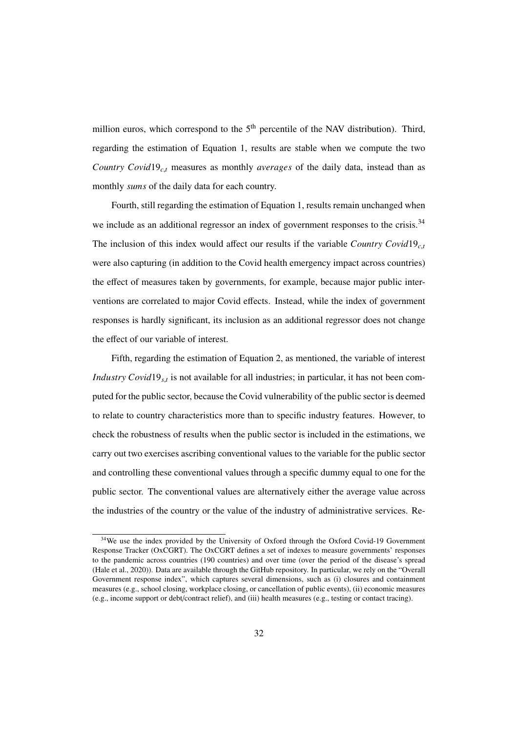million euros, which correspond to the 5th percentile of the NAV distribution). Third, regarding the estimation of Equation 1, results are stable when we compute the two *Country Covid*$19_{c,t}$ measures as monthly *averages* of the daily data, instead than as monthly *sums* of the daily data for each country.

Fourth, still regarding the estimation of Equation 1, results remain unchanged when we include as an additional regressor an index of government responses to the crisis.[34] The inclusion of this index would affect our results if the variable *Country Covid*$19_{c,t}$ were also capturing (in addition to the Covid health emergency impact across countries) the effect of measures taken by governments, for example, because major public interventions are correlated to major Covid effects. Instead, while the index of government responses is hardly significant, its inclusion as an additional regressor does not change the effect of our variable of interest.

Fifth, regarding the estimation of Equation 2, as mentioned, the variable of interest *Industry Covid*$19_{s,t}$ is not available for all industries; in particular, it has not been computed for the public sector, because the Covid vulnerability of the public sector is deemed to relate to country characteristics more than to specific industry features. However, to check the robustness of results when the public sector is included in the estimations, we carry out two exercises ascribing conventional values to the variable for the public sector and controlling these conventional values through a specific dummy equal to one for the public sector. The conventional values are alternatively either the average value across the industries of the country or the value of the industry of administrative services. Re-

[34] We use the index provided by the University of Oxford through the Oxford Covid-19 Government Response Tracker (OxCGRT). The OxCGRT defines a set of indexes to measure governments' responses to the pandemic across countries (190 countries) and over time (over the period of the disease's spread (Hale et al., 2020)). Data are available through the GitHub repository. In particular, we rely on the "Overall Government response index", which captures several dimensions, such as (i) closures and containment measures (e.g., school closing, workplace closing, or cancellation of public events), (ii) economic measures (e.g., income support or debt/contract relief), and (iii) health measures (e.g., testing or contact tracing).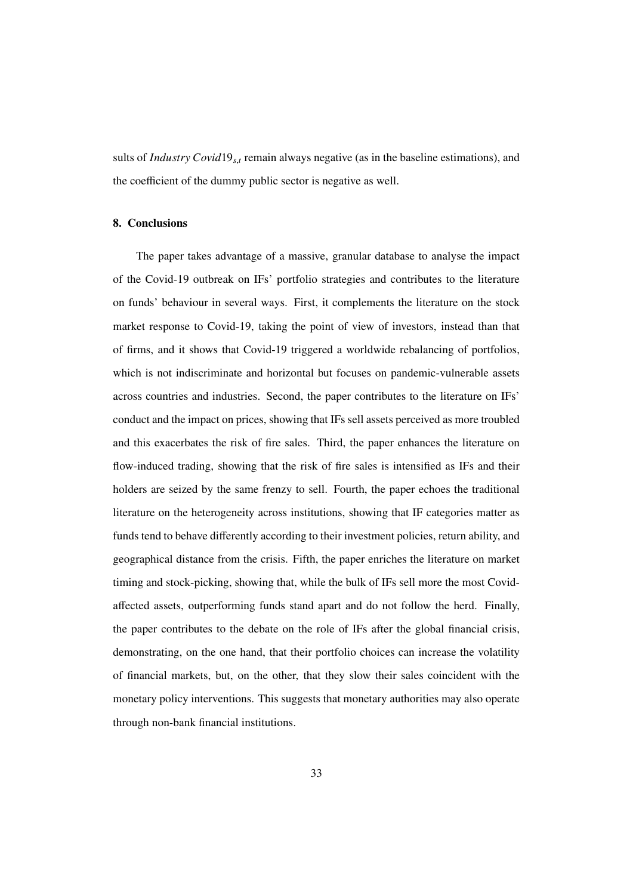sults of $Industry\ Covid19_{s,t}$ remain always negative (as in the baseline estimations), and the coefficient of the dummy public sector is negative as well.

## 8. Conclusions

The paper takes advantage of a massive, granular database to analyse the impact of the Covid-19 outbreak on IFs' portfolio strategies and contributes to the literature on funds' behaviour in several ways. First, it complements the literature on the stock market response to Covid-19, taking the point of view of investors, instead than that of firms, and it shows that Covid-19 triggered a worldwide rebalancing of portfolios, which is not indiscriminate and horizontal but focuses on pandemic-vulnerable assets across countries and industries. Second, the paper contributes to the literature on IFs' conduct and the impact on prices, showing that IFs sell assets perceived as more troubled and this exacerbates the risk of fire sales. Third, the paper enhances the literature on flow-induced trading, showing that the risk of fire sales is intensified as IFs and their holders are seized by the same frenzy to sell. Fourth, the paper echoes the traditional literature on the heterogeneity across institutions, showing that IF categories matter as funds tend to behave differently according to their investment policies, return ability, and geographical distance from the crisis. Fifth, the paper enriches the literature on market timing and stock-picking, showing that, while the bulk of IFs sell more the most Covid-affected assets, outperforming funds stand apart and do not follow the herd. Finally, the paper contributes to the debate on the role of IFs after the global financial crisis, demonstrating, on the one hand, that their portfolio choices can increase the volatility of financial markets, but, on the other, that they slow their sales coincident with the monetary policy interventions. This suggests that monetary authorities may also operate through non-bank financial institutions.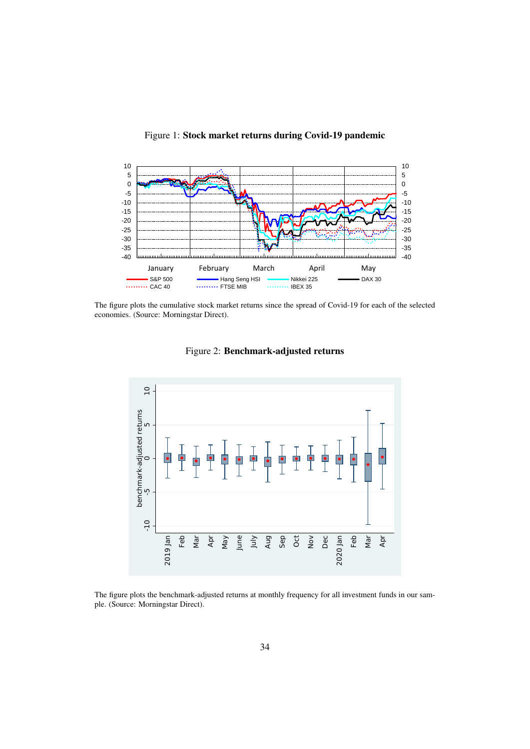Figure 1: **Stock market returns during Covid-19 pandemic**

The figure plots the cumulative stock market returns since the spread of Covid-19 for each of the selected economies. (Source: Morningstar Direct).

Figure 2: **Benchmark-adjusted returns**

The figure plots the benchmark-adjusted returns at monthly frequency for all investment funds in our sample. (Source: Morningstar Direct).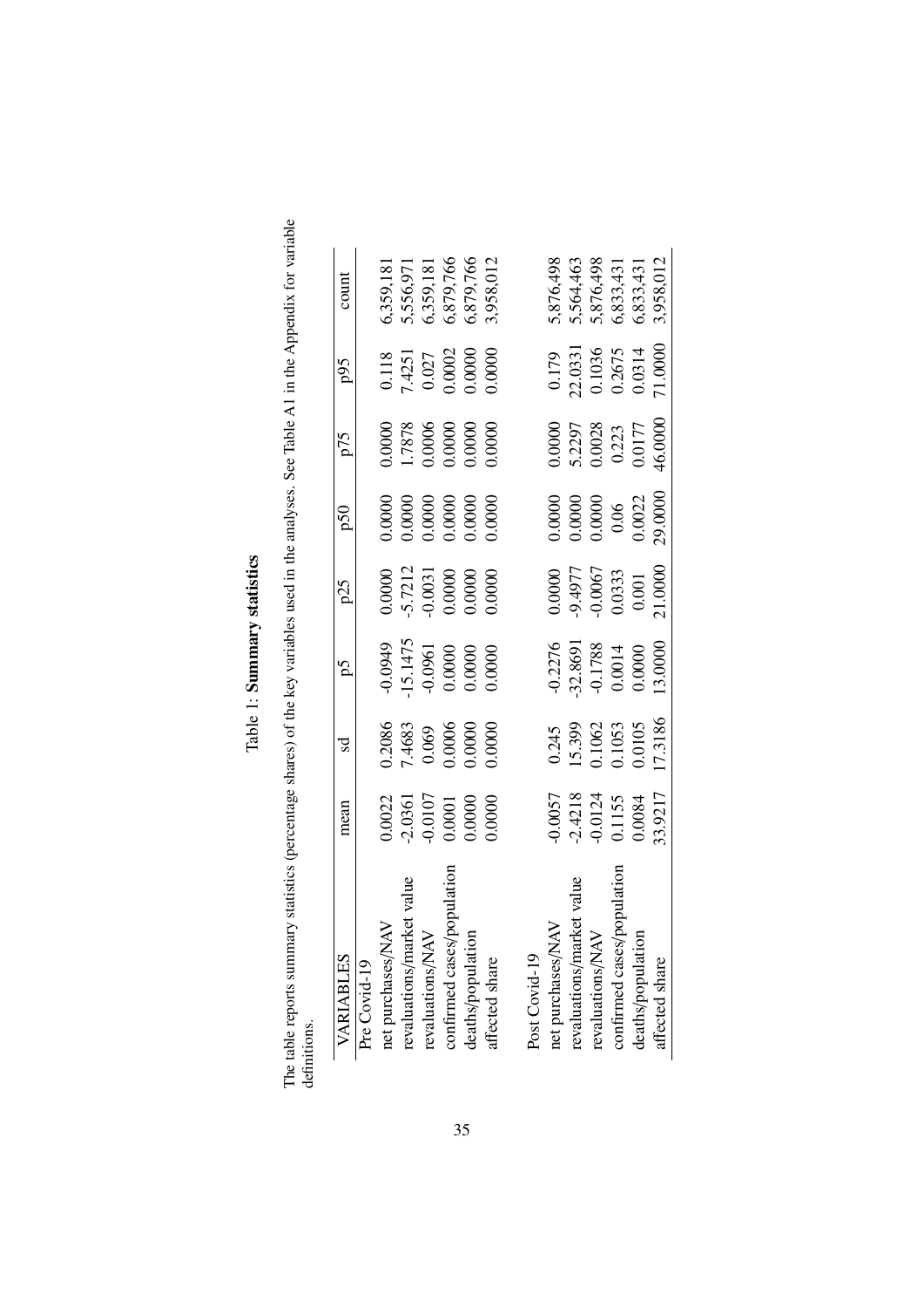Table 1: **Summary statistics**

The table reports summary statistics (percentage shares) of the key variables used in the analyses. See Table A1 in the Appendix for variable definitions.

| VARIABLES | mean | sd | p5 | p25 | p50 | p75 | p95 | count |
|---|---|---|---|---|---|---|---|---|
| Pre Covid-19 | | | | | | | | |
| net purchases/NAV | 0.0022 | 0.2086 | -0.0949 | 0.0000 | 0.0000 | 0.0000 | 0.118 | 6,359,181 |
| revaluations/market value | -2.0361 | 7.4683 | -15.1475 | -5.7212 | 0.0000 | 1.7878 | 7.4251 | 5,556,971 |
| revaluations/NAV | -0.0107 | 0.069 | -0.0961 | -0.0031 | 0.0000 | 0.0006 | 0.027 | 6,359,181 |
| confirmed cases/population | 0.0001 | 0.0006 | 0.0000 | 0.0000 | 0.0000 | 0.0000 | 0.0002 | 6,879,766 |
| deaths/population | 0.0000 | 0.0000 | 0.0000 | 0.0000 | 0.0000 | 0.0000 | 0.0000 | 6,879,766 |
| affected share | 0.0000 | 0.0000 | 0.0000 | 0.0000 | 0.0000 | 0.0000 | 0.0000 | 3,958,012 |
| | | | | | | | | |
| Post Covid-19 | | | | | | | | |
| net purchases/NAV | -0.0057 | 0.245 | -0.2276 | 0.0000 | 0.0000 | 0.0000 | 0.179 | 5,876,498 |
| revaluations/market value | -2.4218 | 15.399 | -32.8691 | -9.4977 | 0.0000 | 5.2297 | 22.0331 | 5,564,463 |
| revaluations/NAV | -0.0124 | 0.1062 | -0.1788 | -0.0067 | 0.0000 | 0.0028 | 0.1036 | 5,876,498 |
| confirmed cases/population | 0.1155 | 0.1053 | 0.0014 | 0.0333 | 0.06 | 0.223 | 0.2675 | 6,833,431 |
| deaths/population | 0.0084 | 0.0105 | 0.0000 | 0.001 | 0.0022 | 0.0177 | 0.0314 | 6,833,431 |
| affected share | 33.9217 | 17.3186 | 13.0000 | 21.0000 | 29.0000 | 46.0000 | 71.0000 | 3,958,012 |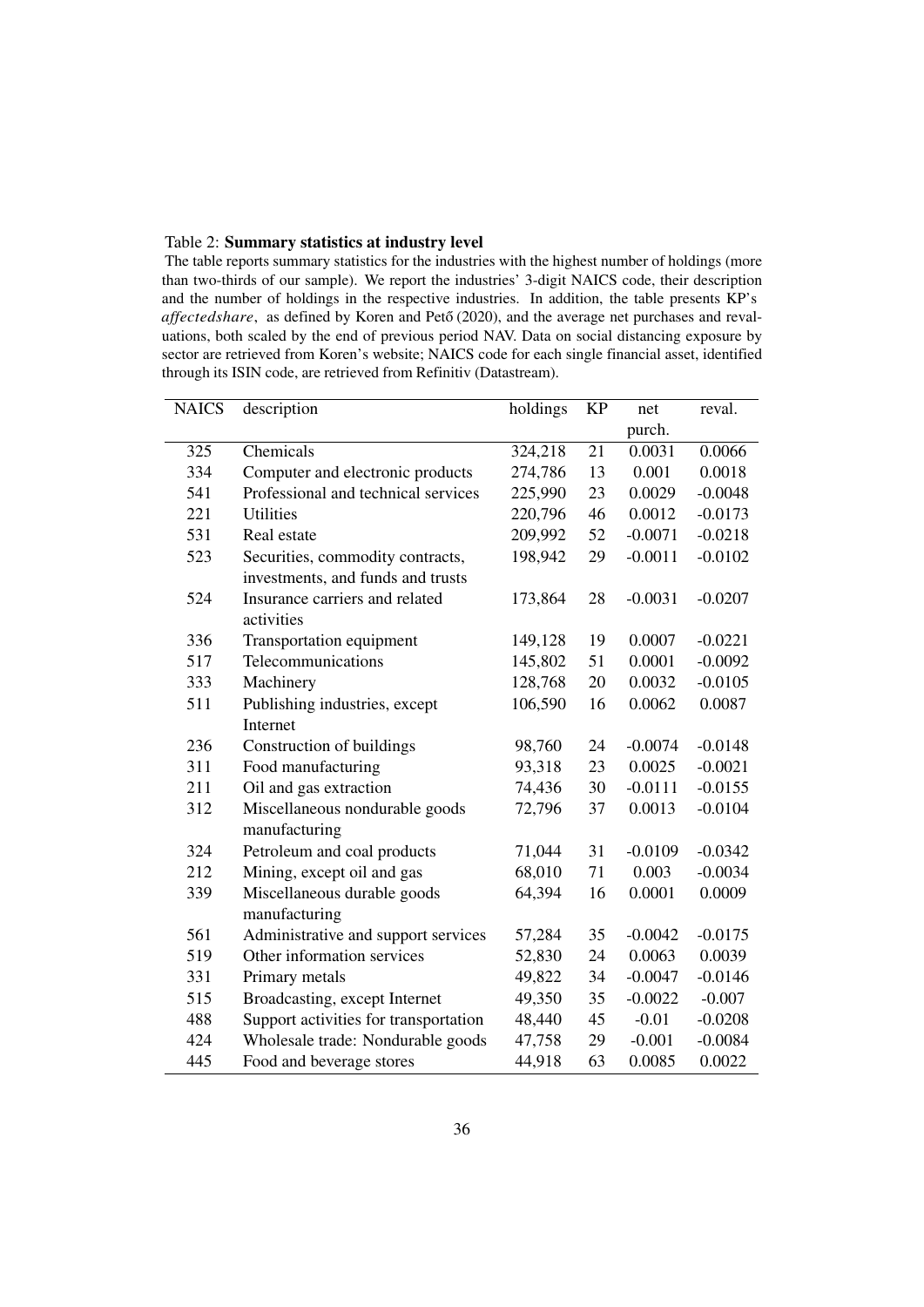Table 2: **Summary statistics at industry level**

The table reports summary statistics for the industries with the highest number of holdings (more than two-thirds of our sample). We report the industries' 3-digit NAICS code, their description and the number of holdings in the respective industries. In addition, the table presents KP's *affectedshare*, as defined by Koren and Pető (2020), and the average net purchases and revaluations, both scaled by the end of previous period NAV. Data on social distancing exposure by sector are retrieved from Koren's website; NAICS code for each single financial asset, identified through its ISIN code, are retrieved from Refinitiv (Datastream).

| NAICS | description | holdings | KP | net purch. | reval. |
|---|---|---|---|---|---|
| 325 | Chemicals | 324,218 | 21 | 0.0031 | 0.0066 |
| 334 | Computer and electronic products | 274,786 | 13 | 0.001 | 0.0018 |
| 541 | Professional and technical services | 225,990 | 23 | 0.0029 | -0.0048 |
| 221 | Utilities | 220,796 | 46 | 0.0012 | -0.0173 |
| 531 | Real estate | 209,992 | 52 | -0.0071 | -0.0218 |
| 523 | Securities, commodity contracts, investments, and funds and trusts | 198,942 | 29 | -0.0011 | -0.0102 |
| 524 | Insurance carriers and related activities | 173,864 | 28 | -0.0031 | -0.0207 |
| 336 | Transportation equipment | 149,128 | 19 | 0.0007 | -0.0221 |
| 517 | Telecommunications | 145,802 | 51 | 0.0001 | -0.0092 |
| 333 | Machinery | 128,768 | 20 | 0.0032 | -0.0105 |
| 511 | Publishing industries, except Internet | 106,590 | 16 | 0.0062 | 0.0087 |
| 236 | Construction of buildings | 98,760 | 24 | -0.0074 | -0.0148 |
| 311 | Food manufacturing | 93,318 | 23 | 0.0025 | -0.0021 |
| 211 | Oil and gas extraction | 74,436 | 30 | -0.0111 | -0.0155 |
| 312 | Miscellaneous nondurable goods manufacturing | 72,796 | 37 | 0.0013 | -0.0104 |
| 324 | Petroleum and coal products | 71,044 | 31 | -0.0109 | -0.0342 |
| 212 | Mining, except oil and gas | 68,010 | 71 | 0.003 | -0.0034 |
| 339 | Miscellaneous durable goods manufacturing | 64,394 | 16 | 0.0001 | 0.0009 |
| 561 | Administrative and support services | 57,284 | 35 | -0.0042 | -0.0175 |
| 519 | Other information services | 52,830 | 24 | 0.0063 | 0.0039 |
| 331 | Primary metals | 49,822 | 34 | -0.0047 | -0.0146 |
| 515 | Broadcasting, except Internet | 49,350 | 35 | -0.0022 | -0.007 |
| 488 | Support activities for transportation | 48,440 | 45 | -0.01 | -0.0208 |
| 424 | Wholesale trade: Nondurable goods | 47,758 | 29 | -0.001 | -0.0084 |
| 445 | Food and beverage stores | 44,918 | 63 | 0.0085 | 0.0022 |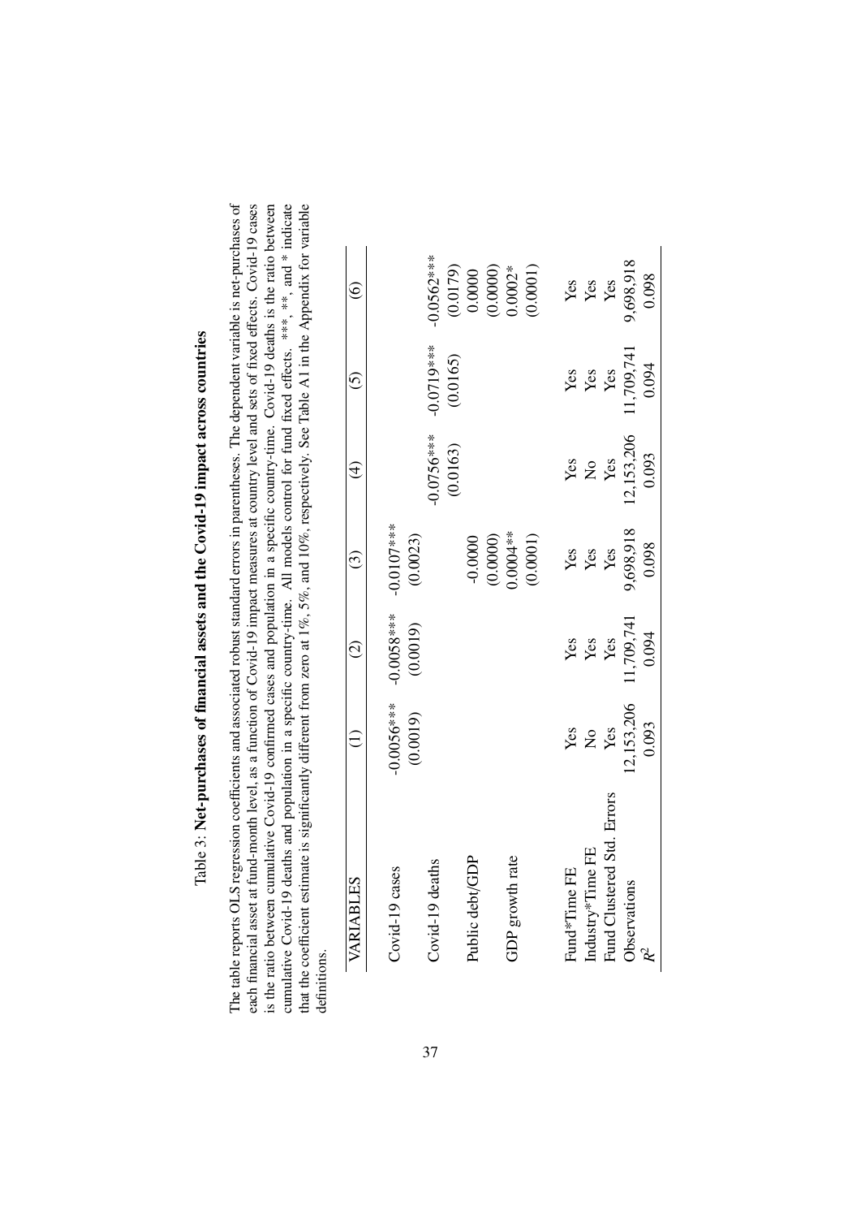Table 3: **Net-purchases of financial assets and the Covid-19 impact across countries**

The table reports OLS regression coefficients and associated robust standard errors in parentheses. The dependent variable is net-purchases of each financial asset at fund-month level, as a function of Covid-19 impact measures at country level and sets of fixed effects. Covid-19 cases is the ratio between cumulative Covid-19 confirmed cases and population in a specific country-time. Covid-19 deaths is the ratio between cumulative Covid-19 deaths and population in a specific country-time. All models control for fund fixed effects. ***, **, and * indicate that the coefficient estimate is significantly different from zero at 1%, 5%, and 10%, respectively. See Table A1 in the Appendix for variable definitions.

| VARIABLES | (1) | (2) | (3) | (4) | (5) | (6) |
|---|---|---|---|---|---|---|
| Covid-19 cases | -0.0056*** | -0.0058*** | -0.0107*** | | | |
| | (0.0019) | (0.0019) | (0.0023) | | | |
| Covid-19 deaths | | | | -0.0756*** | -0.0719*** | -0.0562*** |
| | | | | (0.0163) | (0.0165) | (0.0179) |
| Public debt/GDP | | | -0.0000 | | | 0.0000 |
| | | | (0.0000) | | | (0.0000) |
| GDP growth rate | | | 0.0004** | | | 0.0002* |
| | | | (0.0001) | | | (0.0001) |
| Fund*Time FE | Yes | Yes | Yes | Yes | Yes | Yes |
| Industry*Time FE | No | Yes | Yes | No | Yes | Yes |
| Fund Clustered Std. Errors | Yes | Yes | Yes | Yes | Yes | Yes |
| Observations | 12,153,206 | 11,709,741 | 9,698,918 | 12,153,206 | 11,709,741 | 9,698,918 |
| $R^2$ | 0.093 | 0.094 | 0.098 | 0.093 | 0.094 | 0.098 |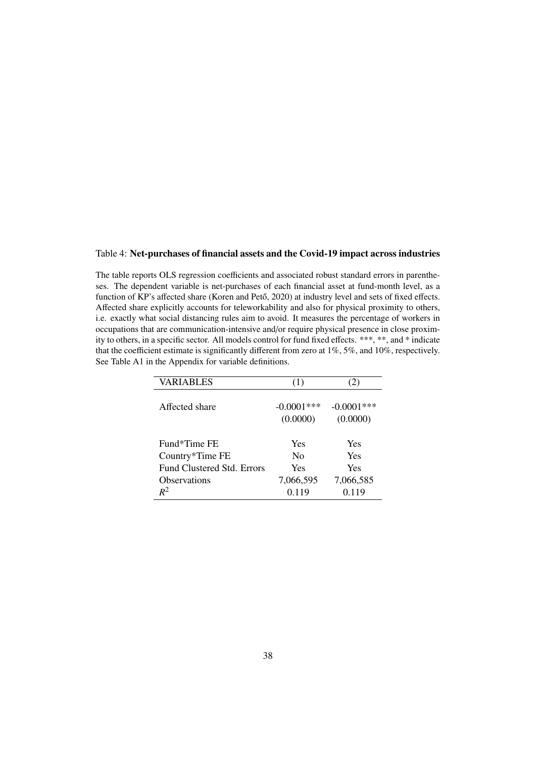Table 4: **Net-purchases of financial assets and the Covid-19 impact across industries**

The table reports OLS regression coefficients and associated robust standard errors in parentheses. The dependent variable is net-purchases of each financial asset at fund-month level, as a function of KP's affected share (Koren and Pető, 2020) at industry level and sets of fixed effects. Affected share explicitly accounts for teleworkability and also for physical proximity to others, i.e. exactly what social distancing rules aim to avoid. It measures the percentage of workers in occupations that are communication-intensive and/or require physical presence in close proximity to others, in a specific sector. All models control for fund fixed effects. ***, **, and * indicate that the coefficient estimate is significantly different from zero at 1%, 5%, and 10%, respectively. See Table A1 in the Appendix for variable definitions.

| VARIABLES | (1) | (2) |
|---|---|---|
| Affected share | -0.0001*** | -0.0001*** |
| | (0.0000) | (0.0000) |
| Fund*Time FE | Yes | Yes |
| Country*Time FE | No | Yes |
| Fund Clustered Std. Errors | Yes | Yes |
| Observations | 7,066,595 | 7,066,585 |
| $R^2$ | 0.119 | 0.119 |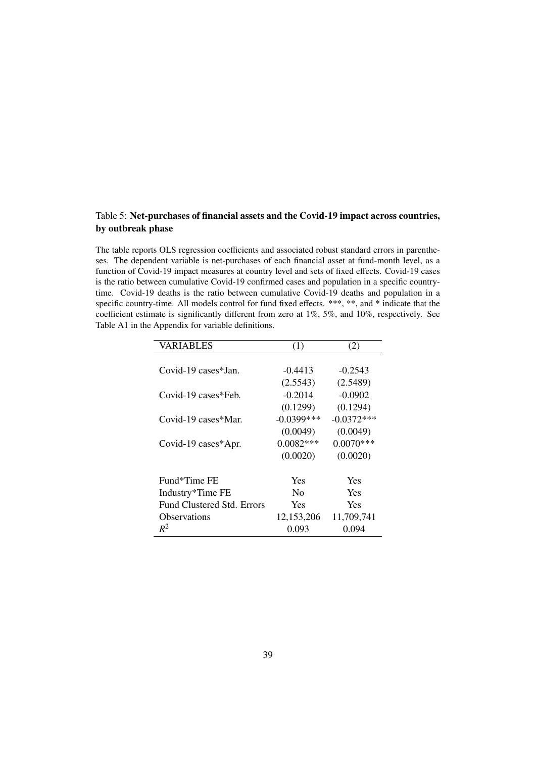Table 5: **Net-purchases of financial assets and the Covid-19 impact across countries, by outbreak phase**

The table reports OLS regression coefficients and associated robust standard errors in parentheses. The dependent variable is net-purchases of each financial asset at fund-month level, as a function of Covid-19 impact measures at country level and sets of fixed effects. Covid-19 cases is the ratio between cumulative Covid-19 confirmed cases and population in a specific country-time. Covid-19 deaths is the ratio between cumulative Covid-19 deaths and population in a specific country-time. All models control for fund fixed effects. ***, **, and * indicate that the coefficient estimate is significantly different from zero at 1%, 5%, and 10%, respectively. See Table A1 in the Appendix for variable definitions.

| VARIABLES | (1) | (2) |
|---|---|---|
| Covid-19 cases*Jan. | -0.4413 | -0.2543 |
| | (2.5543) | (2.5489) |
| Covid-19 cases*Feb. | -0.2014 | -0.0902 |
| | (0.1299) | (0.1294) |
| Covid-19 cases*Mar. | -0.0399*** | -0.0372*** |
| | (0.0049) | (0.0049) |
| Covid-19 cases*Apr. | 0.0082*** | 0.0070*** |
| | (0.0020) | (0.0020) |
| | | |
| Fund*Time FE | Yes | Yes |
| Industry*Time FE | No | Yes |
| Fund Clustered Std. Errors | Yes | Yes |
| Observations | 12,153,206 | 11,709,741 |
| $R^2$ | 0.093 | 0.094 |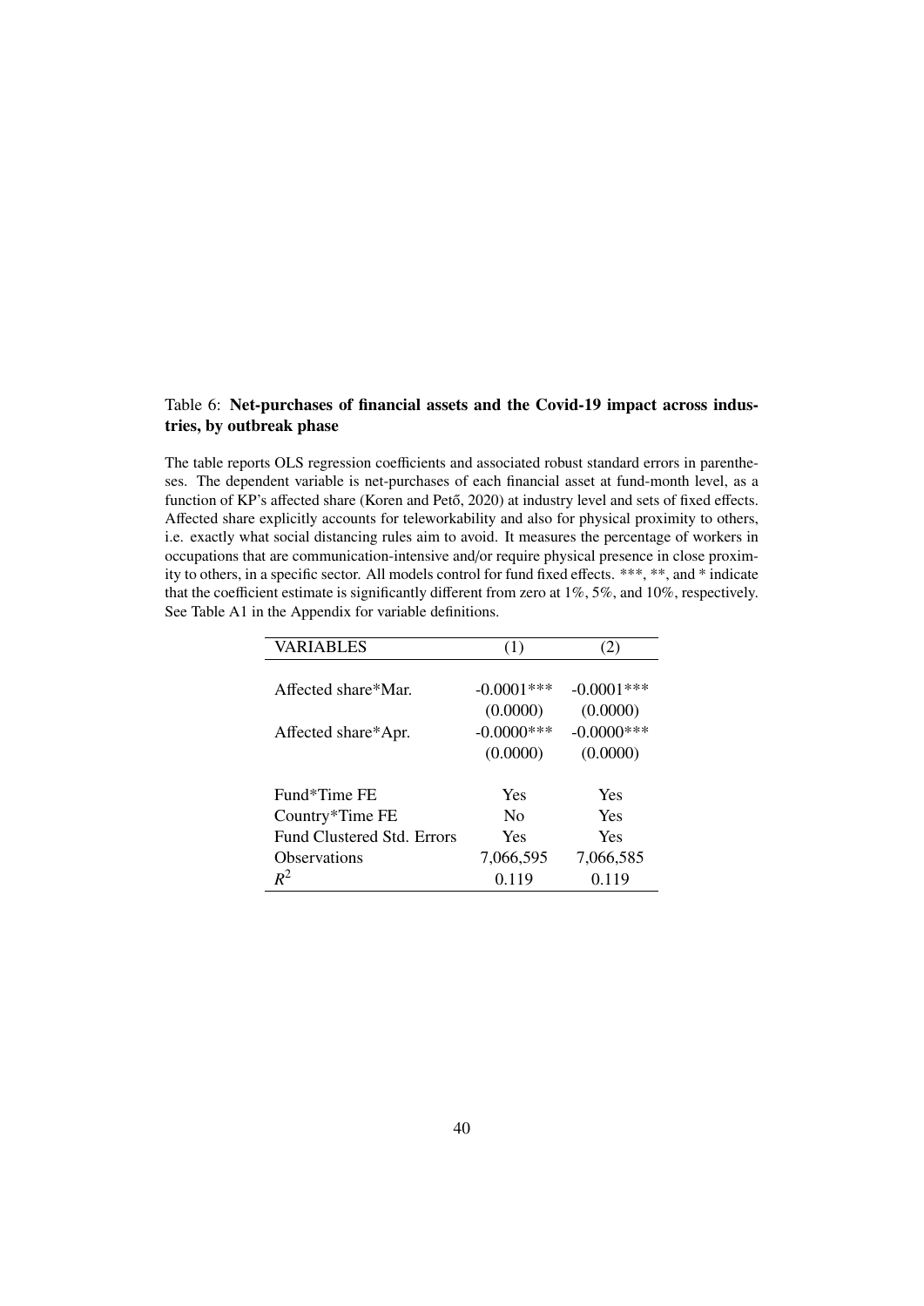Table 6: **Net-purchases of financial assets and the Covid-19 impact across industries, by outbreak phase**

The table reports OLS regression coefficients and associated robust standard errors in parentheses. The dependent variable is net-purchases of each financial asset at fund-month level, as a function of KP's affected share (Koren and Pető, 2020) at industry level and sets of fixed effects. Affected share explicitly accounts for teleworkability and also for physical proximity to others, i.e. exactly what social distancing rules aim to avoid. It measures the percentage of workers in occupations that are communication-intensive and/or require physical presence in close proximity to others, in a specific sector. All models control for fund fixed effects. ***, **, and * indicate that the coefficient estimate is significantly different from zero at 1%, 5%, and 10%, respectively. See Table A1 in the Appendix for variable definitions.

| VARIABLES | (1) | (2) |
|---|---|---|
| Affected share*Mar. | -0.0001*** | -0.0001*** |
| | (0.0000) | (0.0000) |
| Affected share*Apr. | -0.0000*** | -0.0000*** |
| | (0.0000) | (0.0000) |
| Fund*Time FE | Yes | Yes |
| Country*Time FE | No | Yes |
| Fund Clustered Std. Errors | Yes | Yes |
| Observations | 7,066,595 | 7,066,585 |
| $R^2$ | 0.119 | 0.119 |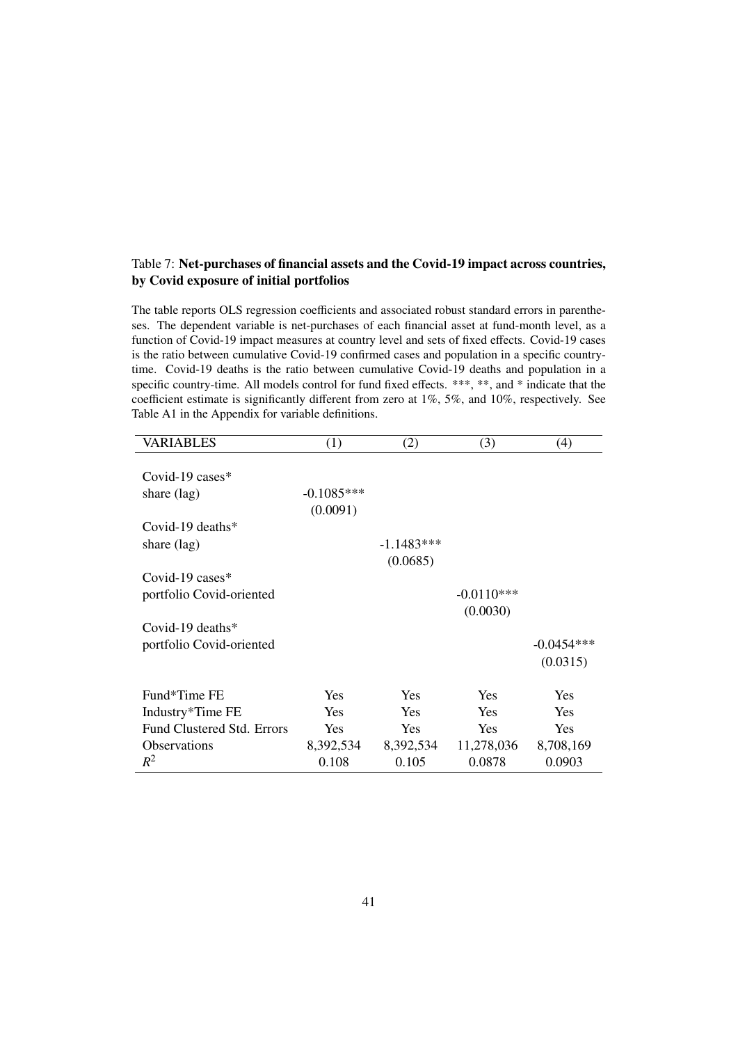Table 7: **Net-purchases of financial assets and the Covid-19 impact across countries, by Covid exposure of initial portfolios**

The table reports OLS regression coefficients and associated robust standard errors in parentheses. The dependent variable is net-purchases of each financial asset at fund-month level, as a function of Covid-19 impact measures at country level and sets of fixed effects. Covid-19 cases is the ratio between cumulative Covid-19 confirmed cases and population in a specific country-time. Covid-19 deaths is the ratio between cumulative Covid-19 deaths and population in a specific country-time. All models control for fund fixed effects. ***, **, and * indicate that the coefficient estimate is significantly different from zero at 1%, 5%, and 10%, respectively. See Table A1 in the Appendix for variable definitions.

| VARIABLES | (1) | (2) | (3) | (4) |
|---|---|---|---|---|
| Covid-19 cases* share (lag) | -0.1085*** | | | |
| | (0.0091) | | | |
| Covid-19 deaths* share (lag) | | -1.1483*** | | |
| | | (0.0685) | | |
| Covid-19 cases* portfolio Covid-oriented | | | -0.0110*** | |
| | | | (0.0030) | |
| Covid-19 deaths* portfolio Covid-oriented | | | | -0.0454*** |
| | | | | (0.0315) |
| Fund*Time FE | Yes | Yes | Yes | Yes |
| Industry*Time FE | Yes | Yes | Yes | Yes |
| Fund Clustered Std. Errors | Yes | Yes | Yes | Yes |
| Observations | 8,392,534 | 8,392,534 | 11,278,036 | 8,708,169 |
| $R^2$ | 0.108 | 0.105 | 0.0878 | 0.0903 |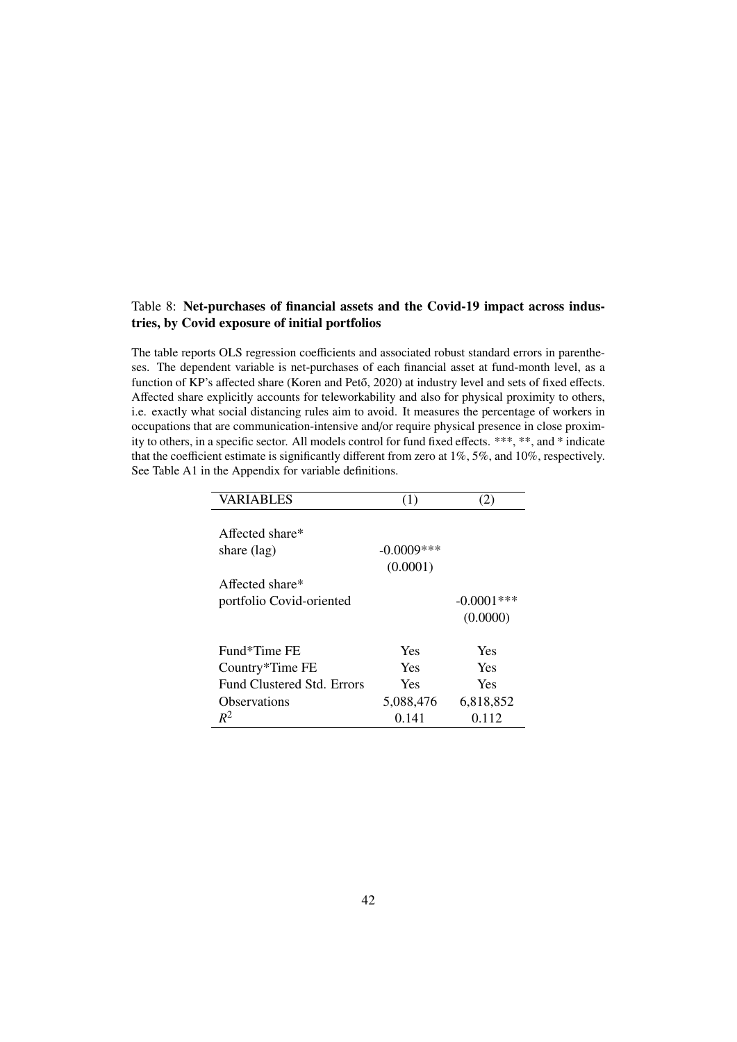Table 8: **Net-purchases of financial assets and the Covid-19 impact across industries, by Covid exposure of initial portfolios**

The table reports OLS regression coefficients and associated robust standard errors in parentheses. The dependent variable is net-purchases of each financial asset at fund-month level, as a function of KP's affected share (Koren and Pető, 2020) at industry level and sets of fixed effects. Affected share explicitly accounts for teleworkability and also for physical proximity to others, i.e. exactly what social distancing rules aim to avoid. It measures the percentage of workers in occupations that are communication-intensive and/or require physical presence in close proximity to others, in a specific sector. All models control for fund fixed effects. ***, **, and * indicate that the coefficient estimate is significantly different from zero at 1%, 5%, and 10%, respectively. See Table A1 in the Appendix for variable definitions.

| VARIABLES | (1) | (2) |
|---|---|---|
| Affected share* share (lag) | -0.0009*** | |
| | (0.0001) | |
| Affected share* portfolio Covid-oriented | | -0.0001*** |
| | | (0.0000) |
| Fund*Time FE | Yes | Yes |
| Country*Time FE | Yes | Yes |
| Fund Clustered Std. Errors | Yes | Yes |
| Observations | 5,088,476 | 6,818,852 |
| $R^2$ | 0.141 | 0.112 |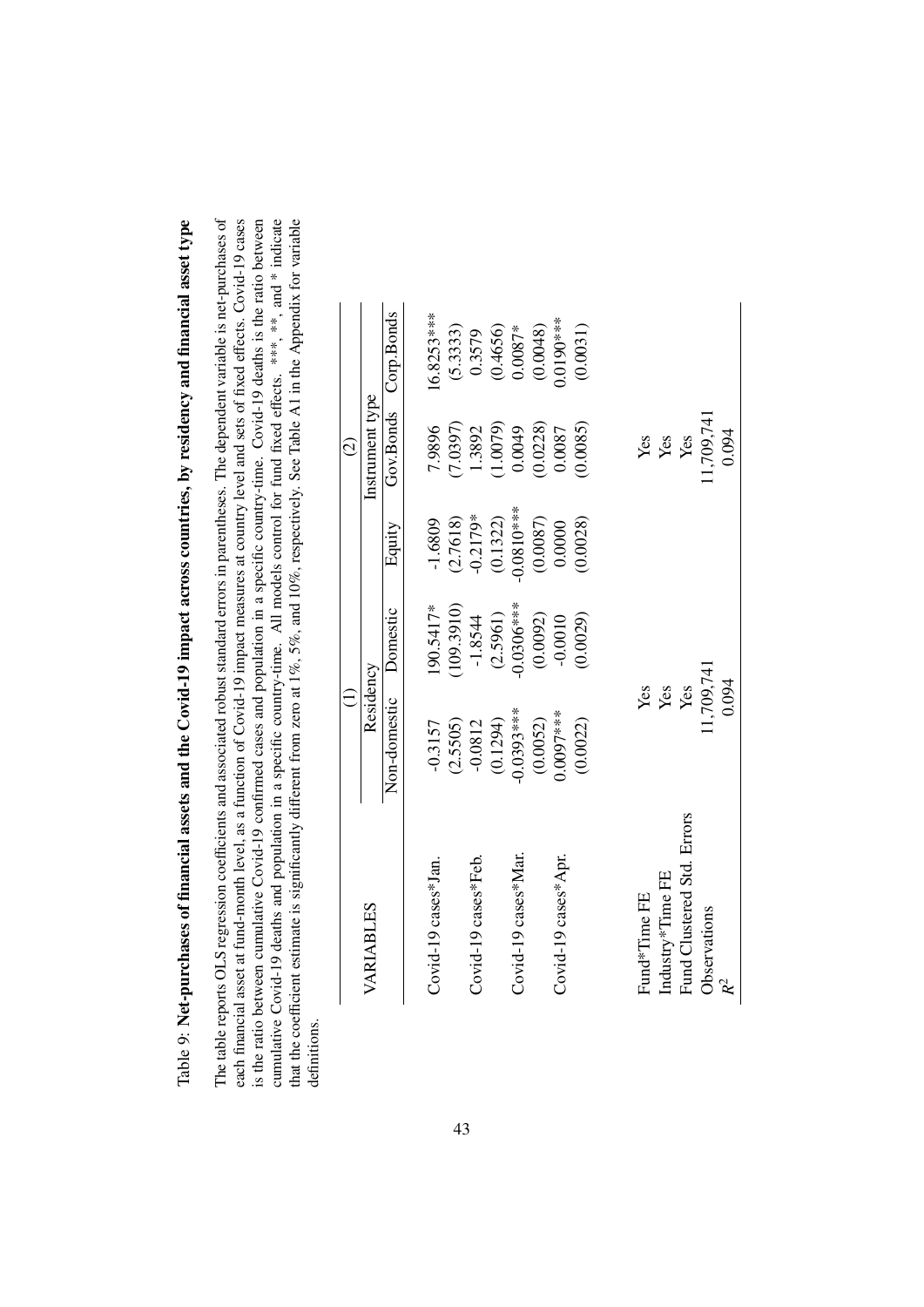Table 9: **Net-purchases of financial assets and the Covid-19 impact across countries, by residency and financial asset type**

The table reports OLS regression coefficients and associated robust standard errors in parentheses. The dependent variable is net-purchases of each financial asset at fund-month level, as a function of Covid-19 impact measures at country level and sets of fixed effects. Covid-19 cases is the ratio between cumulative Covid-19 confirmed cases and population in a specific country-time. Covid-19 deaths is the ratio between cumulative Covid-19 deaths and population in a specific country-time. All models control for fund fixed effects. ***, **, and * indicate that the coefficient estimate is significantly different from zero at 1%, 5%, and 10%, respectively. See Table A1 in the Appendix for variable definitions.

| VARIABLES | (1) | | (2) | | |
|---|---|---|---|---|---|
| | Residency | | Instrument type | | |
| | Non-domestic | Domestic | Equity | Gov.Bonds | Corp.Bonds |
| Covid-19 cases*Jan. | -0.3157 | 190.5417* | -1.6809 | 7.9896 | 16.8253*** |
| | (2.5505) | (109.3910) | (2.7618) | (7.0397) | (5.3333) |
| Covid-19 cases*Feb. | -0.0812 | -1.8544 | -0.2179* | 1.3892 | 0.3579 |
| | (0.1294) | (2.5961) | (0.1322) | (1.0079) | (0.4656) |
| Covid-19 cases*Mar. | -0.0393*** | -0.0306*** | -0.0810*** | 0.0049 | 0.0087* |
| | (0.0052) | (0.0092) | (0.0087) | (0.0228) | (0.0048) |
| Covid-19 cases*Apr. | 0.0097*** | -0.0010 | 0.0000 | 0.0087 | 0.0190*** |
| | (0.0022) | (0.0029) | (0.0028) | (0.0085) | (0.0031) |
| Fund*Time FE | Yes | | | Yes | |
| Industry*Time FE | Yes | | | Yes | |
| Fund Clustered Std. Errors | Yes | | | Yes | |
| Observations | 11,709,741 | | | 11,709,741 | |
| $R^2$ | 0.094 | | | 0.094 | |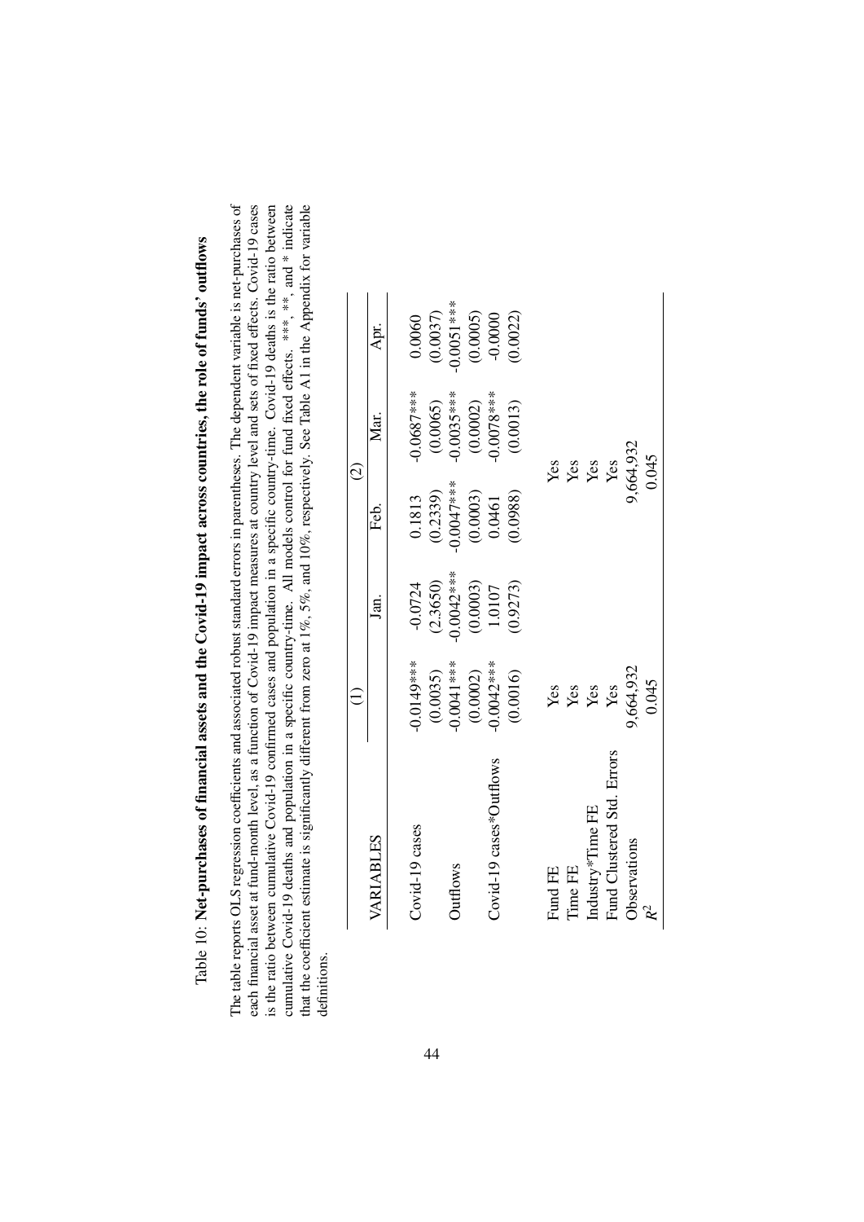Table 10: **Net-purchases of financial assets and the Covid-19 impact across countries, the role of funds' outflows**

The table reports OLS regression coefficients and associated robust standard errors in parentheses. The dependent variable is net-purchases of each financial asset at fund-month level, as a function of Covid-19 impact measures at country level and sets of fixed effects. Covid-19 cases is the ratio between cumulative Covid-19 confirmed cases and population in a specific country-time. Covid-19 deaths is the ratio between cumulative Covid-19 deaths and population in a specific country-time. All models control for fund fixed effects. ***, **, and * indicate that the coefficient estimate is significantly different from zero at 1%, 5%, and 10%, respectively. See Table A1 in the Appendix for variable definitions.

| | (1) | (2) | | | |
|---|---|---|---|---|---|
| VARIABLES | | Jan. | Feb. | Mar. | Apr. |
| Covid-19 cases | -0.0149*** | -0.0724 | 0.1813 | -0.0687*** | 0.0060 |
| | (0.0035) | (2.3650) | (0.2339) | (0.0065) | (0.0037) |
| Outflows | -0.0041*** | -0.0042*** | -0.0047*** | -0.0035*** | -0.0051*** |
| | (0.0002) | (0.0003) | (0.0003) | (0.0002) | (0.0005) |
| Covid-19 cases*Outflows | -0.0042*** | 1.0107 | 0.0461 | -0.0078*** | -0.0000 |
| | (0.0016) | (0.9273) | (0.0988) | (0.0013) | (0.0022) |
| Fund FE | Yes | | Yes | | |
| Time FE | Yes | | Yes | | |
| Industry*Time FE | Yes | | Yes | | |
| Fund Clustered Std. Errors | Yes | | Yes | | |
| Observations | 9,664,932 | | 9,664,932 | | |
| $R^2$ | 0.045 | | 0.045 | | |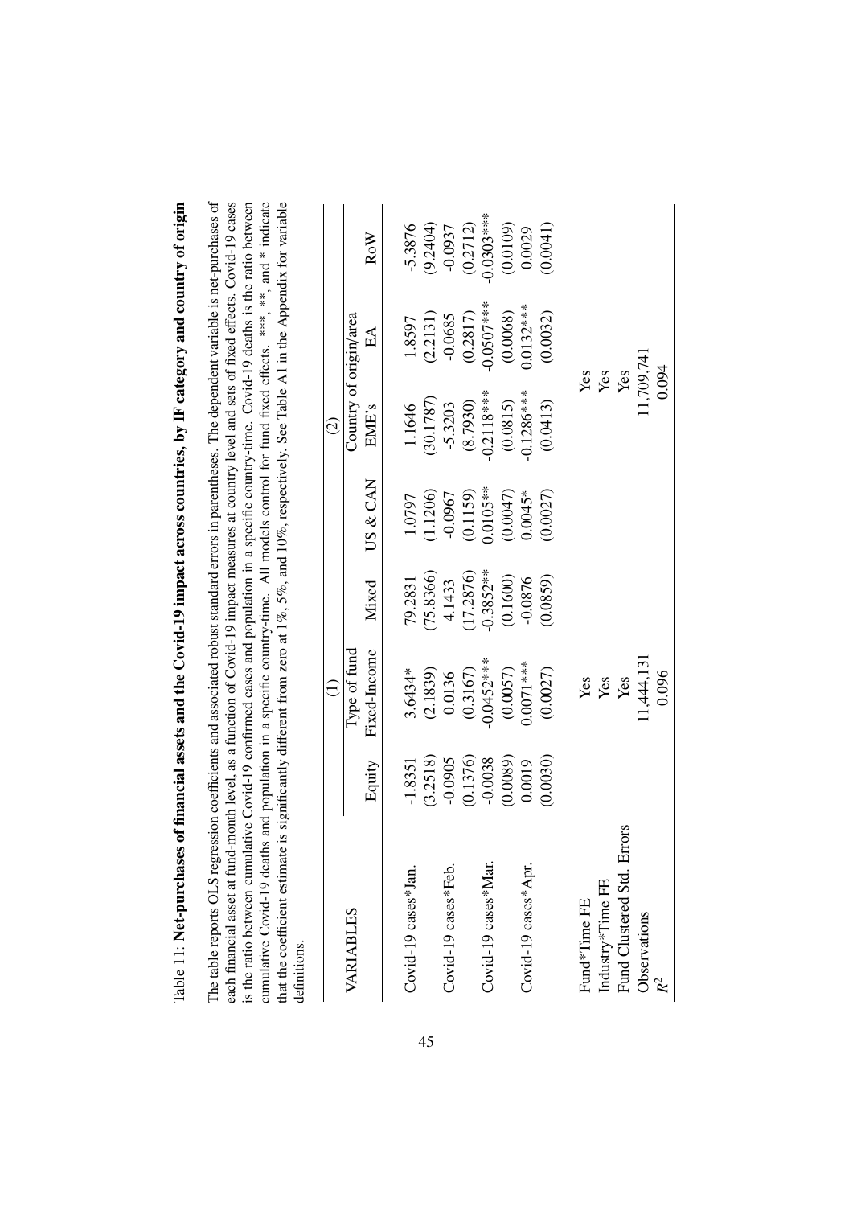Table 11: **Net-purchases of financial assets and the Covid-19 impact across countries, by IF category and country of origin**

The table reports OLS regression coefficients and associated robust standard errors in parentheses. The dependent variable is net-purchases of each financial asset at fund-month level, as a function of Covid-19 impact measures at country level and sets of fixed effects. Covid-19 cases is the ratio between cumulative Covid-19 confirmed cases and population in a specific country-time. Covid-19 deaths is the ratio between cumulative Covid-19 deaths and population in a specific country-time. All models control for fund fixed effects. ***, **, and * indicate that the coefficient estimate is significantly different from zero at 1%, 5%, and 10%, respectively. See Table A1 in the Appendix for variable definitions.

| VARIABLES | (1) | | | (2) | | | |
|---|---|---|---|---|---|---|---|
| | Type of fund | | | Country of origin/area | | | |
| | Equity | Fixed-Income | Mixed | US & CAN | EME's | EA | RoW |
| Covid-19 cases*Jan. | -1.8351 | 3.6434* | 79.2831 | 1.0797 | 1.1646 | 1.8597 | -5.3876 |
| | (3.2518) | (2.1839) | (75.8366) | (1.1206) | (30.1787) | (2.2131) | (9.2404) |
| Covid-19 cases*Feb. | -0.0905 | 0.0136 | 4.1433 | -0.0967 | -5.3203 | -0.0685 | -0.0937 |
| | (0.1376) | (0.3167) | (17.2876) | (0.1159) | (8.7930) | (0.2817) | (0.2712) |
| Covid-19 cases*Mar. | -0.0038 | -0.0452*** | -0.3852** | 0.0105** | -0.2118*** | -0.0507*** | -0.0303*** |
| | (0.0089) | (0.0057) | (0.1600) | (0.0047) | (0.0815) | (0.0068) | (0.0109) |
| Covid-19 cases*Apr. | 0.0019 | 0.0071*** | -0.0876 | 0.0045* | -0.1286*** | 0.0132*** | 0.0029 |
| | (0.0030) | (0.0027) | (0.0859) | (0.0027) | (0.0413) | (0.0032) | (0.0041) |
| Fund*Time FE | | Yes | | | Yes | | |
| Industry*Time FE | | Yes | | | Yes | | |
| Fund Clustered Std. Errors | | Yes | | | Yes | | |
| Observations | | 11,444,131 | | | 11,709,741 | | |
| $R^2$ | | 0.096 | | | 0.094 | | |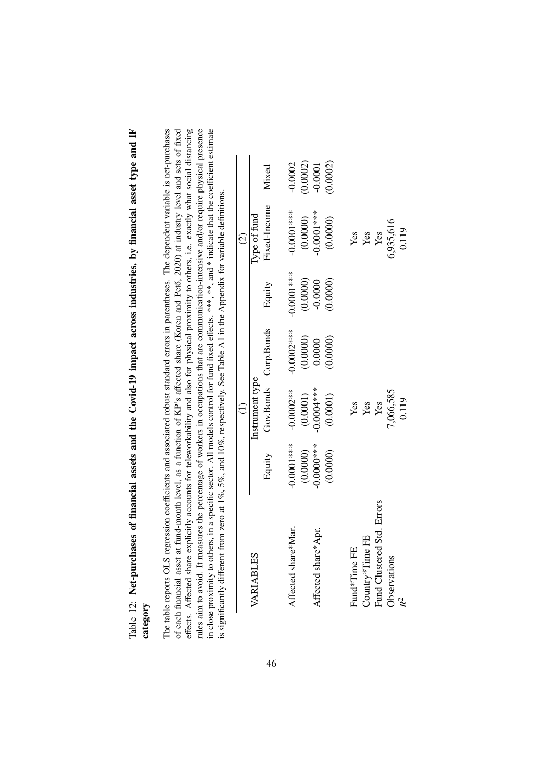Table 12: **Net-purchases of financial assets and the Covid-19 impact across industries, by financial asset type and IF category**

The table reports OLS regression coefficients and associated robust standard errors in parentheses. The dependent variable is net-purchases of each financial asset at fund-month level, as a function of KP's affected share (Koren and Pető, 2020) at industry level and sets of fixed effects. Affected share explicitly accounts for teleworkability and also for physical proximity to others, i.e. exactly what social distancing rules aim to avoid. It measures the percentage of workers in occupations that are communication-intensive and/or require physical presence in close proximity to others, in a specific sector. All models control for fund fixed effects. \*\*\*, \*\*, and \* indicate that the coefficient estimate is significantly different from zero at 1%, 5%, and 10%, respectively. See Table A1 in the Appendix for variable definitions.

| VARIABLES | (1) | | | (2) | | |
|---|---|---|---|---|---|---|
| | Instrument type | | | Type of fund | | |
| | Equity | Gov.Bonds | Corp.Bonds | Equity | Fixed-Income | Mixed |
| Affected share*Mar. | -0.0001*** | -0.0002** | -0.0002*** | -0.0001*** | -0.0001*** | -0.0002 |
| | (0.0000) | (0.0001) | (0.0000) | (0.0000) | (0.0000) | (0.0002) |
| Affected share*Apr. | -0.0000*** | -0.0004*** | 0.0000 | -0.0000 | -0.0001*** | -0.0001 |
| | (0.0000) | (0.0001) | (0.0000) | (0.0000) | (0.0000) | (0.0002) |
| Fund*Time FE | | Yes | | | Yes | |
| Country*Time FE | | Yes | | | Yes | |
| Fund Clustered Std. Errors | | Yes | | | Yes | |
| Observations | | 7,066,585 | | | 6,935,616 | |
| $R^2$ | | 0.119 | | | 0.119 | |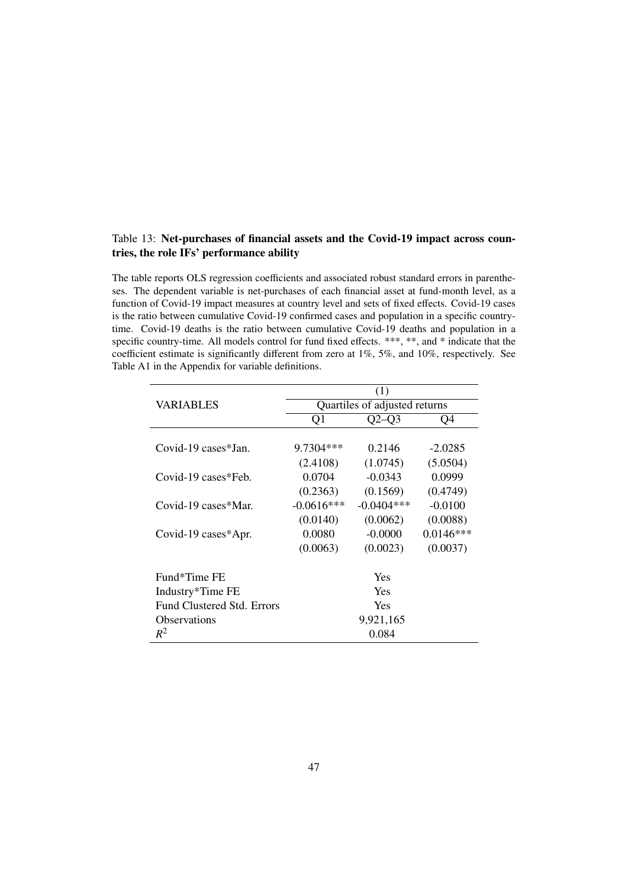Table 13: **Net-purchases of financial assets and the Covid-19 impact across countries, the role IFs' performance ability**

The table reports OLS regression coefficients and associated robust standard errors in parentheses. The dependent variable is net-purchases of each financial asset at fund-month level, as a function of Covid-19 impact measures at country level and sets of fixed effects. Covid-19 cases is the ratio between cumulative Covid-19 confirmed cases and population in a specific country-time. Covid-19 deaths is the ratio between cumulative Covid-19 deaths and population in a specific country-time. All models control for fund fixed effects. ***, **, and * indicate that the coefficient estimate is significantly different from zero at 1%, 5%, and 10%, respectively. See Table A1 in the Appendix for variable definitions.

| VARIABLES | (1) Quartiles of adjusted returns | | |
|---|---|---|---|
| | Q1 | Q2–Q3 | Q4 |
| Covid-19 cases*Jan. | 9.7304*** | 0.2146 | -2.0285 |
| | (2.4108) | (1.0745) | (5.0504) |
| Covid-19 cases*Feb. | 0.0704 | -0.0343 | 0.0999 |
| | (0.2363) | (0.1569) | (0.4749) |
| Covid-19 cases*Mar. | -0.0616*** | -0.0404*** | -0.0100 |
| | (0.0140) | (0.0062) | (0.0088) |
| Covid-19 cases*Apr. | 0.0080 | -0.0000 | 0.0146*** |
| | (0.0063) | (0.0023) | (0.0037) |
| Fund*Time FE | | Yes | |
| Industry*Time FE | | Yes | |
| Fund Clustered Std. Errors | | Yes | |
| Observations | | 9,921,165 | |
| $R^2$ | | 0.084 | |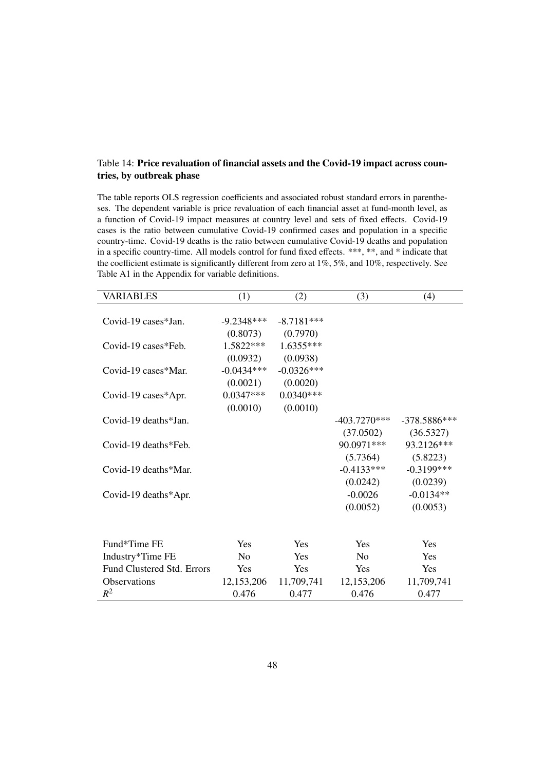Table 14: **Price revaluation of financial assets and the Covid-19 impact across countries, by outbreak phase**

The table reports OLS regression coefficients and associated robust standard errors in parentheses. The dependent variable is price revaluation of each financial asset at fund-month level, as a function of Covid-19 impact measures at country level and sets of fixed effects. Covid-19 cases is the ratio between cumulative Covid-19 confirmed cases and population in a specific country-time. Covid-19 deaths is the ratio between cumulative Covid-19 deaths and population in a specific country-time. All models control for fund fixed effects. ***, **, and * indicate that the coefficient estimate is significantly different from zero at 1%, 5%, and 10%, respectively. See Table A1 in the Appendix for variable definitions.

| VARIABLES | (1) | (2) | (3) | (4) |
|---|---|---|---|---|
| Covid-19 cases*Jan. | -9.2348*** | -8.7181*** | | |
| | (0.8073) | (0.7970) | | |
| Covid-19 cases*Feb. | 1.5822*** | 1.6355*** | | |
| | (0.0932) | (0.0938) | | |
| Covid-19 cases*Mar. | -0.0434*** | -0.0326*** | | |
| | (0.0021) | (0.0020) | | |
| Covid-19 cases*Apr. | 0.0347*** | 0.0340*** | | |
| | (0.0010) | (0.0010) | | |
| Covid-19 deaths*Jan. | | | -403.7270*** | -378.5886*** |
| | | | (37.0502) | (36.5327) |
| Covid-19 deaths*Feb. | | | 90.0971*** | 93.2126*** |
| | | | (5.7364) | (5.8223) |
| Covid-19 deaths*Mar. | | | -0.4133*** | -0.3199*** |
| | | | (0.0242) | (0.0239) |
| Covid-19 deaths*Apr. | | | -0.0026 | -0.0134** |
| | | | (0.0052) | (0.0053) |
| Fund*Time FE | Yes | Yes | Yes | Yes |
| Industry*Time FE | No | Yes | No | Yes |
| Fund Clustered Std. Errors | Yes | Yes | Yes | Yes |
| Observations | 12,153,206 | 11,709,741 | 12,153,206 | 11,709,741 |
| $R^2$ | 0.476 | 0.477 | 0.476 | 0.477 |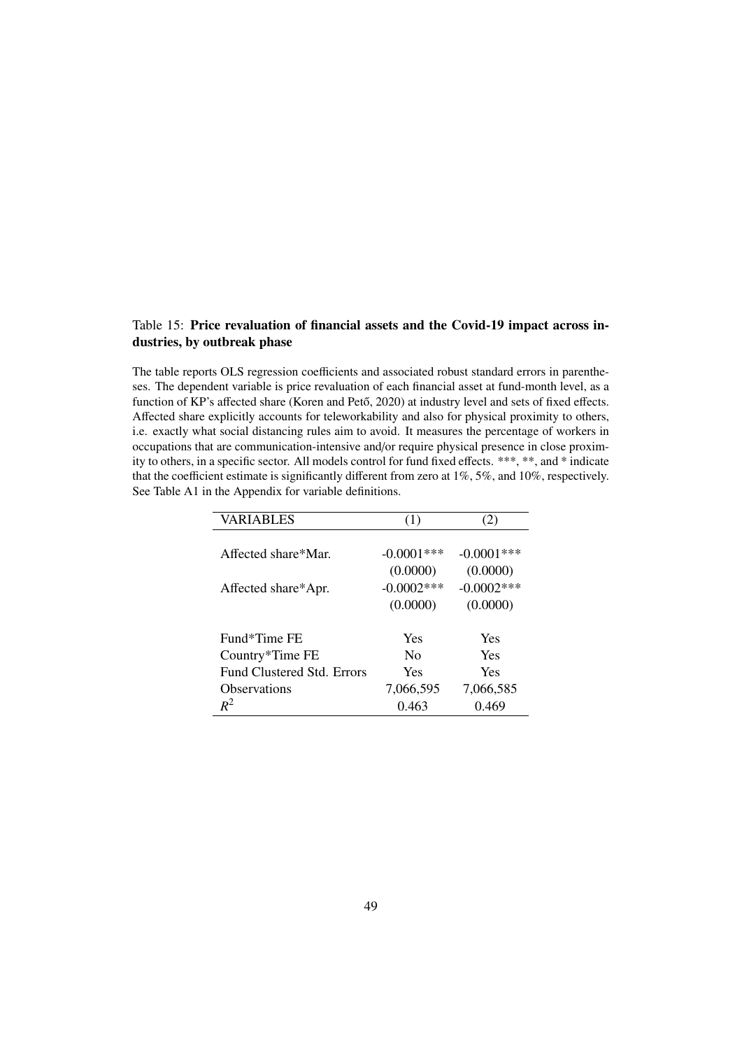Table 15: **Price revaluation of financial assets and the Covid-19 impact across industries, by outbreak phase**

The table reports OLS regression coefficients and associated robust standard errors in parentheses. The dependent variable is price revaluation of each financial asset at fund-month level, as a function of KP's affected share (Koren and Pető, 2020) at industry level and sets of fixed effects. Affected share explicitly accounts for teleworkability and also for physical proximity to others, i.e. exactly what social distancing rules aim to avoid. It measures the percentage of workers in occupations that are communication-intensive and/or require physical presence in close proximity to others, in a specific sector. All models control for fund fixed effects. ***, **, and * indicate that the coefficient estimate is significantly different from zero at 1%, 5%, and 10%, respectively. See Table A1 in the Appendix for variable definitions.

| VARIABLES | (1) | (2) |
|---|---|---|
| Affected share*Mar. | -0.0001*** | -0.0001*** |
| | (0.0000) | (0.0000) |
| Affected share*Apr. | -0.0002*** | -0.0002*** |
| | (0.0000) | (0.0000) |
| Fund*Time FE | Yes | Yes |
| Country*Time FE | No | Yes |
| Fund Clustered Std. Errors | Yes | Yes |
| Observations | 7,066,595 | 7,066,585 |
| $R^2$ | 0.463 | 0.469 |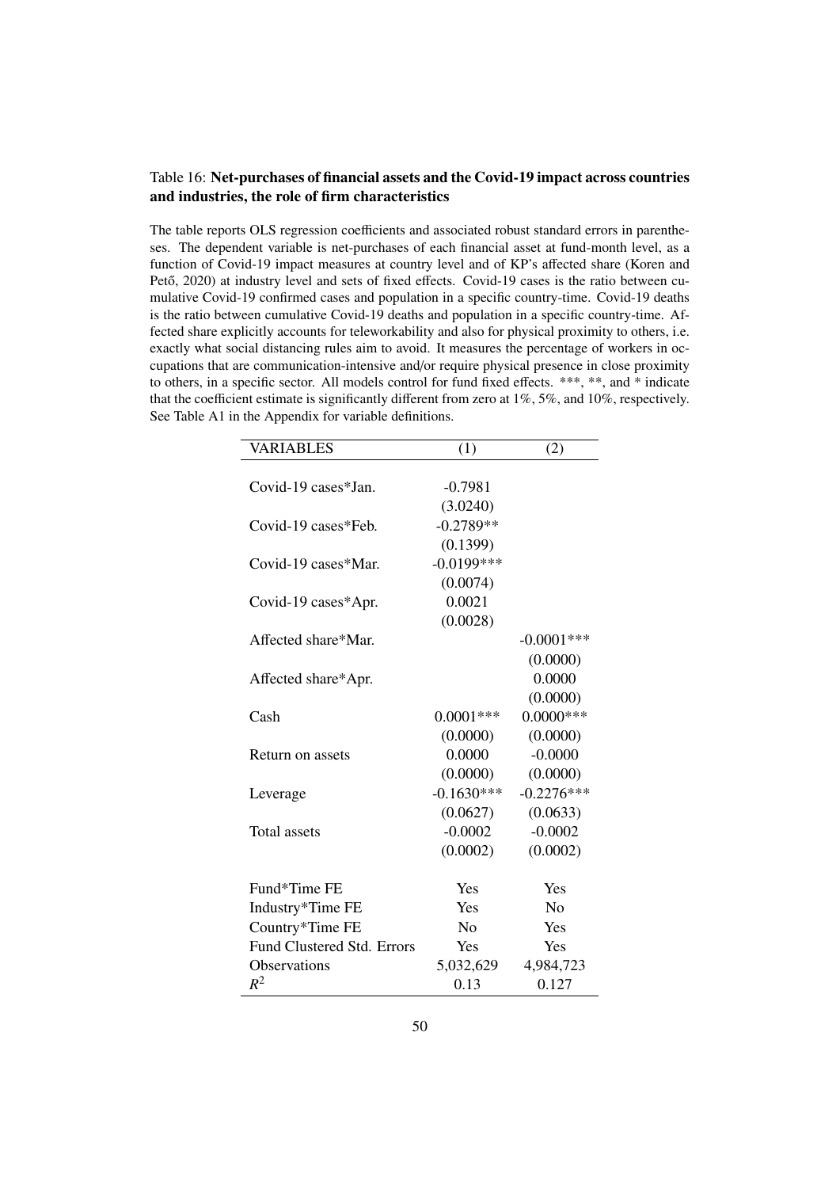Table 16: **Net-purchases of financial assets and the Covid-19 impact across countries and industries, the role of firm characteristics**

The table reports OLS regression coefficients and associated robust standard errors in parentheses. The dependent variable is net-purchases of each financial asset at fund-month level, as a function of Covid-19 impact measures at country level and of KP's affected share (Koren and Pető, 2020) at industry level and sets of fixed effects. Covid-19 cases is the ratio between cumulative Covid-19 confirmed cases and population in a specific country-time. Covid-19 deaths is the ratio between cumulative Covid-19 deaths and population in a specific country-time. Affected share explicitly accounts for teleworkability and also for physical proximity to others, i.e. exactly what social distancing rules aim to avoid. It measures the percentage of workers in occupations that are communication-intensive and/or require physical presence in close proximity to others, in a specific sector. All models control for fund fixed effects. ***, **, and * indicate that the coefficient estimate is significantly different from zero at 1%, 5%, and 10%, respectively. See Table A1 in the Appendix for variable definitions.

| VARIABLES | (1) | (2) |
|---|---|---|
| Covid-19 cases*Jan. | -0.7981 | |
| | (3.0240) | |
| Covid-19 cases*Feb. | -0.2789** | |
| | (0.1399) | |
| Covid-19 cases*Mar. | -0.0199*** | |
| | (0.0074) | |
| Covid-19 cases*Apr. | 0.0021 | |
| | (0.0028) | |
| Affected share*Mar. | | -0.0001*** |
| | | (0.0000) |
| Affected share*Apr. | | 0.0000 |
| | | (0.0000) |
| Cash | 0.0001*** | 0.0000*** |
| | (0.0000) | (0.0000) |
| Return on assets | 0.0000 | -0.0000 |
| | (0.0000) | (0.0000) |
| Leverage | -0.1630*** | -0.2276*** |
| | (0.0627) | (0.0633) |
| Total assets | -0.0002 | -0.0002 |
| | (0.0002) | (0.0002) |
| Fund*Time FE | Yes | Yes |
| Industry*Time FE | Yes | No |
| Country*Time FE | No | Yes |
| Fund Clustered Std. Errors | Yes | Yes |
| Observations | 5,032,629 | 4,984,723 |
| $R^2$ | 0.13 | 0.127 |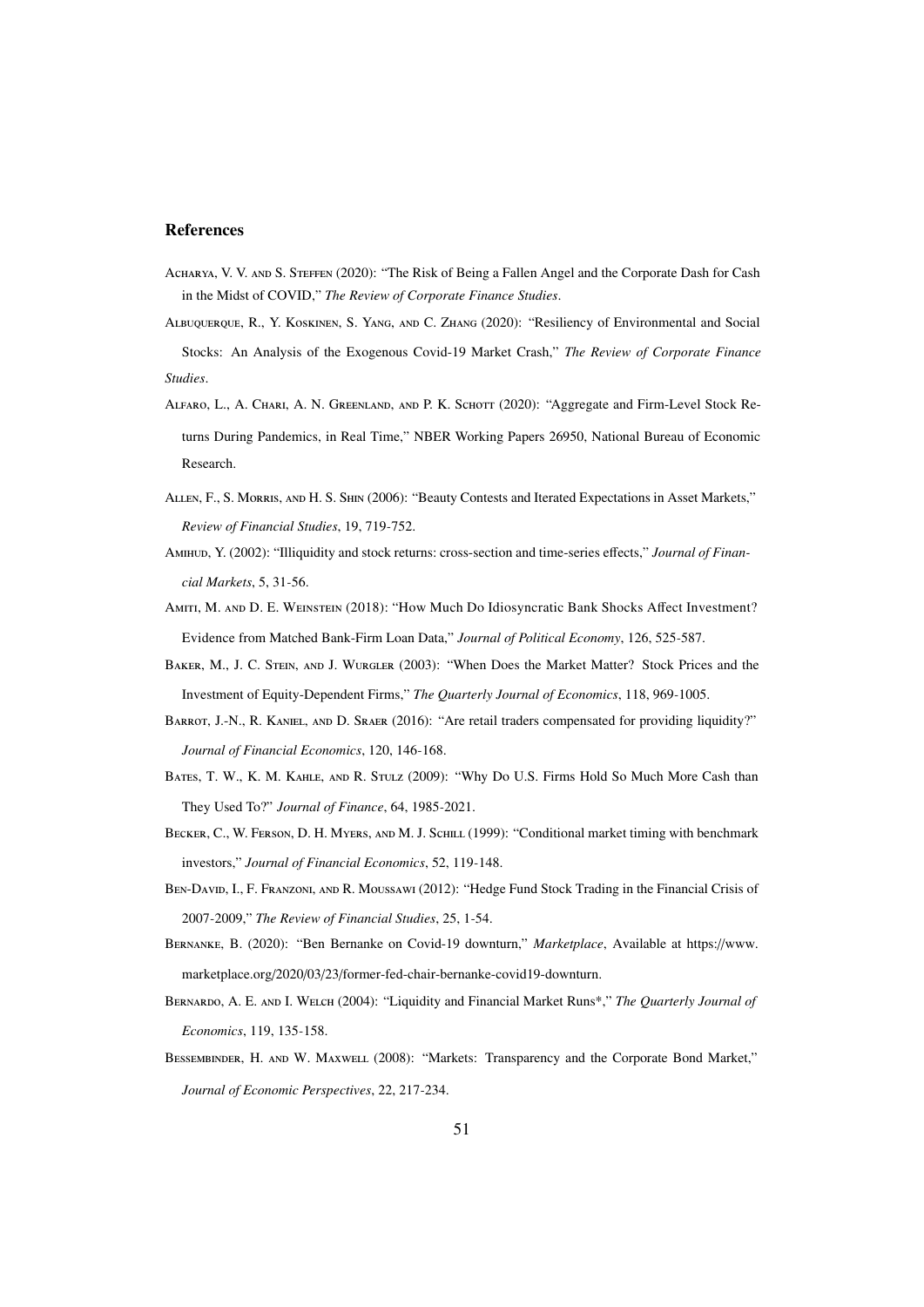## References

Acharya, V. V. and S. Steffen (2020): "The Risk of Being a Fallen Angel and the Corporate Dash for Cash in the Midst of COVID," *The Review of Corporate Finance Studies*.

Albuquerque, R., Y. Koskinen, S. Yang, and C. Zhang (2020): "Resiliency of Environmental and Social Stocks: An Analysis of the Exogenous Covid-19 Market Crash," *The Review of Corporate Finance Studies*.

Alfaro, L., A. Chari, A. N. Greenland, and P. K. Schott (2020): "Aggregate and Firm-Level Stock Returns During Pandemics, in Real Time," NBER Working Papers 26950, National Bureau of Economic Research.

Allen, F., S. Morris, and H. S. Shin (2006): "Beauty Contests and Iterated Expectations in Asset Markets," *Review of Financial Studies*, 19, 719-752.

Amihud, Y. (2002): "Illiquidity and stock returns: cross-section and time-series effects," *Journal of Financial Markets*, 5, 31-56.

Amiti, M. and D. E. Weinstein (2018): "How Much Do Idiosyncratic Bank Shocks Affect Investment? Evidence from Matched Bank-Firm Loan Data," *Journal of Political Economy*, 126, 525-587.

Baker, M., J. C. Stein, and J. Wurgler (2003): "When Does the Market Matter? Stock Prices and the Investment of Equity-Dependent Firms," *The Quarterly Journal of Economics*, 118, 969-1005.

Barrot, J.-N., R. Kaniel, and D. Sraer (2016): "Are retail traders compensated for providing liquidity?" *Journal of Financial Economics*, 120, 146-168.

Bates, T. W., K. M. Kahle, and R. Stulz (2009): "Why Do U.S. Firms Hold So Much More Cash than They Used To?" *Journal of Finance*, 64, 1985-2021.

Becker, C., W. Ferson, D. H. Myers, and M. J. Schill (1999): "Conditional market timing with benchmark investors," *Journal of Financial Economics*, 52, 119-148.

Ben-David, I., F. Franzoni, and R. Moussawi (2012): "Hedge Fund Stock Trading in the Financial Crisis of 2007-2009," *The Review of Financial Studies*, 25, 1-54.

Bernanke, B. (2020): "Ben Bernanke on Covid-19 downturn," *Marketplace*, Available at https://www.marketplace.org/2020/03/23/former-fed-chair-bernanke-covid19-downturn.

Bernardo, A. E. and I. Welch (2004): "Liquidity and Financial Market Runs*," *The Quarterly Journal of Economics*, 119, 135-158.

Bessembinder, H. and W. Maxwell (2008): "Markets: Transparency and the Corporate Bond Market," *Journal of Economic Perspectives*, 22, 217-234.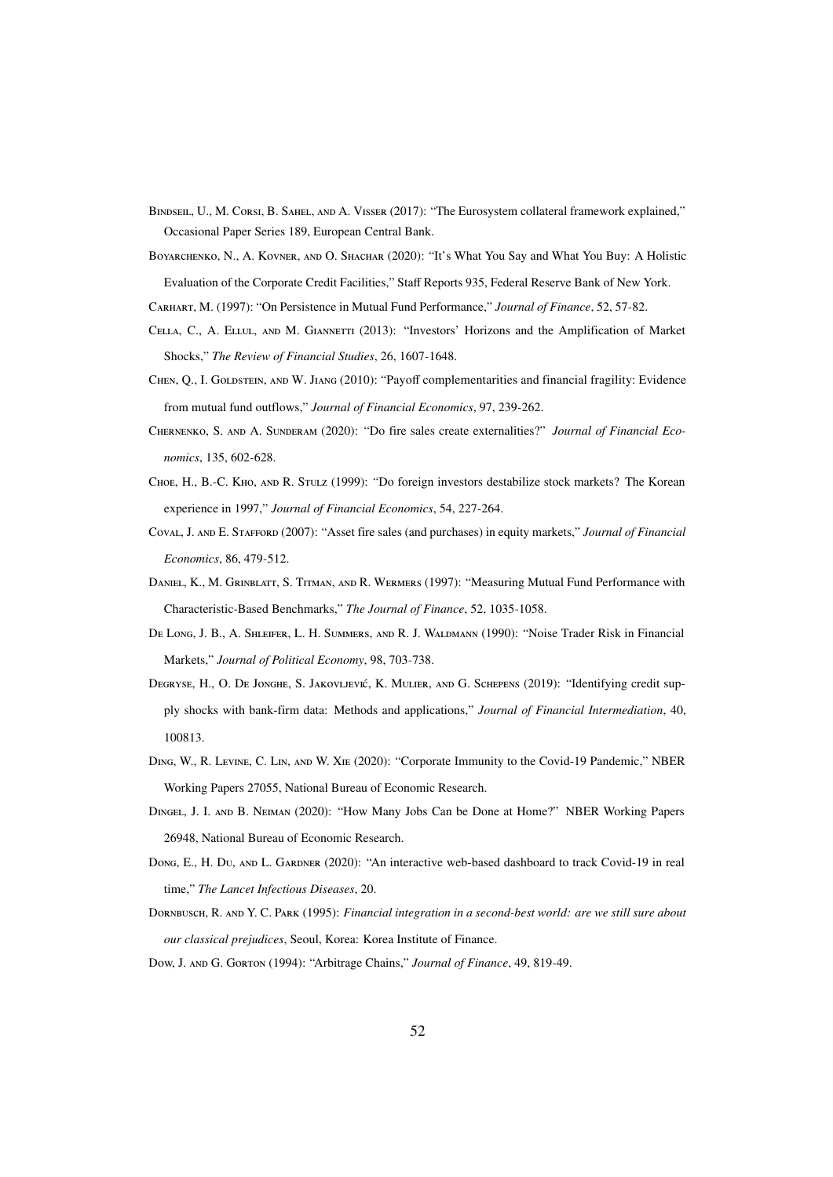Bindseil, U., M. Corsi, B. Sahel, and A. Visser (2017): "The Eurosystem collateral framework explained," Occasional Paper Series 189, European Central Bank.

Boyarchenko, N., A. Kovner, and O. Shachar (2020): "It's What You Say and What You Buy: A Holistic Evaluation of the Corporate Credit Facilities," Staff Reports 935, Federal Reserve Bank of New York.

Carhart, M. (1997): "On Persistence in Mutual Fund Performance," *Journal of Finance*, 52, 57-82.

Cella, C., A. Ellul, and M. Giannetti (2013): "Investors' Horizons and the Amplification of Market Shocks," *The Review of Financial Studies*, 26, 1607-1648.

Chen, Q., I. Goldstein, and W. Jiang (2010): "Payoff complementarities and financial fragility: Evidence from mutual fund outflows," *Journal of Financial Economics*, 97, 239-262.

Chernenko, S. and A. Sunderam (2020): "Do fire sales create externalities?" *Journal of Financial Economics*, 135, 602-628.

Choe, H., B.-C. Kho, and R. Stulz (1999): "Do foreign investors destabilize stock markets? The Korean experience in 1997," *Journal of Financial Economics*, 54, 227-264.

Coval, J. and E. Stafford (2007): "Asset fire sales (and purchases) in equity markets," *Journal of Financial Economics*, 86, 479-512.

Daniel, K., M. Grinblatt, S. Titman, and R. Wermers (1997): "Measuring Mutual Fund Performance with Characteristic-Based Benchmarks," *The Journal of Finance*, 52, 1035-1058.

De Long, J. B., A. Shleifer, L. H. Summers, and R. J. Waldmann (1990): "Noise Trader Risk in Financial Markets," *Journal of Political Economy*, 98, 703-738.

Degryse, H., O. De Jonghe, S. Jakovljević, K. Mulier, and G. Schepens (2019): "Identifying credit supply shocks with bank-firm data: Methods and applications," *Journal of Financial Intermediation*, 40, 100813.

Ding, W., R. Levine, C. Lin, and W. Xie (2020): "Corporate Immunity to the Covid-19 Pandemic," NBER Working Papers 27055, National Bureau of Economic Research.

Dingel, J. I. and B. Neiman (2020): "How Many Jobs Can be Done at Home?" NBER Working Papers 26948, National Bureau of Economic Research.

Dong, E., H. Du, and L. Gardner (2020): "An interactive web-based dashboard to track Covid-19 in real time," *The Lancet Infectious Diseases*, 20.

Dornbusch, R. and Y. C. Park (1995): *Financial integration in a second-best world: are we still sure about our classical prejudices*, Seoul, Korea: Korea Institute of Finance.

Dow, J. and G. Gorton (1994): "Arbitrage Chains," *Journal of Finance*, 49, 819-49.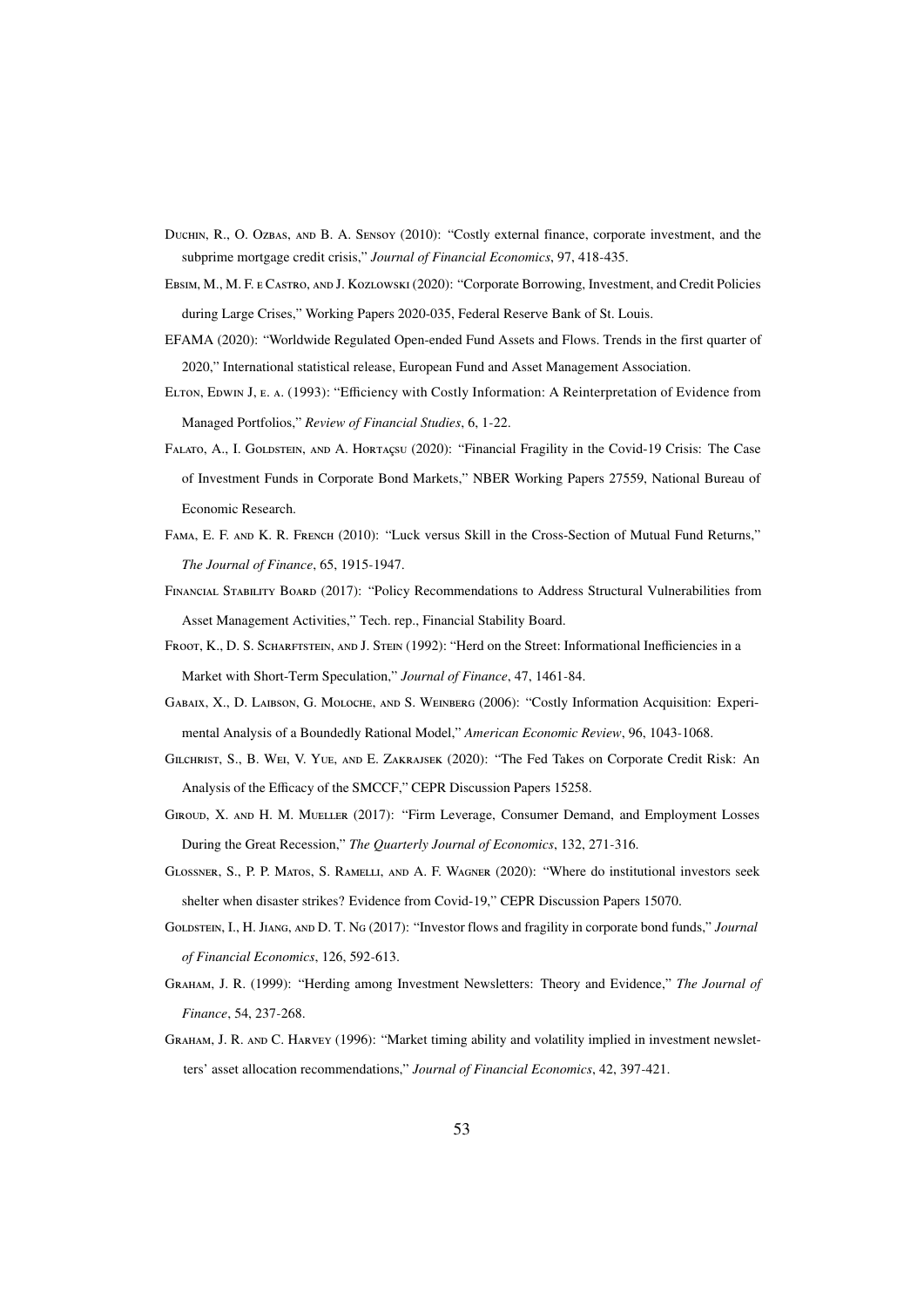Duchin, R., O. Ozbas, and B. A. Sensoy (2010): "Costly external finance, corporate investment, and the subprime mortgage credit crisis," *Journal of Financial Economics*, 97, 418-435.

Ebsim, M., M. F. e Castro, and J. Kozlowski (2020): "Corporate Borrowing, Investment, and Credit Policies during Large Crises," Working Papers 2020-035, Federal Reserve Bank of St. Louis.

EFAMA (2020): "Worldwide Regulated Open-ended Fund Assets and Flows. Trends in the first quarter of 2020," International statistical release, European Fund and Asset Management Association.

Elton, Edwin J, e. a. (1993): "Efficiency with Costly Information: A Reinterpretation of Evidence from Managed Portfolios," *Review of Financial Studies*, 6, 1-22.

Falato, A., I. Goldstein, and A. Hortaçsu (2020): "Financial Fragility in the Covid-19 Crisis: The Case of Investment Funds in Corporate Bond Markets," NBER Working Papers 27559, National Bureau of Economic Research.

Fama, E. F. and K. R. French (2010): "Luck versus Skill in the Cross-Section of Mutual Fund Returns," *The Journal of Finance*, 65, 1915-1947.

Financial Stability Board (2017): "Policy Recommendations to Address Structural Vulnerabilities from Asset Management Activities," Tech. rep., Financial Stability Board.

Froot, K., D. S. Scharftstein, and J. Stein (1992): "Herd on the Street: Informational Inefficiencies in a Market with Short-Term Speculation," *Journal of Finance*, 47, 1461-84.

Gabaix, X., D. Laibson, G. Moloche, and S. Weinberg (2006): "Costly Information Acquisition: Experimental Analysis of a Boundedly Rational Model," *American Economic Review*, 96, 1043-1068.

Gilchrist, S., B. Wei, V. Yue, and E. Zakrajsek (2020): "The Fed Takes on Corporate Credit Risk: An Analysis of the Efficacy of the SMCCF," CEPR Discussion Papers 15258.

Giroud, X. and H. M. Mueller (2017): "Firm Leverage, Consumer Demand, and Employment Losses During the Great Recession," *The Quarterly Journal of Economics*, 132, 271-316.

Glossner, S., P. P. Matos, S. Ramelli, and A. F. Wagner (2020): "Where do institutional investors seek shelter when disaster strikes? Evidence from Covid-19," CEPR Discussion Papers 15070.

Goldstein, I., H. Jiang, and D. T. Ng (2017): "Investor flows and fragility in corporate bond funds," *Journal of Financial Economics*, 126, 592-613.

Graham, J. R. (1999): "Herding among Investment Newsletters: Theory and Evidence," *The Journal of Finance*, 54, 237-268.

Graham, J. R. and C. Harvey (1996): "Market timing ability and volatility implied in investment newsletters' asset allocation recommendations," *Journal of Financial Economics*, 42, 397-421.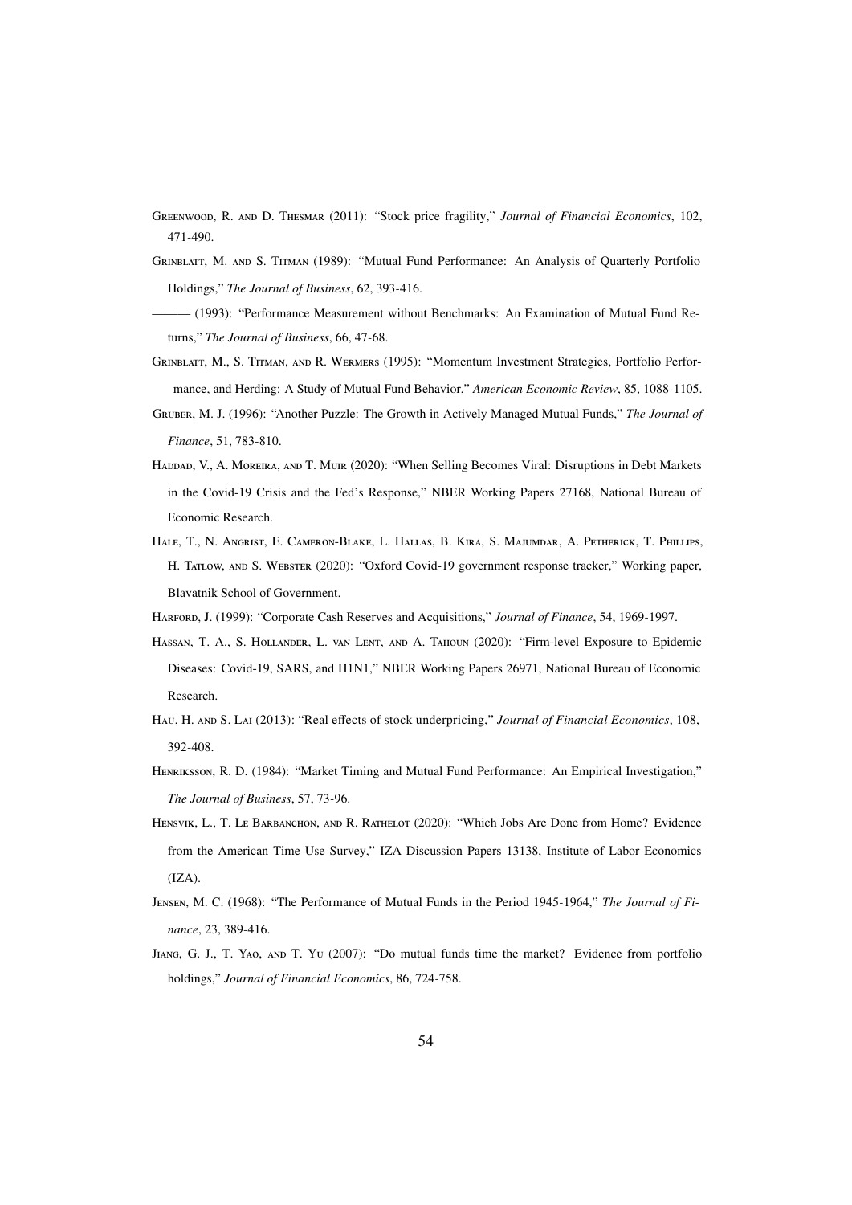Greenwood, R. and D. Thesmar (2011): "Stock price fragility," *Journal of Financial Economics*, 102, 471-490.

Grinblatt, M. and S. Titman (1989): "Mutual Fund Performance: An Analysis of Quarterly Portfolio Holdings," *The Journal of Business*, 62, 393-416.

——— (1993): "Performance Measurement without Benchmarks: An Examination of Mutual Fund Returns," *The Journal of Business*, 66, 47-68.

Grinblatt, M., S. Titman, and R. Wermers (1995): "Momentum Investment Strategies, Portfolio Performance, and Herding: A Study of Mutual Fund Behavior," *American Economic Review*, 85, 1088-1105.

Gruber, M. J. (1996): "Another Puzzle: The Growth in Actively Managed Mutual Funds," *The Journal of Finance*, 51, 783-810.

Haddad, V., A. Moreira, and T. Muir (2020): "When Selling Becomes Viral: Disruptions in Debt Markets in the Covid-19 Crisis and the Fed's Response," NBER Working Papers 27168, National Bureau of Economic Research.

Hale, T., N. Angrist, E. Cameron-Blake, L. Hallas, B. Kira, S. Majumdar, A. Petherick, T. Phillips, H. Tatlow, and S. Webster (2020): "Oxford Covid-19 government response tracker," Working paper, Blavatnik School of Government.

Harford, J. (1999): "Corporate Cash Reserves and Acquisitions," *Journal of Finance*, 54, 1969-1997.

Hassan, T. A., S. Hollander, L. van Lent, and A. Tahoun (2020): "Firm-level Exposure to Epidemic Diseases: Covid-19, SARS, and H1N1," NBER Working Papers 26971, National Bureau of Economic Research.

Hau, H. and S. Lai (2013): "Real effects of stock underpricing," *Journal of Financial Economics*, 108, 392-408.

Henriksson, R. D. (1984): "Market Timing and Mutual Fund Performance: An Empirical Investigation," *The Journal of Business*, 57, 73-96.

Hensvik, L., T. Le Barbanchon, and R. Rathelot (2020): "Which Jobs Are Done from Home? Evidence from the American Time Use Survey," IZA Discussion Papers 13138, Institute of Labor Economics (IZA).

Jensen, M. C. (1968): "The Performance of Mutual Funds in the Period 1945-1964," *The Journal of Finance*, 23, 389-416.

Jiang, G. J., T. Yao, and T. Yu (2007): "Do mutual funds time the market? Evidence from portfolio holdings," *Journal of Financial Economics*, 86, 724-758.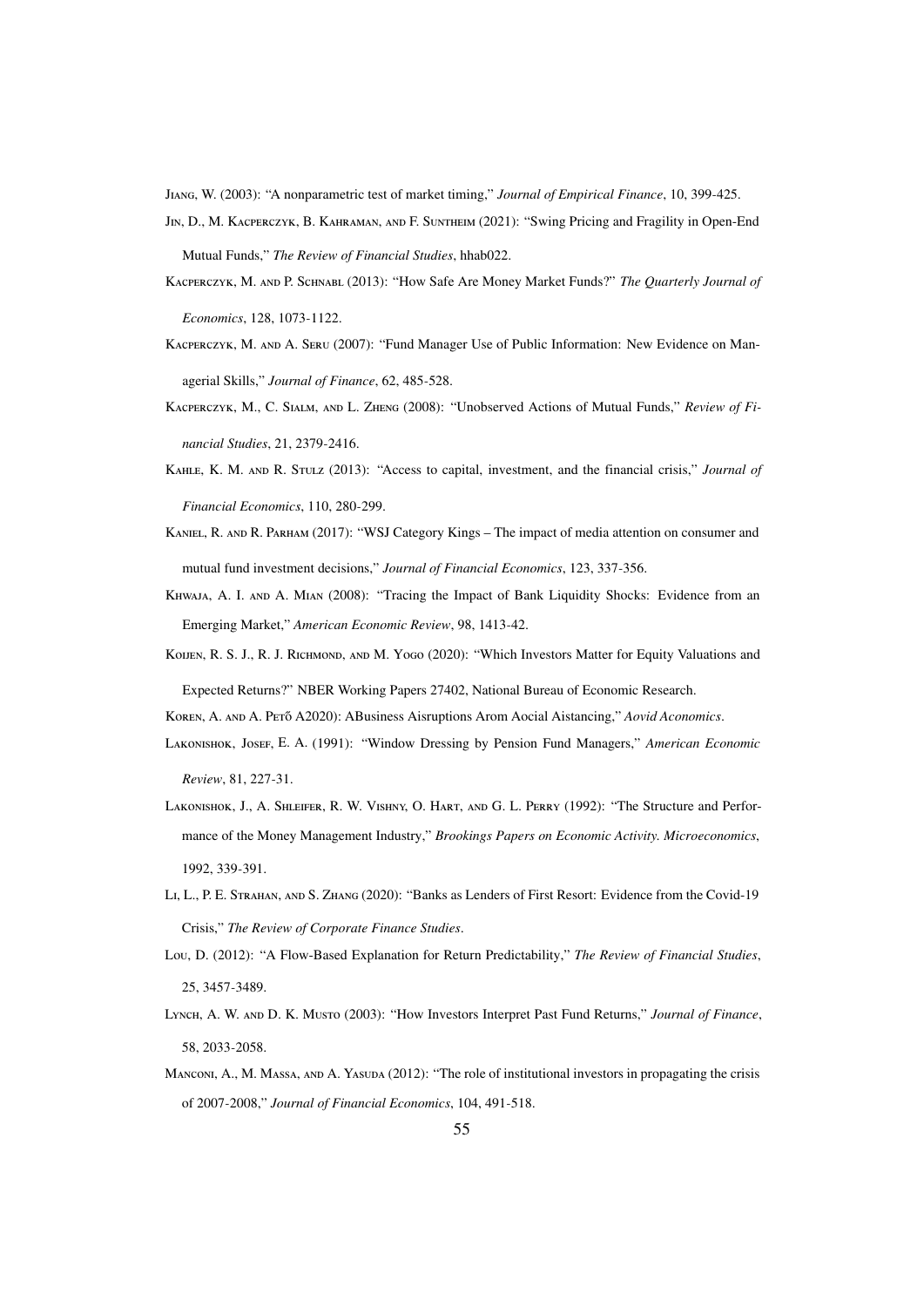Jiang, W. (2003): "A nonparametric test of market timing," *Journal of Empirical Finance*, 10, 399-425.

Jin, D., M. Kacperczyk, B. Kahraman, and F. Suntheim (2021): "Swing Pricing and Fragility in Open-End Mutual Funds," *The Review of Financial Studies*, hhab022.

Kacperczyk, M. and P. Schnabl (2013): "How Safe Are Money Market Funds?" *The Quarterly Journal of Economics*, 128, 1073-1122.

Kacperczyk, M. and A. Seru (2007): "Fund Manager Use of Public Information: New Evidence on Managerial Skills," *Journal of Finance*, 62, 485-528.

Kacperczyk, M., C. Sialm, and L. Zheng (2008): "Unobserved Actions of Mutual Funds," *Review of Financial Studies*, 21, 2379-2416.

Kahle, K. M. and R. Stulz (2013): "Access to capital, investment, and the financial crisis," *Journal of Financial Economics*, 110, 280-299.

Kaniel, R. and R. Parham (2017): "WSJ Category Kings – The impact of media attention on consumer and mutual fund investment decisions," *Journal of Financial Economics*, 123, 337-356.

Khwaja, A. I. and A. Mian (2008): "Tracing the Impact of Bank Liquidity Shocks: Evidence from an Emerging Market," *American Economic Review*, 98, 1413-42.

Koijen, R. S. J., R. J. Richmond, and M. Yogo (2020): "Which Investors Matter for Equity Valuations and Expected Returns?" NBER Working Papers 27402, National Bureau of Economic Research.

Koren, A. and A. Pető A2020): ABusiness Aisruptions Arom Aocial Aistancing," *Aovid Aconomics*.

Lakonishok, Josef, E. A. (1991): "Window Dressing by Pension Fund Managers," *American Economic Review*, 81, 227-31.

Lakonishok, J., A. Shleifer, R. W. Vishny, O. Hart, and G. L. Perry (1992): "The Structure and Performance of the Money Management Industry," *Brookings Papers on Economic Activity. Microeconomics*, 1992, 339-391.

Li, L., P. E. Strahan, and S. Zhang (2020): "Banks as Lenders of First Resort: Evidence from the Covid-19 Crisis," *The Review of Corporate Finance Studies*.

Lou, D. (2012): "A Flow-Based Explanation for Return Predictability," *The Review of Financial Studies*, 25, 3457-3489.

Lynch, A. W. and D. K. Musto (2003): "How Investors Interpret Past Fund Returns," *Journal of Finance*, 58, 2033-2058.

Manconi, A., M. Massa, and A. Yasuda (2012): "The role of institutional investors in propagating the crisis of 2007-2008," *Journal of Financial Economics*, 104, 491-518.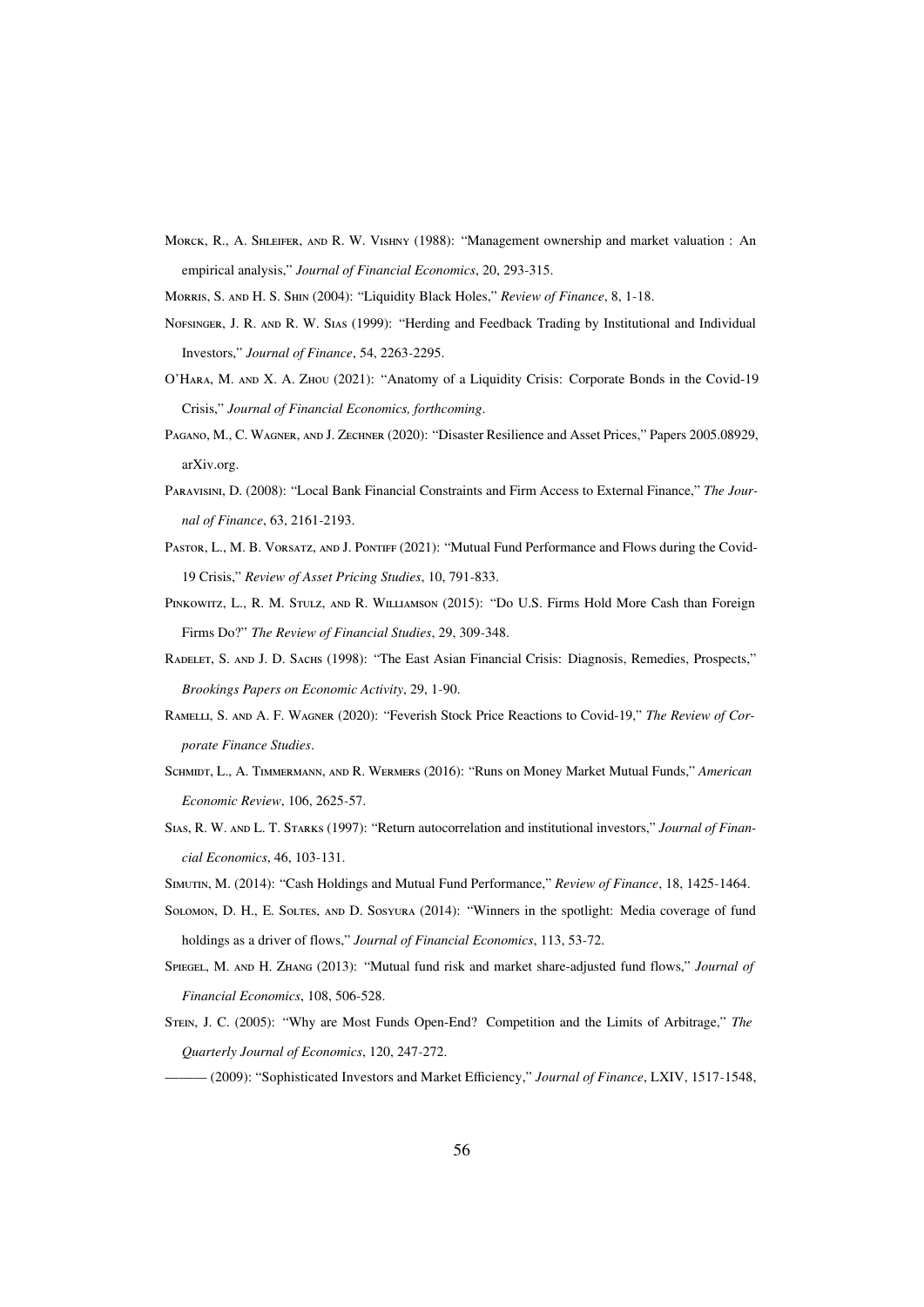Morck, R., A. Shleifer, and R. W. Vishny (1988): "Management ownership and market valuation : An empirical analysis," *Journal of Financial Economics*, 20, 293-315.

Morris, S. and H. S. Shin (2004): "Liquidity Black Holes," *Review of Finance*, 8, 1-18.

Nofsinger, J. R. and R. W. Sias (1999): "Herding and Feedback Trading by Institutional and Individual Investors," *Journal of Finance*, 54, 2263-2295.

O'Hara, M. and X. A. Zhou (2021): "Anatomy of a Liquidity Crisis: Corporate Bonds in the Covid-19 Crisis," *Journal of Financial Economics, forthcoming*.

Pagano, M., C. Wagner, and J. Zechner (2020): "Disaster Resilience and Asset Prices," Papers 2005.08929, arXiv.org.

Paravisini, D. (2008): "Local Bank Financial Constraints and Firm Access to External Finance," *The Journal of Finance*, 63, 2161-2193.

Pastor, L., M. B. Vorsatz, and J. Pontiff (2021): "Mutual Fund Performance and Flows during the Covid-19 Crisis," *Review of Asset Pricing Studies*, 10, 791-833.

Pinkowitz, L., R. M. Stulz, and R. Williamson (2015): "Do U.S. Firms Hold More Cash than Foreign Firms Do?" *The Review of Financial Studies*, 29, 309-348.

Radelet, S. and J. D. Sachs (1998): "The East Asian Financial Crisis: Diagnosis, Remedies, Prospects," *Brookings Papers on Economic Activity*, 29, 1-90.

Ramelli, S. and A. F. Wagner (2020): "Feverish Stock Price Reactions to Covid-19," *The Review of Corporate Finance Studies*.

Schmidt, L., A. Timmermann, and R. Wermers (2016): "Runs on Money Market Mutual Funds," *American Economic Review*, 106, 2625-57.

Sias, R. W. and L. T. Starks (1997): "Return autocorrelation and institutional investors," *Journal of Financial Economics*, 46, 103-131.

Simutin, M. (2014): "Cash Holdings and Mutual Fund Performance," *Review of Finance*, 18, 1425-1464.

Solomon, D. H., E. Soltes, and D. Sosyura (2014): "Winners in the spotlight: Media coverage of fund holdings as a driver of flows," *Journal of Financial Economics*, 113, 53-72.

Spiegel, M. and H. Zhang (2013): "Mutual fund risk and market share-adjusted fund flows," *Journal of Financial Economics*, 108, 506-528.

Stein, J. C. (2005): "Why are Most Funds Open-End? Competition and the Limits of Arbitrage," *The Quarterly Journal of Economics*, 120, 247-272.

——— (2009): "Sophisticated Investors and Market Efficiency," *Journal of Finance*, LXIV, 1517-1548,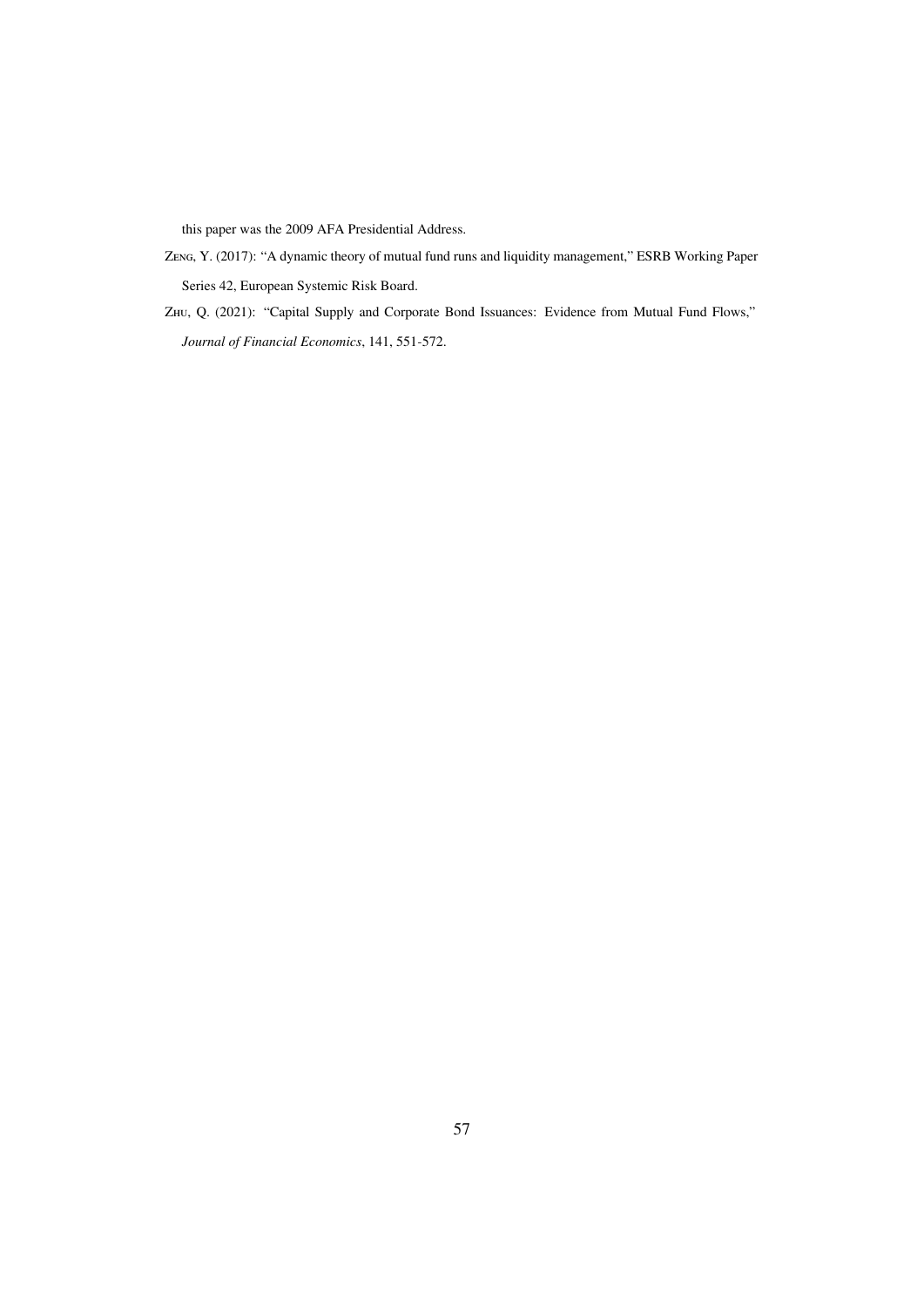this paper was the 2009 AFA Presidential Address.

ZENG, Y. (2017): "A dynamic theory of mutual fund runs and liquidity management," ESRB Working Paper Series 42, European Systemic Risk Board.

ZHU, Q. (2021): "Capital Supply and Corporate Bond Issuances: Evidence from Mutual Fund Flows," *Journal of Financial Economics*, 141, 551-572.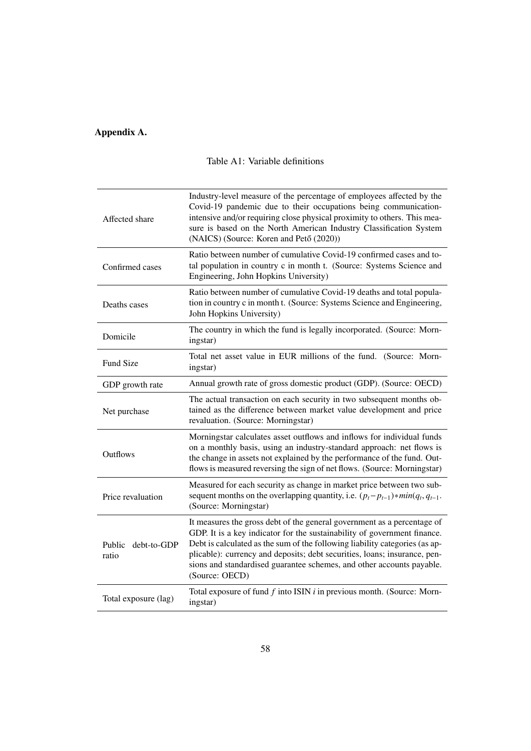**Appendix A.**

Table A1: Variable definitions

| | |
|---|---|
| Affected share | Industry-level measure of the percentage of employees affected by the Covid-19 pandemic due to their occupations being communication-intensive and/or requiring close physical proximity to others. This measure is based on the North American Industry Classification System (NAICS) (Source: Koren and Pető (2020)) |
| Confirmed cases | Ratio between number of cumulative Covid-19 confirmed cases and total population in country c in month t. (Source: Systems Science and Engineering, John Hopkins University) |
| Deaths cases | Ratio between number of cumulative Covid-19 deaths and total population in country c in month t. (Source: Systems Science and Engineering, John Hopkins University) |
| Domicile | The country in which the fund is legally incorporated. (Source: Morningstar) |
| Fund Size | Total net asset value in EUR millions of the fund. (Source: Morningstar) |
| GDP growth rate | Annual growth rate of gross domestic product (GDP). (Source: OECD) |
| Net purchase | The actual transaction on each security in two subsequent months obtained as the difference between market value development and price revaluation. (Source: Morningstar) |
| Outflows | Morningstar calculates asset outflows and inflows for individual funds on a monthly basis, using an industry-standard approach: net flows is the change in assets not explained by the performance of the fund. Outflows is measured reversing the sign of net flows. (Source: Morningstar) |
| Price revaluation | Measured for each security as change in market price between two subsequent months on the overlapping quantity, i.e. $(p_t - p_{t-1}) * min(q_t, q_{t-1}$. (Source: Morningstar) |
| Public debt-to-GDP ratio | It measures the gross debt of the general government as a percentage of GDP. It is a key indicator for the sustainability of government finance. Debt is calculated as the sum of the following liability categories (as applicable): currency and deposits; debt securities, loans; insurance, pensions and standardised guarantee schemes, and other accounts payable. (Source: OECD) |
| Total exposure (lag) | Total exposure of fund $f$ into ISIN $i$ in previous month. (Source: Morningstar) |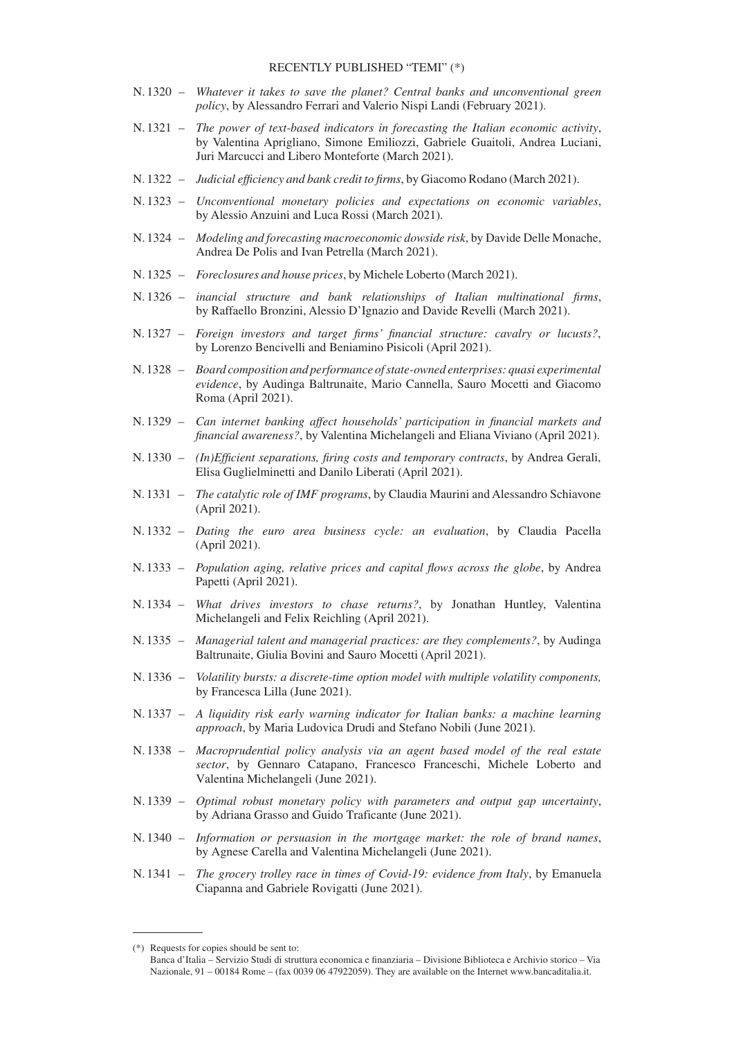# RECENTLY PUBLISHED "TEMI" (*)

N. 1320 – *Whatever it takes to save the planet? Central banks and unconventional green policy*, by Alessandro Ferrari and Valerio Nispi Landi (February 2021).

N. 1321 – *The power of text-based indicators in forecasting the Italian economic activity*, by Valentina Aprigliano, Simone Emiliozzi, Gabriele Guaitoli, Andrea Luciani, Juri Marcucci and Libero Monteforte (March 2021).

N. 1322 – *Judicial efficiency and bank credit to firms*, by Giacomo Rodano (March 2021).

N. 1323 – *Unconventional monetary policies and expectations on economic variables*, by Alessio Anzuini and Luca Rossi (March 2021).

N. 1324 – *Modeling and forecasting macroeconomic dowside risk*, by Davide Delle Monache, Andrea De Polis and Ivan Petrella (March 2021).

N. 1325 – *Foreclosures and house prices*, by Michele Loberto (March 2021).

N. 1326 – *inancial structure and bank relationships of Italian multinational firms*, by Raffaello Bronzini, Alessio D'Ignazio and Davide Revelli (March 2021).

N. 1327 – *Foreign investors and target firms' financial structure: cavalry or lucusts?*, by Lorenzo Bencivelli and Beniamino Pisicoli (April 2021).

N. 1328 – *Board composition and performance of state-owned enterprises: quasi experimental evidence*, by Audinga Baltrunaite, Mario Cannella, Sauro Mocetti and Giacomo Roma (April 2021).

N. 1329 – *Can internet banking affect households' participation in financial markets and financial awareness?*, by Valentina Michelangeli and Eliana Viviano (April 2021).

N. 1330 – *(In)Efficient separations, firing costs and temporary contracts*, by Andrea Gerali, Elisa Guglielminetti and Danilo Liberati (April 2021).

N. 1331 – *The catalytic role of IMF programs*, by Claudia Maurini and Alessandro Schiavone (April 2021).

N. 1332 – *Dating the euro area business cycle: an evaluation*, by Claudia Pacella (April 2021).

N. 1333 – *Population aging, relative prices and capital flows across the globe*, by Andrea Papetti (April 2021).

N. 1334 – *What drives investors to chase returns?*, by Jonathan Huntley, Valentina Michelangeli and Felix Reichling (April 2021).

N. 1335 – *Managerial talent and managerial practices: are they complements?*, by Audinga Baltrunaite, Giulia Bovini and Sauro Mocetti (April 2021).

N. 1336 – *Volatility bursts: a discrete-time option model with multiple volatility components,* by Francesca Lilla (June 2021).

N. 1337 – *A liquidity risk early warning indicator for Italian banks: a machine learning approach*, by Maria Ludovica Drudi and Stefano Nobili (June 2021).

N. 1338 – *Macroprudential policy analysis via an agent based model of the real estate sector*, by Gennaro Catapano, Francesco Franceschi, Michele Loberto and Valentina Michelangeli (June 2021).

N. 1339 – *Optimal robust monetary policy with parameters and output gap uncertainty*, by Adriana Grasso and Guido Traficante (June 2021).

N. 1340 – *Information or persuasion in the mortgage market: the role of brand names*, by Agnese Carella and Valentina Michelangeli (June 2021).

N. 1341 – *The grocery trolley race in times of Covid-19: evidence from Italy*, by Emanuela Ciapanna and Gabriele Rovigatti (June 2021).

(*) Requests for copies should be sent to:
Banca d'Italia – Servizio Studi di struttura economica e finanziaria – Divisione Biblioteca e Archivio storico – Via Nazionale, 91 – 00184 Rome – (fax 0039 06 47922059). They are available on the Internet www.bancaditalia.it.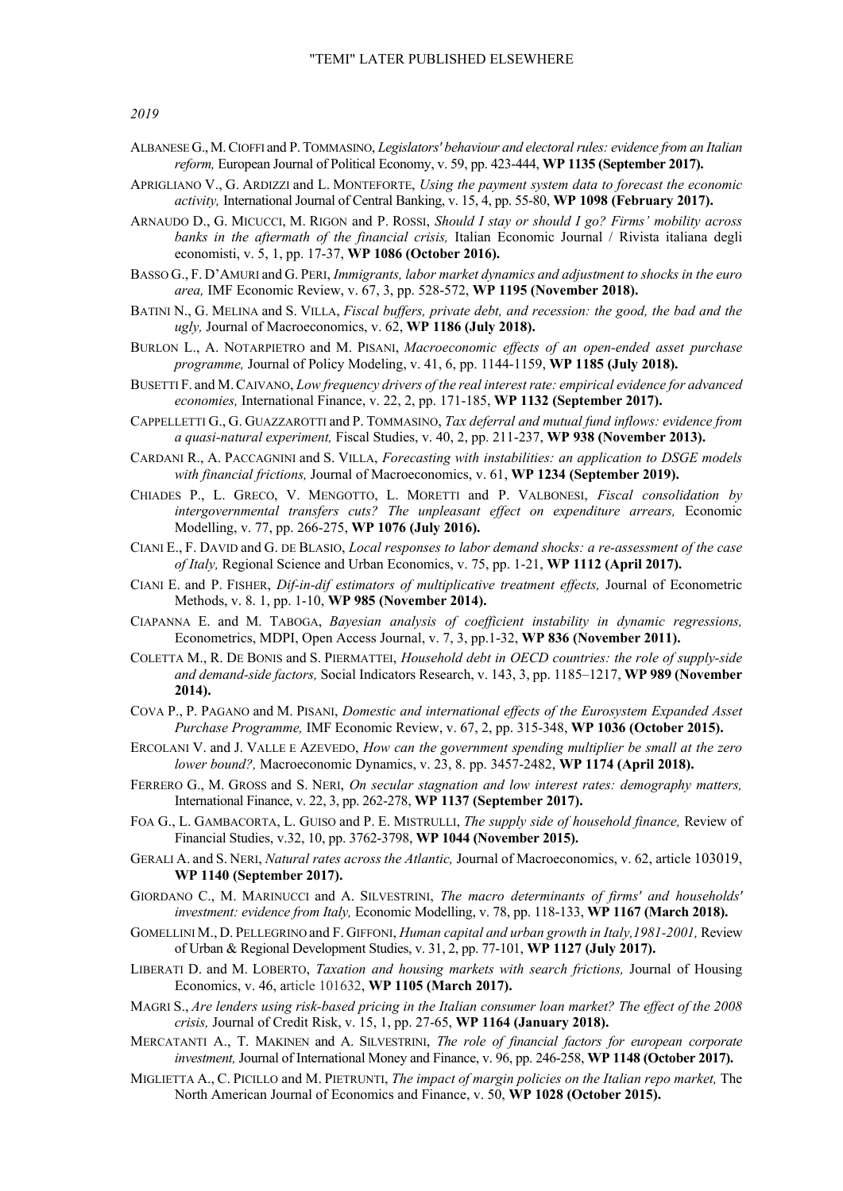# "TEMI" LATER PUBLISHED ELSEWHERE

*2019*

ALBANESE G., M. CIOFFI and P. TOMMASINO, *Legislators' behaviour and electoral rules: evidence from an Italian reform,* European Journal of Political Economy, v. 59, pp. 423-444, **WP 1135 (September 2017).**

APRIGLIANO V., G. ARDIZZI and L. MONTEFORTE, *Using the payment system data to forecast the economic activity,* International Journal of Central Banking, v. 15, 4, pp. 55-80, **WP 1098 (February 2017).**

ARNAUDO D., G. MICUCCI, M. RIGON and P. ROSSI, *Should I stay or should I go? Firms' mobility across banks in the aftermath of the financial crisis,* Italian Economic Journal / Rivista italiana degli economisti, v. 5, 1, pp. 17-37, **WP 1086 (October 2016).**

BASSO G., F. D'AMURI and G. PERI, *Immigrants, labor market dynamics and adjustment to shocks in the euro area,* IMF Economic Review, v. 67, 3, pp. 528-572, **WP 1195 (November 2018).**

BATINI N., G. MELINA and S. VILLA, *Fiscal buffers, private debt, and recession: the good, the bad and the ugly,* Journal of Macroeconomics, v. 62, **WP 1186 (July 2018).**

BURLON L., A. NOTARPIETRO and M. PISANI, *Macroeconomic effects of an open-ended asset purchase programme,* Journal of Policy Modeling, v. 41, 6, pp. 1144-1159, **WP 1185 (July 2018).**

BUSETTI F. and M. CAIVANO, *Low frequency drivers of the real interest rate: empirical evidence for advanced economies,* International Finance, v. 22, 2, pp. 171-185, **WP 1132 (September 2017).**

CAPPELLETTI G., G. GUAZZAROTTI and P. TOMMASINO, *Tax deferral and mutual fund inflows: evidence from a quasi-natural experiment,* Fiscal Studies, v. 40, 2, pp. 211-237, **WP 938 (November 2013).**

CARDANI R., A. PACCAGNINI and S. VILLA, *Forecasting with instabilities: an application to DSGE models with financial frictions,* Journal of Macroeconomics, v. 61, **WP 1234 (September 2019).**

CHIADES P., L. GRECO, V. MENGOTTO, L. MORETTI and P. VALBONESI, *Fiscal consolidation by intergovernmental transfers cuts? The unpleasant effect on expenditure arrears,* Economic Modelling, v. 77, pp. 266-275, **WP 1076 (July 2016).**

CIANI E., F. DAVID and G. DE BLASIO, *Local responses to labor demand shocks: a re-assessment of the case of Italy,* Regional Science and Urban Economics, v. 75, pp. 1-21, **WP 1112 (April 2017).**

CIANI E. and P. FISHER, *Dif-in-dif estimators of multiplicative treatment effects,* Journal of Econometric Methods, v. 8. 1, pp. 1-10, **WP 985 (November 2014).**

CIAPANNA E. and M. TABOGA, *Bayesian analysis of coefficient instability in dynamic regressions,* Econometrics, MDPI, Open Access Journal, v. 7, 3, pp.1-32, **WP 836 (November 2011).**

COLETTA M., R. DE BONIS and S. PIERMATTEI, *Household debt in OECD countries: the role of supply-side and demand-side factors,* Social Indicators Research, v. 143, 3, pp. 1185–1217, **WP 989 (November 2014).**

COVA P., P. PAGANO and M. PISANI, *Domestic and international effects of the Eurosystem Expanded Asset Purchase Programme,* IMF Economic Review, v. 67, 2, pp. 315-348, **WP 1036 (October 2015).**

ERCOLANI V. and J. VALLE E AZEVEDO, *How can the government spending multiplier be small at the zero lower bound?,* Macroeconomic Dynamics, v. 23, 8. pp. 3457-2482, **WP 1174 (April 2018).**

FERRERO G., M. GROSS and S. NERI, *On secular stagnation and low interest rates: demography matters,* International Finance, v. 22, 3, pp. 262-278, **WP 1137 (September 2017).**

FOA G., L. GAMBACORTA, L. GUISO and P. E. MISTRULLI, *The supply side of household finance,* Review of Financial Studies, v.32, 10, pp. 3762-3798, **WP 1044 (November 2015).**

GERALI A. and S. NERI, *Natural rates across the Atlantic,* Journal of Macroeconomics, v. 62, article 103019, **WP 1140 (September 2017).**

GIORDANO C., M. MARINUCCI and A. SILVESTRINI, *The macro determinants of firms' and households' investment: evidence from Italy,* Economic Modelling, v. 78, pp. 118-133, **WP 1167 (March 2018).**

GOMELLINI M., D. PELLEGRINO and F. GIFFONI, *Human capital and urban growth in Italy,1981-2001,* Review of Urban & Regional Development Studies, v. 31, 2, pp. 77-101, **WP 1127 (July 2017).**

LIBERATI D. and M. LOBERTO, *Taxation and housing markets with search frictions,* Journal of Housing Economics, v. 46, article 101632, **WP 1105 (March 2017).**

MAGRI S., *Are lenders using risk-based pricing in the Italian consumer loan market? The effect of the 2008 crisis,* Journal of Credit Risk, v. 15, 1, pp. 27-65, **WP 1164 (January 2018).**

MERCATANTI A., T. MAKINEN and A. SILVESTRINI, *The role of financial factors for european corporate investment,* Journal of International Money and Finance, v. 96, pp. 246-258, **WP 1148 (October 2017).**

MIGLIETTA A., C. PICILLO and M. PIETRUNTI, *The impact of margin policies on the Italian repo market,* The North American Journal of Economics and Finance, v. 50, **WP 1028 (October 2015).**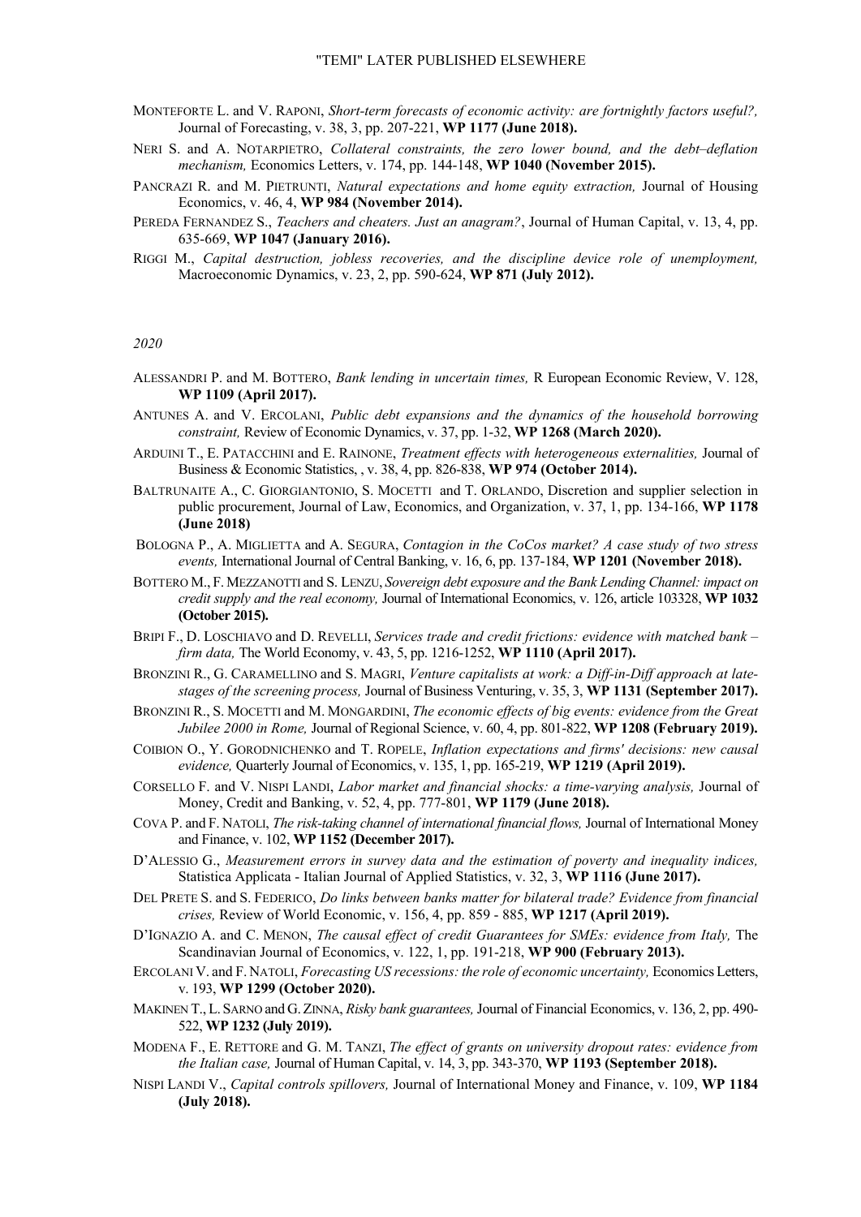MONTEFORTE L. and V. RAPONI, *Short-term forecasts of economic activity: are fortnightly factors useful?,* Journal of Forecasting, v. 38, 3, pp. 207-221, **WP 1177 (June 2018).**

NERI S. and A. NOTARPIETRO, *Collateral constraints, the zero lower bound, and the debt–deflation mechanism,* Economics Letters, v. 174, pp. 144-148, **WP 1040 (November 2015).**

PANCRAZI R. and M. PIETRUNTI, *Natural expectations and home equity extraction,* Journal of Housing Economics, v. 46, 4, **WP 984 (November 2014).**

PEREDA FERNANDEZ S., *Teachers and cheaters. Just an anagram?*, Journal of Human Capital, v. 13, 4, pp. 635-669, **WP 1047 (January 2016).**

RIGGI M., *Capital destruction, jobless recoveries, and the discipline device role of unemployment,* Macroeconomic Dynamics, v. 23, 2, pp. 590-624, **WP 871 (July 2012).**

*2020*

ALESSANDRI P. and M. BOTTERO, *Bank lending in uncertain times,* R European Economic Review, V. 128, **WP 1109 (April 2017).**

ANTUNES A. and V. ERCOLANI, *Public debt expansions and the dynamics of the household borrowing constraint,* Review of Economic Dynamics, v. 37, pp. 1-32, **WP 1268 (March 2020).**

ARDUINI T., E. PATACCHINI and E. RAINONE, *Treatment effects with heterogeneous externalities,* Journal of Business & Economic Statistics, , v. 38, 4, pp. 826-838, **WP 974 (October 2014).**

BALTRUNAITE A., C. GIORGIANTONIO, S. MOCETTI and T. ORLANDO, Discretion and supplier selection in public procurement, Journal of Law, Economics, and Organization, v. 37, 1, pp. 134-166, **WP 1178 (June 2018)**

BOLOGNA P., A. MIGLIETTA and A. SEGURA, *Contagion in the CoCos market? A case study of two stress events,* International Journal of Central Banking, v. 16, 6, pp. 137-184, **WP 1201 (November 2018).**

BOTTERO M., F. MEZZANOTTI and S. LENZU, *Sovereign debt exposure and the Bank Lending Channel: impact on credit supply and the real economy,* Journal of International Economics, v. 126, article 103328, **WP 1032 (October 2015).**

BRIPI F., D. LOSCHIAVO and D. REVELLI, *Services trade and credit frictions: evidence with matched bank – firm data,* The World Economy, v. 43, 5, pp. 1216-1252, **WP 1110 (April 2017).**

BRONZINI R., G. CARAMELLINO and S. MAGRI, *Venture capitalists at work: a Diff-in-Diff approach at late-stages of the screening process,* Journal of Business Venturing, v. 35, 3, **WP 1131 (September 2017).**

BRONZINI R., S. MOCETTI and M. MONGARDINI, *The economic effects of big events: evidence from the Great Jubilee 2000 in Rome,* Journal of Regional Science, v. 60, 4, pp. 801-822, **WP 1208 (February 2019).**

COIBION O., Y. GORODNICHENKO and T. ROPELE, *Inflation expectations and firms' decisions: new causal evidence,* Quarterly Journal of Economics, v. 135, 1, pp. 165-219, **WP 1219 (April 2019).**

CORSELLO F. and V. NISPI LANDI, *Labor market and financial shocks: a time-varying analysis,* Journal of Money, Credit and Banking, v. 52, 4, pp. 777-801, **WP 1179 (June 2018).**

COVA P. and F. NATOLI, *The risk-taking channel of international financial flows,* Journal of International Money and Finance, v. 102, **WP 1152 (December 2017).**

D'ALESSIO G., *Measurement errors in survey data and the estimation of poverty and inequality indices,* Statistica Applicata - Italian Journal of Applied Statistics, v. 32, 3, **WP 1116 (June 2017).**

DEL PRETE S. and S. FEDERICO, *Do links between banks matter for bilateral trade? Evidence from financial crises,* Review of World Economic, v. 156, 4, pp. 859 - 885, **WP 1217 (April 2019).**

D'IGNAZIO A. and C. MENON, *The causal effect of credit Guarantees for SMEs: evidence from Italy,* The Scandinavian Journal of Economics, v. 122, 1, pp. 191-218, **WP 900 (February 2013).**

ERCOLANI V. and F. NATOLI, *Forecasting US recessions: the role of economic uncertainty,* Economics Letters, v. 193, **WP 1299 (October 2020).**

MAKINEN T., L. SARNO and G. ZINNA, *Risky bank guarantees,* Journal of Financial Economics, v. 136, 2, pp. 490-522, **WP 1232 (July 2019).**

MODENA F., E. RETTORE and G. M. TANZI, *The effect of grants on university dropout rates: evidence from the Italian case,* Journal of Human Capital, v. 14, 3, pp. 343-370, **WP 1193 (September 2018).**

NISPI LANDI V., *Capital controls spillovers,* Journal of International Money and Finance, v. 109, **WP 1184 (July 2018).**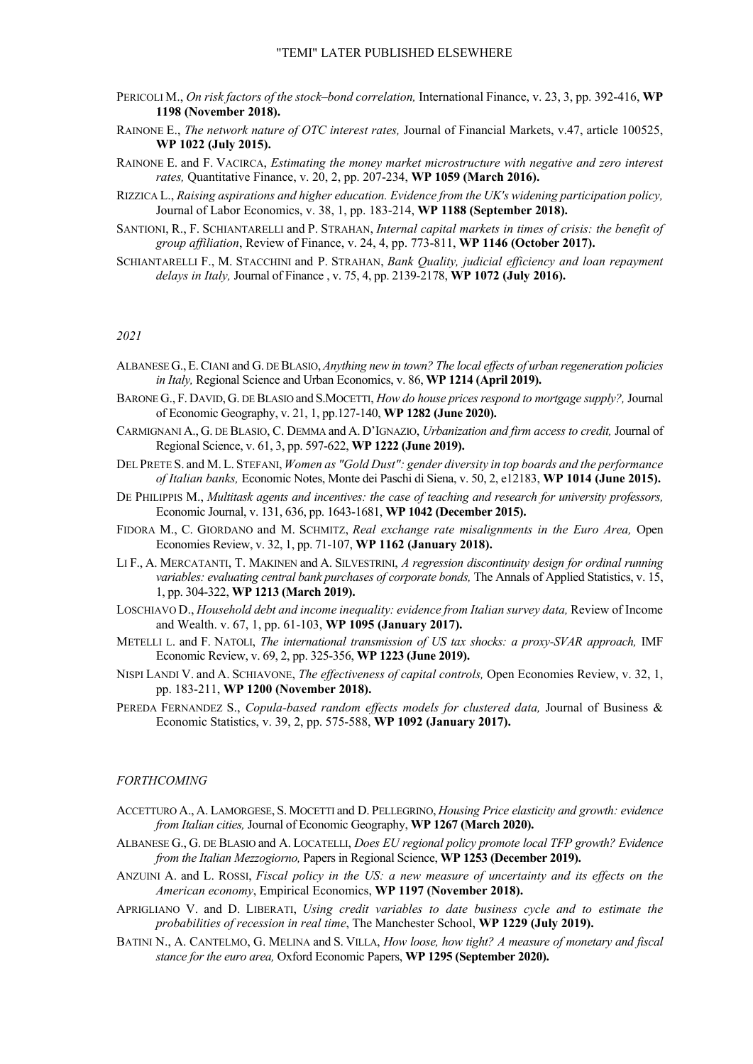PERICOLI M., *On risk factors of the stock–bond correlation,* International Finance, v. 23, 3, pp. 392-416, **WP 1198 (November 2018).**

RAINONE E., *The network nature of OTC interest rates,* Journal of Financial Markets, v.47, article 100525, **WP 1022 (July 2015).**

RAINONE E. and F. VACIRCA, *Estimating the money market microstructure with negative and zero interest rates,* Quantitative Finance, v. 20, 2, pp. 207-234, **WP 1059 (March 2016).**

RIZZICA L., *Raising aspirations and higher education. Evidence from the UK's widening participation policy,* Journal of Labor Economics, v. 38, 1, pp. 183-214, **WP 1188 (September 2018).**

SANTIONI, R., F. SCHIANTARELLI and P. STRAHAN, *Internal capital markets in times of crisis: the benefit of group affiliation*, Review of Finance, v. 24, 4, pp. 773-811, **WP 1146 (October 2017).**

SCHIANTARELLI F., M. STACCHINI and P. STRAHAN, *Bank Quality, judicial efficiency and loan repayment delays in Italy,* Journal of Finance , v. 75, 4, pp. 2139-2178, **WP 1072 (July 2016).**

*2021*

ALBANESE G., E. CIANI and G. DE BLASIO, *Anything new in town? The local effects of urban regeneration policies in Italy,* Regional Science and Urban Economics, v. 86, **WP 1214 (April 2019).**

BARONE G., F. DAVID, G. DE BLASIO and S.MOCETTI, *How do house prices respond to mortgage supply?,* Journal of Economic Geography, v. 21, 1, pp.127-140, **WP 1282 (June 2020).**

CARMIGNANI A., G. DE BLASIO, C. DEMMA and A. D'IGNAZIO, *Urbanization and firm access to credit,* Journal of Regional Science, v. 61, 3, pp. 597-622, **WP 1222 (June 2019).**

DEL PRETE S. and M. L. STEFANI, *Women as "Gold Dust": gender diversity in top boards and the performance of Italian banks,* Economic Notes, Monte dei Paschi di Siena, v. 50, 2, e12183, **WP 1014 (June 2015).**

DE PHILIPPIS M., *Multitask agents and incentives: the case of teaching and research for university professors,* Economic Journal, v. 131, 636, pp. 1643-1681, **WP 1042 (December 2015).**

FIDORA M., C. GIORDANO and M. SCHMITZ, *Real exchange rate misalignments in the Euro Area,* Open Economies Review, v. 32, 1, pp. 71-107, **WP 1162 (January 2018).**

LI F., A. MERCATANTI, T. MAKINEN and A. SILVESTRINI, *A regression discontinuity design for ordinal running variables: evaluating central bank purchases of corporate bonds,* The Annals of Applied Statistics, v. 15, 1, pp. 304-322, **WP 1213 (March 2019).**

LOSCHIAVO D., *Household debt and income inequality: evidence from Italian survey data,* Review of Income and Wealth. v. 67, 1, pp. 61-103, **WP 1095 (January 2017).**

METELLI L. and F. NATOLI, *The international transmission of US tax shocks: a proxy-SVAR approach,* IMF Economic Review, v. 69, 2, pp. 325-356, **WP 1223 (June 2019).**

NISPI LANDI V. and A. SCHIAVONE, *The effectiveness of capital controls,* Open Economies Review, v. 32, 1, pp. 183-211, **WP 1200 (November 2018).**

PEREDA FERNANDEZ S., *Copula-based random effects models for clustered data,* Journal of Business & Economic Statistics, v. 39, 2, pp. 575-588, **WP 1092 (January 2017).**

*FORTHCOMING*

ACCETTURO A., A. LAMORGESE, S. MOCETTI and D. PELLEGRINO, *Housing Price elasticity and growth: evidence from Italian cities,* Journal of Economic Geography, **WP 1267 (March 2020).**

ALBANESE G., G. DE BLASIO and A. LOCATELLI, *Does EU regional policy promote local TFP growth? Evidence from the Italian Mezzogiorno,* Papers in Regional Science, **WP 1253 (December 2019).**

ANZUINI A. and L. ROSSI, *Fiscal policy in the US: a new measure of uncertainty and its effects on the American economy*, Empirical Economics, **WP 1197 (November 2018).**

APRIGLIANO V. and D. LIBERATI, *Using credit variables to date business cycle and to estimate the probabilities of recession in real time*, The Manchester School, **WP 1229 (July 2019).**

BATINI N., A. CANTELMO, G. MELINA and S. VILLA, *How loose, how tight? A measure of monetary and fiscal stance for the euro area,* Oxford Economic Papers, **WP 1295 (September 2020).**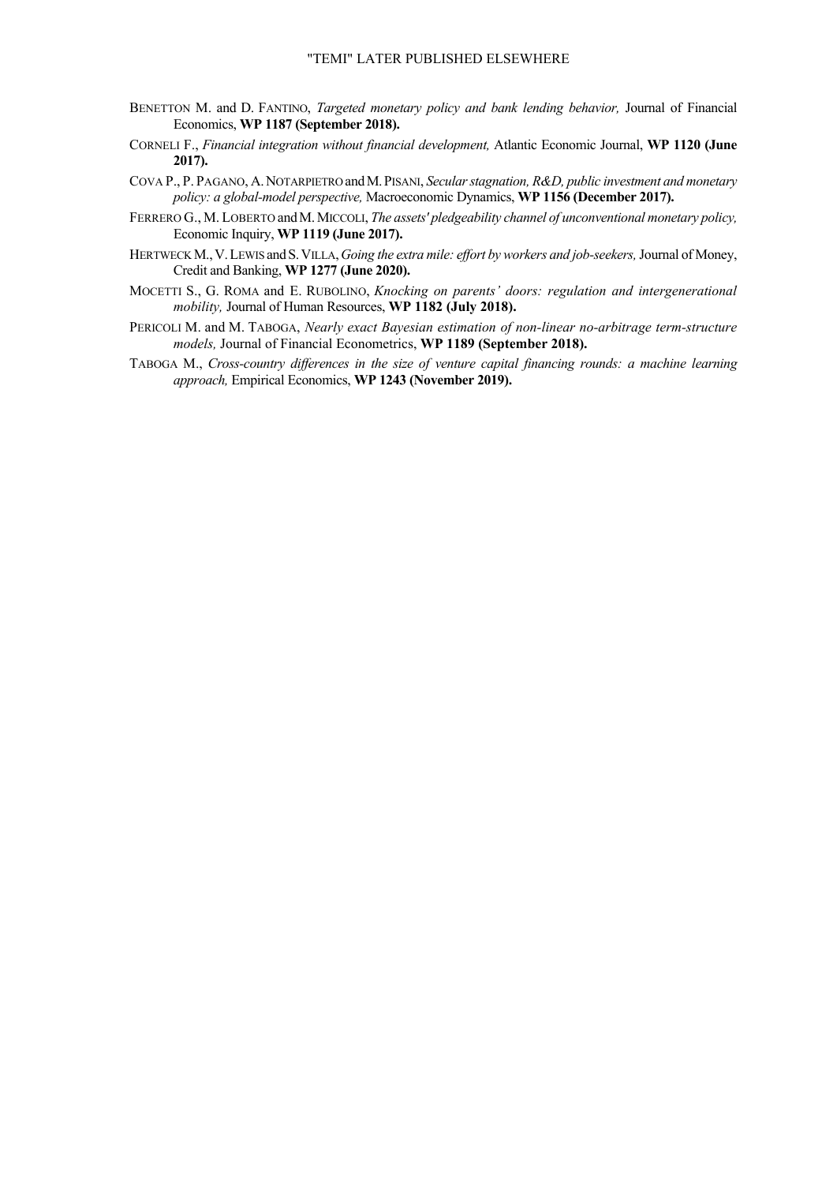"TEMI" LATER PUBLISHED ELSEWHERE

BENETTON M. and D. FANTINO, *Targeted monetary policy and bank lending behavior,* Journal of Financial Economics, **WP 1187 (September 2018).**

CORNELI F., *Financial integration without financial development,* Atlantic Economic Journal, **WP 1120 (June 2017).**

COVA P., P. PAGANO, A. NOTARPIETRO and M. PISANI, *Secular stagnation, R&D, public investment and monetary policy: a global-model perspective,* Macroeconomic Dynamics, **WP 1156 (December 2017).**

FERRERO G., M. LOBERTO and M. MICCOLI, *The assets' pledgeability channel of unconventional monetary policy,* Economic Inquiry, **WP 1119 (June 2017).**

HERTWECK M., V. LEWIS and S. VILLA, *Going the extra mile: effort by workers and job-seekers,* Journal of Money, Credit and Banking, **WP 1277 (June 2020).**

MOCETTI S., G. ROMA and E. RUBOLINO, *Knocking on parents' doors: regulation and intergenerational mobility,* Journal of Human Resources, **WP 1182 (July 2018).**

PERICOLI M. and M. TABOGA, *Nearly exact Bayesian estimation of non-linear no-arbitrage term-structure models,* Journal of Financial Econometrics, **WP 1189 (September 2018).**

TABOGA M., *Cross-country differences in the size of venture capital financing rounds: a machine learning approach,* Empirical Economics, **WP 1243 (November 2019).**